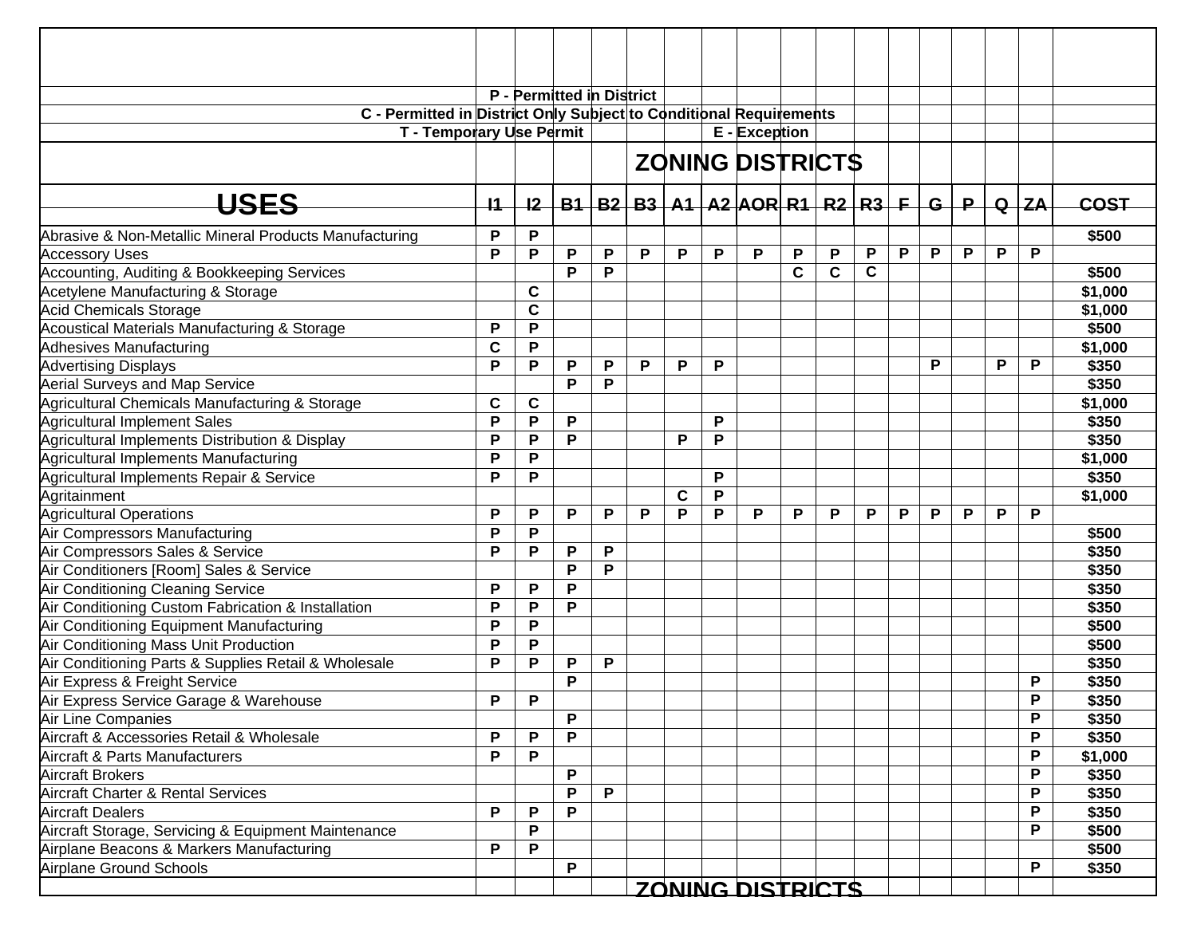P - Permitted in District

C - Permitted in District Only Subject to Conditional Requirements

T - Temporary Use Permit E - Exception

## ZONING DISTRICTS

| USES | I1 | I2 | B1 | B2 | B3 | A1 | A2 | AOR | R1 | R2 | R3 | F | G | P | Q | ZA | COST |
|---|---|---|---|---|---|---|---|---|---|---|---|---|---|---|---|---|---|
| Abrasive & Non-Metallic Mineral Products Manufacturing | P | P | | | | | | | | | | | | | | | $500 |
| Accessory Uses | P | P | P | P | P | P | P | P | P | P | P | P | P | P | P | P | |
| Accounting, Auditing & Bookkeeping Services | | | P | P | | | | | C | C | C | | | | | | $500 |
| Acetylene Manufacturing & Storage | | C | | | | | | | | | | | | | | | $1,000 |
| Acid Chemicals Storage | | C | | | | | | | | | | | | | | | $1,000 |
| Acoustical Materials Manufacturing & Storage | P | P | | | | | | | | | | | | | | | $500 |
| Adhesives Manufacturing | C | P | | | | | | | | | | | | | | | $1,000 |
| Advertising Displays | P | P | P | P | P | P | P | | | | | | P | | P | P | $350 |
| Aerial Surveys and Map Service | | | P | P | | | | | | | | | | | | | $350 |
| Agricultural Chemicals Manufacturing & Storage | C | C | | | | | | | | | | | | | | | $1,000 |
| Agricultural Implement Sales | P | P | P | | | | P | | | | | | | | | | $350 |
| Agricultural Implements Distribution & Display | P | P | P | | | P | P | | | | | | | | | | $350 |
| Agricultural Implements Manufacturing | P | P | | | | | | | | | | | | | | | $1,000 |
| Agricultural Implements Repair & Service | P | P | | | | | P | | | | | | | | | | $350 |
| Agritainment | | | | | | C | P | | | | | | | | | | $1,000 |
| Agricultural Operations | P | P | P | P | P | P | P | P | P | P | P | P | P | P | P | P | |
| Air Compressors Manufacturing | P | P | | | | | | | | | | | | | | | $500 |
| Air Compressors Sales & Service | P | P | P | P | | | | | | | | | | | | | $350 |
| Air Conditioners [Room] Sales & Service | | | P | P | | | | | | | | | | | | | $350 |
| Air Conditioning Cleaning Service | P | P | P | | | | | | | | | | | | | | $350 |
| Air Conditioning Custom Fabrication & Installation | P | P | P | | | | | | | | | | | | | | $350 |
| Air Conditioning Equipment Manufacturing | P | P | | | | | | | | | | | | | | | $500 |
| Air Conditioning Mass Unit Production | P | P | | | | | | | | | | | | | | | $500 |
| Air Conditioning Parts & Supplies Retail & Wholesale | P | P | P | P | | | | | | | | | | | | | $350 |
| Air Express & Freight Service | | | P | | | | | | | | | | | | | P | $350 |
| Air Express Service Garage & Warehouse | P | P | | | | | | | | | | | | | | P | $350 |
| Air Line Companies | | | P | | | | | | | | | | | | | P | $350 |
| Aircraft & Accessories Retail & Wholesale | P | P | P | | | | | | | | | | | | | P | $350 |
| Aircraft & Parts Manufacturers | P | P | | | | | | | | | | | | | | P | $1,000 |
| Aircraft Brokers | | | P | | | | | | | | | | | | | P | $350 |
| Aircraft Charter & Rental Services | | | P | P | | | | | | | | | | | | P | $350 |
| Aircraft Dealers | P | P | P | | | | | | | | | | | | | P | $350 |
| Aircraft Storage, Servicing & Equipment Maintenance | | P | | | | | | | | | | | | | | P | $500 |
| Airplane Beacons & Markers Manufacturing | P | P | | | | | | | | | | | | | | | $500 |
| Airplane Ground Schools | | | P | | | | | | | | | | | | | P | $350 |

## ZONING DISTRICTS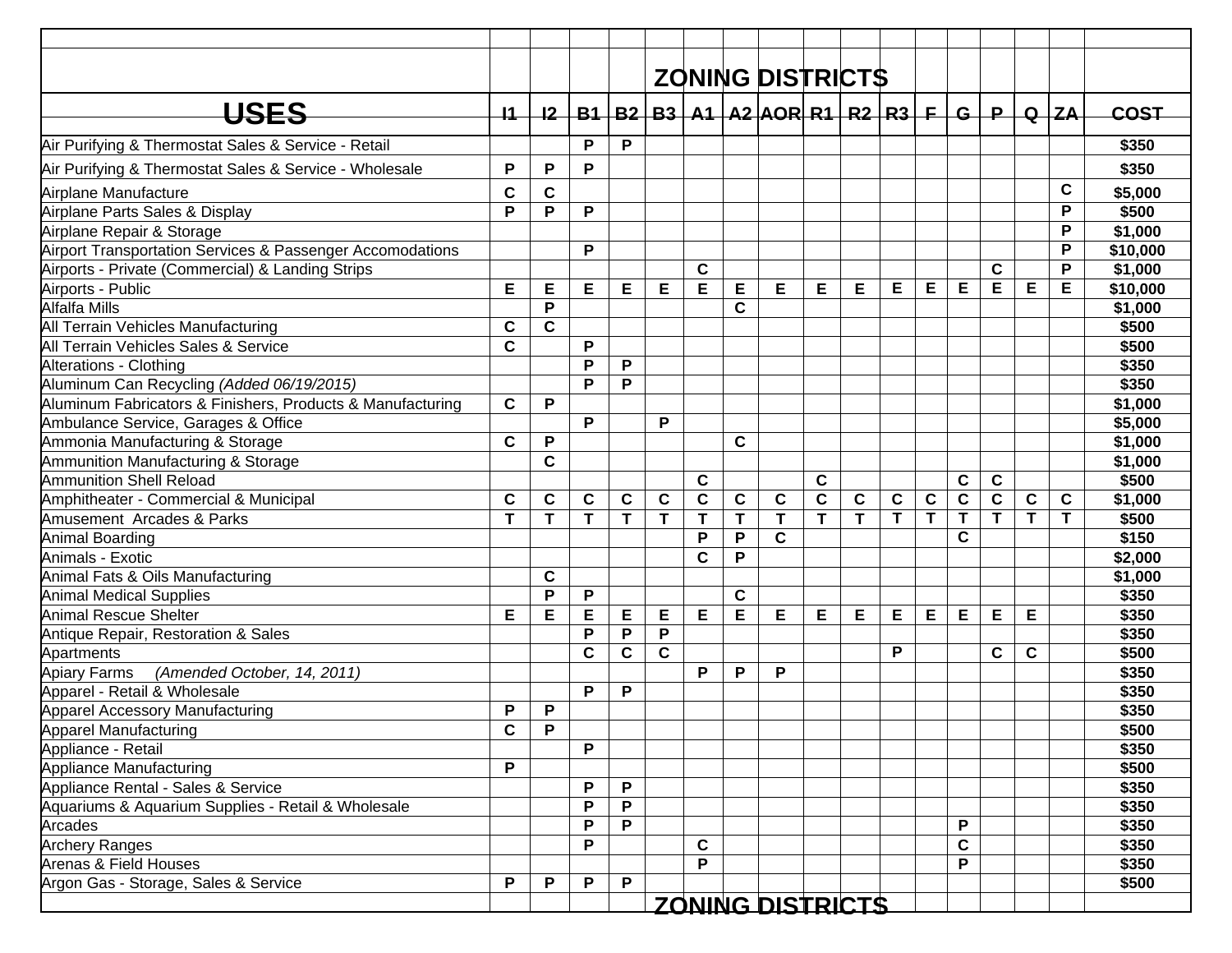| USES | I1 | I2 | B1 | B2 | B3 | A1 | A2 | AOR | R1 | R2 | R3 | F | G | P | Q | ZA | COST |
|---|---|---|---|---|---|---|---|---|---|---|---|---|---|---|---|---|---|
| | | | | | | | | ZONING DISTRICTS | | | | | | | | | |
| Air Purifying & Thermostat Sales & Service - Retail | | | P | P | | | | | | | | | | | | | $350 |
| Air Purifying & Thermostat Sales & Service - Wholesale | P | P | P | | | | | | | | | | | | | | $350 |
| Airplane Manufacture | C | C | | | | | | | | | | | | | | C | $5,000 |
| Airplane Parts Sales & Display | P | P | P | | | | | | | | | | | | | P | $500 |
| Airplane Repair & Storage | | | | | | | | | | | | | | | | P | $1,000 |
| Airport Transportation Services & Passenger Accomodations | | | P | | | | | | | | | | | | | P | $10,000 |
| Airports - Private (Commercial) & Landing Strips | | | | | | C | | | | | | | | C | | P | $1,000 |
| Airports - Public | E | E | E | E | E | E | E | E | E | E | E | E | E | E | E | E | $10,000 |
| Alfalfa Mills | | P | | | | | C | | | | | | | | | | $1,000 |
| All Terrain Vehicles Manufacturing | C | C | | | | | | | | | | | | | | | $500 |
| All Terrain Vehicles Sales & Service | C | | P | | | | | | | | | | | | | | $500 |
| Alterations - Clothing | | | P | P | | | | | | | | | | | | | $350 |
| Aluminum Can Recycling *(Added 06/19/2015)* | | | P | P | | | | | | | | | | | | | $350 |
| Aluminum Fabricators & Finishers, Products & Manufacturing | C | P | | | | | | | | | | | | | | | $1,000 |
| Ambulance Service, Garages & Office | | | P | | P | | | | | | | | | | | | $5,000 |
| Ammonia Manufacturing & Storage | C | P | | | | | C | | | | | | | | | | $1,000 |
| Ammunition Manufacturing & Storage | | C | | | | | | | | | | | | | | | $1,000 |
| Ammunition Shell Reload | | | | | | C | | | C | | | | C | C | | | $500 |
| Amphitheater - Commercial & Municipal | C | C | C | C | C | C | C | C | C | C | C | C | C | C | C | C | $1,000 |
| Amusement Arcades & Parks | T | T | T | T | T | T | T | T | T | T | T | T | T | T | T | T | $500 |
| Animal Boarding | | | | | | P | P | C | | | | | C | | | | $150 |
| Animals - Exotic | | | | | | C | P | | | | | | | | | | $2,000 |
| Animal Fats & Oils Manufacturing | | C | | | | | | | | | | | | | | | $1,000 |
| Animal Medical Supplies | | P | P | | | | C | | | | | | | | | | $350 |
| Animal Rescue Shelter | E | E | E | E | E | E | E | E | E | E | E | E | E | E | E | | $350 |
| Antique Repair, Restoration & Sales | | | P | P | P | | | | | | | | | | | | $350 |
| Apartments | | | C | C | C | | | | | | P | | | C | C | | $500 |
| Apiary Farms *(Amended October, 14, 2011)* | | | | | | P | P | P | | | | | | | | | $350 |
| Apparel - Retail & Wholesale | | | P | P | | | | | | | | | | | | | $350 |
| Apparel Accessory Manufacturing | P | P | | | | | | | | | | | | | | | $350 |
| Apparel Manufacturing | C | P | | | | | | | | | | | | | | | $500 |
| Appliance - Retail | | | P | | | | | | | | | | | | | | $350 |
| Appliance Manufacturing | P | | | | | | | | | | | | | | | | $500 |
| Appliance Rental - Sales & Service | | | P | P | | | | | | | | | | | | | $350 |
| Aquariums & Aquarium Supplies - Retail & Wholesale | | | P | P | | | | | | | | | | | | | $350 |
| Arcades | | | P | P | | | | | | | | | P | | | | $350 |
| Archery Ranges | | | P | | | C | | | | | | | C | | | | $350 |
| Arenas & Field Houses | | | | | | P | | | | | | | P | | | | $350 |
| Argon Gas - Storage, Sales & Service | P | P | P | P | | | | | | | | | | | | | $500 |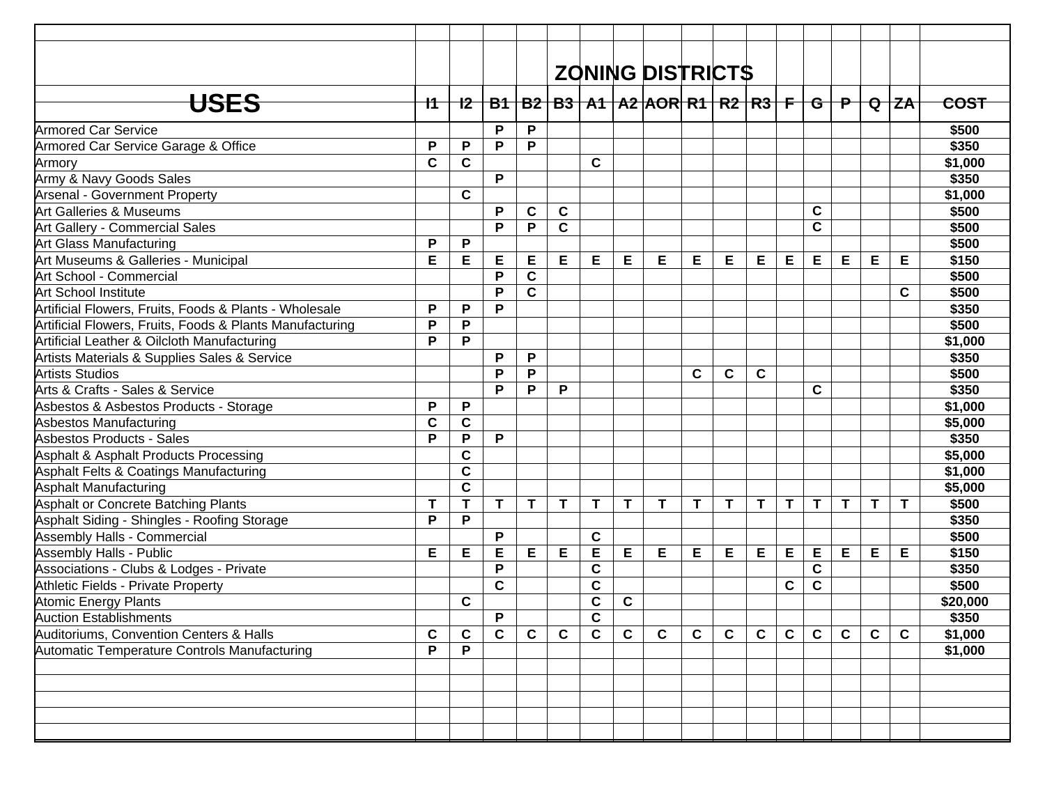| USES | I1 | I2 | B1 | B2 | B3 | A1 | A2 | AOR | R1 | R2 | R3 | F | G | P | Q | ZA | COST |
|---|---|---|---|---|---|---|---|---|---|---|---|---|---|---|---|---|---|
| | | | | | ZONING DISTRICTS | | | | | | | | | | | | |
| Armored Car Service | | | P | P | | | | | | | | | | | | | $500 |
| Armored Car Service Garage & Office | P | P | P | P | | | | | | | | | | | | | $350 |
| Armory | C | C | | | | C | | | | | | | | | | | $1,000 |
| Army & Navy Goods Sales | | | P | | | | | | | | | | | | | | $350 |
| Arsenal - Government Property | | C | | | | | | | | | | | | | | | $1,000 |
| Art Galleries & Museums | | | P | C | C | | | | | | | | C | | | | $500 |
| Art Gallery - Commercial Sales | | | P | P | C | | | | | | | | C | | | | $500 |
| Art Glass Manufacturing | P | P | | | | | | | | | | | | | | | $500 |
| Art Museums & Galleries - Municipal | E | E | E | E | E | E | E | E | E | E | E | E | E | E | E | E | $150 |
| Art School - Commercial | | | P | C | | | | | | | | | | | | | $500 |
| Art School Institute | | | P | C | | | | | | | | | | | | C | $500 |
| Artificial Flowers, Fruits, Foods & Plants - Wholesale | P | P | P | | | | | | | | | | | | | | $350 |
| Artificial Flowers, Fruits, Foods & Plants Manufacturing | P | P | | | | | | | | | | | | | | | $500 |
| Artificial Leather & Oilcloth Manufacturing | P | P | | | | | | | | | | | | | | | $1,000 |
| Artists Materials & Supplies Sales & Service | | | P | P | | | | | | | | | | | | | $350 |
| Artists Studios | | | P | P | | | | | C | C | C | | | | | | $500 |
| Arts & Crafts - Sales & Service | | | P | P | P | | | | | | | | C | | | | $350 |
| Asbestos & Asbestos Products - Storage | P | P | | | | | | | | | | | | | | | $1,000 |
| Asbestos Manufacturing | C | C | | | | | | | | | | | | | | | $5,000 |
| Asbestos Products - Sales | P | P | P | | | | | | | | | | | | | | $350 |
| Asphalt & Asphalt Products Processing | | C | | | | | | | | | | | | | | | $5,000 |
| Asphalt Felts & Coatings Manufacturing | | C | | | | | | | | | | | | | | | $1,000 |
| Asphalt Manufacturing | | C | | | | | | | | | | | | | | | $5,000 |
| Asphalt or Concrete Batching Plants | T | T | T | T | T | T | T | T | T | T | T | T | T | T | T | T | $500 |
| Asphalt Siding - Shingles - Roofing Storage | P | P | | | | | | | | | | | | | | | $350 |
| Assembly Halls - Commercial | | | P | | | C | | | | | | | | | | | $500 |
| Assembly Halls - Public | E | E | E | E | E | E | E | E | E | E | E | E | E | E | E | E | $150 |
| Associations - Clubs & Lodges - Private | | | P | | | C | | | | | | | C | | | | $350 |
| Athletic Fields - Private Property | | | C | | | C | | | | | | C | C | | | | $500 |
| Atomic Energy Plants | | C | | | | C | C | | | | | | | | | | $20,000 |
| Auction Establishments | | | P | | | C | | | | | | | | | | | $350 |
| Auditoriums, Convention Centers & Halls | C | C | C | C | C | C | C | C | C | C | C | C | C | C | C | C | $1,000 |
| Automatic Temperature Controls Manufacturing | P | P | | | | | | | | | | | | | | | $1,000 |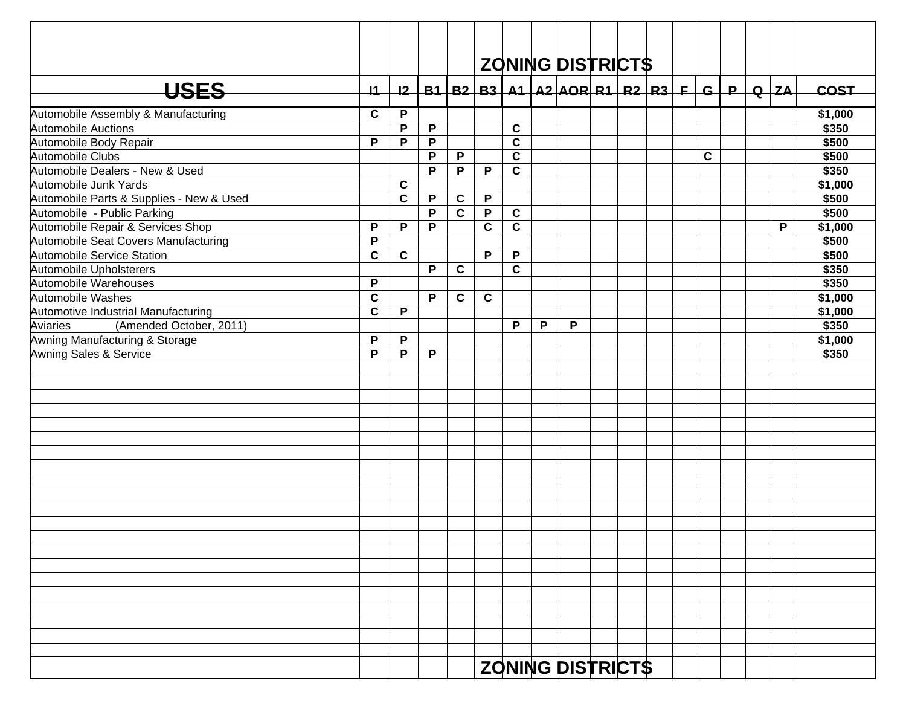| USES | I1 | I2 | B1 | B2 | B3 | A1 | A2 | AOR | R1 | R2 | R3 | F | G | P | Q | ZA | COST |
|---|---|---|---|---|---|---|---|---|---|---|---|---|---|---|---|---|---|
| | | | | | | ZONING DISTRICTS | | | | | | | | | | | |
| Automobile Assembly & Manufacturing | C | P | | | | | | | | | | | | | | | $1,000 |
| Automobile Auctions | | P | P | | | C | | | | | | | | | | | $350 |
| Automobile Body Repair | P | P | P | | | C | | | | | | | | | | | $500 |
| Automobile Clubs | | | P | P | | C | | | | | | | C | | | | $500 |
| Automobile Dealers - New & Used | | | P | P | P | C | | | | | | | | | | | $350 |
| Automobile Junk Yards | | C | | | | | | | | | | | | | | | $1,000 |
| Automobile Parts & Supplies - New & Used | | C | P | C | P | | | | | | | | | | | | $500 |
| Automobile - Public Parking | | | P | C | P | C | | | | | | | | | | | $500 |
| Automobile Repair & Services Shop | P | P | P | | C | C | | | | | | | | | | P | $1,000 |
| Automobile Seat Covers Manufacturing | P | | | | | | | | | | | | | | | | $500 |
| Automobile Service Station | C | C | | | P | P | | | | | | | | | | | $500 |
| Automobile Upholsterers | | | P | C | | C | | | | | | | | | | | $350 |
| Automobile Warehouses | P | | | | | | | | | | | | | | | | $350 |
| Automobile Washes | C | | P | C | C | | | | | | | | | | | | $1,000 |
| Automotive Industrial Manufacturing | C | P | | | | | | | | | | | | | | | $1,000 |
| Aviaries (Amended October, 2011) | | | | | | P | P | P | | | | | | | | | $350 |
| Awning Manufacturing & Storage | P | P | | | | | | | | | | | | | | | $1,000 |
| Awning Sales & Service | P | P | P | | | | | | | | | | | | | | $350 |
| | | | | | | ZONING DISTRICTS | | | | | | | | | | | |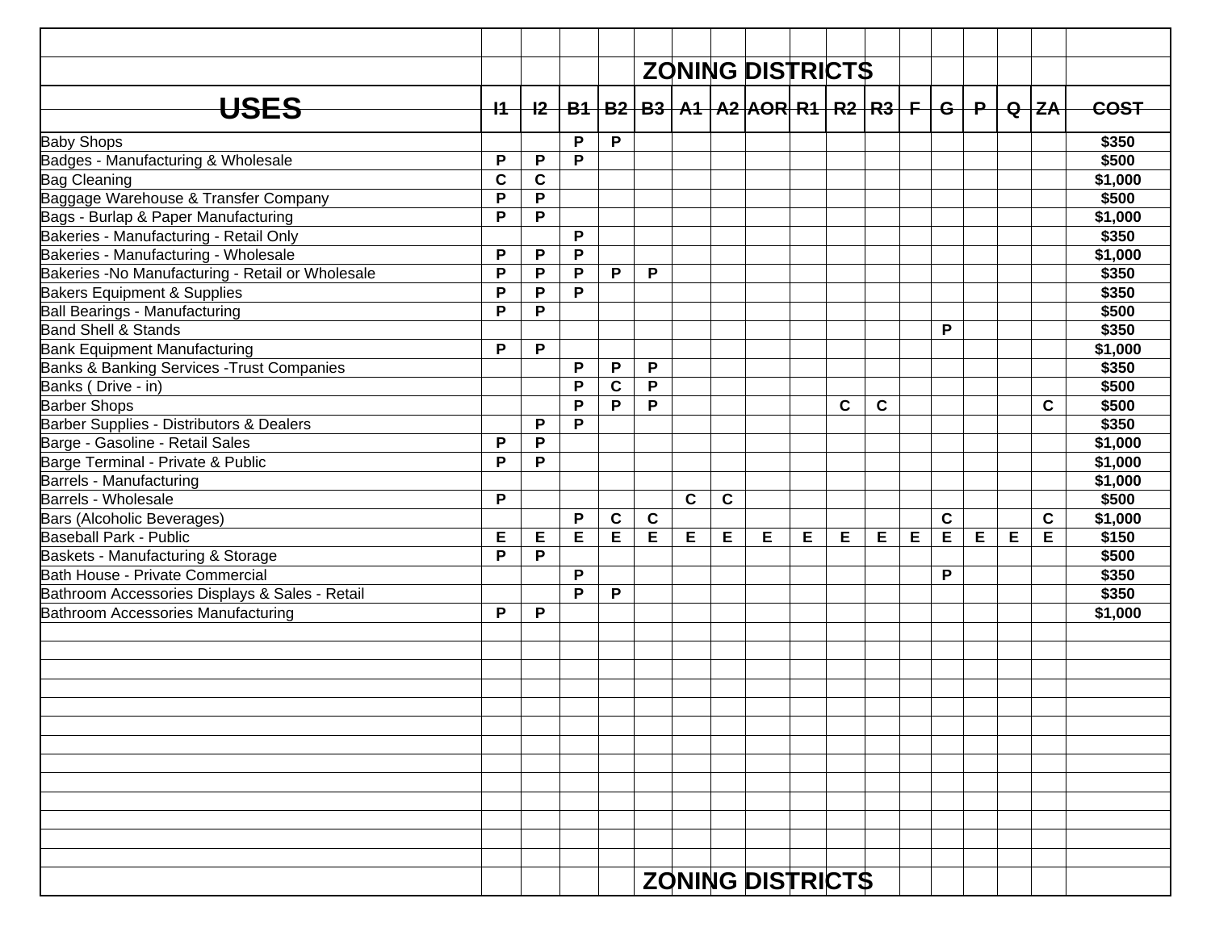| USES | I1 | I2 | B1 | B2 | B3 | A1 | A2 | AOR | R1 | R2 | R3 | F | G | P | Q | ZA | COST |
|---|---|---|---|---|---|---|---|---|---|---|---|---|---|---|---|---|---|
| Baby Shops | | | P | P | | | | | | | | | | | | | $350 |
| Badges - Manufacturing & Wholesale | P | P | P | | | | | | | | | | | | | | $500 |
| Bag Cleaning | C | C | | | | | | | | | | | | | | | $1,000 |
| Baggage Warehouse & Transfer Company | P | P | | | | | | | | | | | | | | | $500 |
| Bags - Burlap & Paper Manufacturing | P | P | | | | | | | | | | | | | | | $1,000 |
| Bakeries - Manufacturing - Retail Only | | | P | | | | | | | | | | | | | | $350 |
| Bakeries - Manufacturing - Wholesale | P | P | P | | | | | | | | | | | | | | $1,000 |
| Bakeries -No Manufacturing - Retail or Wholesale | P | P | P | P | P | | | | | | | | | | | | $350 |
| Bakers Equipment & Supplies | P | P | P | | | | | | | | | | | | | | $350 |
| Ball Bearings - Manufacturing | P | P | | | | | | | | | | | | | | | $500 |
| Band Shell & Stands | | | | | | | | | | | | | P | | | | $350 |
| Bank Equipment Manufacturing | P | P | | | | | | | | | | | | | | | $1,000 |
| Banks & Banking Services -Trust Companies | | | P | P | P | | | | | | | | | | | | $350 |
| Banks ( Drive - in) | | | P | C | P | | | | | | | | | | | | $500 |
| Barber Shops | | | P | P | P | | | | | C | C | | | | | C | $500 |
| Barber Supplies - Distributors & Dealers | | P | P | | | | | | | | | | | | | | $350 |
| Barge - Gasoline - Retail Sales | P | P | | | | | | | | | | | | | | | $1,000 |
| Barge Terminal - Private & Public | P | P | | | | | | | | | | | | | | | $1,000 |
| Barrels - Manufacturing | | | | | | | | | | | | | | | | | $1,000 |
| Barrels - Wholesale | P | | | | | C | C | | | | | | | | | | $500 |
| Bars (Alcoholic Beverages) | | | P | C | C | | | | | | | | C | | | C | $1,000 |
| Baseball Park - Public | E | E | E | E | E | E | E | E | E | E | E | E | E | E | E | E | $150 |
| Baskets - Manufacturing & Storage | P | P | | | | | | | | | | | | | | | $500 |
| Bath House - Private Commercial | | | P | | | | | | | | | | P | | | | $350 |
| Bathroom Accessories Displays & Sales - Retail | | | P | P | | | | | | | | | | | | | $350 |
| Bathroom Accessories Manufacturing | P | P | | | | | | | | | | | | | | | $1,000 |

ZONING DISTRICTS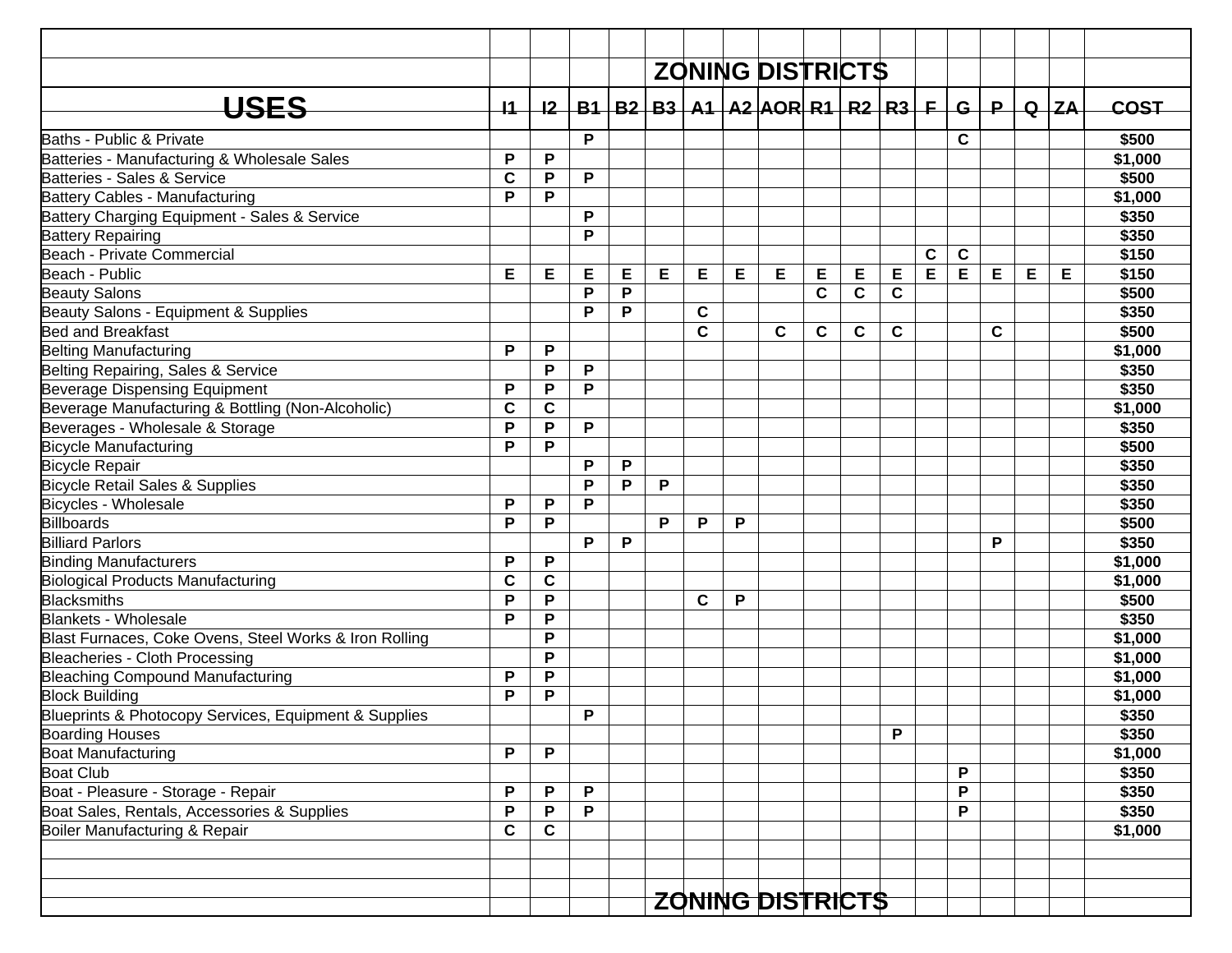| USES | I1 | I2 | B1 | B2 | B3 | A1 | A2 | AOR | R1 | R2 | R3 | F | G | P | Q | ZA | COST |
|---|---|---|---|---|---|---|---|---|---|---|---|---|---|---|---|---|---|
| | | | | | | | | ZONING DISTRICTS | | | | | | | | | |
| Baths - Public & Private | | | P | | | | | | | | | | C | | | | $500 |
| Batteries - Manufacturing & Wholesale Sales | P | P | | | | | | | | | | | | | | | $1,000 |
| Batteries - Sales & Service | C | P | P | | | | | | | | | | | | | | $500 |
| Battery Cables - Manufacturing | P | P | | | | | | | | | | | | | | | $1,000 |
| Battery Charging Equipment - Sales & Service | | | P | | | | | | | | | | | | | | $350 |
| Battery Repairing | | | P | | | | | | | | | | | | | | $350 |
| Beach - Private Commercial | | | | | | | | | | | | C | C | | | | $150 |
| Beach - Public | E | E | E | E | E | E | E | E | E | E | E | E | E | E | E | E | $150 |
| Beauty Salons | | | P | P | | | | | C | C | C | | | | | | $500 |
| Beauty Salons - Equipment & Supplies | | | P | P | | C | | | | | | | | | | | $350 |
| Bed and Breakfast | | | | | | C | | C | C | C | C | | | C | | | $500 |
| Belting Manufacturing | P | P | | | | | | | | | | | | | | | $1,000 |
| Belting Repairing, Sales & Service | | P | P | | | | | | | | | | | | | | $350 |
| Beverage Dispensing Equipment | P | P | P | | | | | | | | | | | | | | $350 |
| Beverage Manufacturing & Bottling (Non-Alcoholic) | C | C | | | | | | | | | | | | | | | $1,000 |
| Beverages - Wholesale & Storage | P | P | P | | | | | | | | | | | | | | $350 |
| Bicycle Manufacturing | P | P | | | | | | | | | | | | | | | $500 |
| Bicycle Repair | | | P | P | | | | | | | | | | | | | $350 |
| Bicycle Retail Sales & Supplies | | | P | P | P | | | | | | | | | | | | $350 |
| Bicycles - Wholesale | P | P | P | | | | | | | | | | | | | | $350 |
| Billboards | P | P | | | P | P | P | | | | | | | | | | $500 |
| Billiard Parlors | | | P | P | | | | | | | | | | P | | | $350 |
| Binding Manufacturers | P | P | | | | | | | | | | | | | | | $1,000 |
| Biological Products Manufacturing | C | C | | | | | | | | | | | | | | | $1,000 |
| Blacksmiths | P | P | | | | C | P | | | | | | | | | | $500 |
| Blankets - Wholesale | P | P | | | | | | | | | | | | | | | $350 |
| Blast Furnaces, Coke Ovens, Steel Works & Iron Rolling | | P | | | | | | | | | | | | | | | $1,000 |
| Bleacheries - Cloth Processing | | P | | | | | | | | | | | | | | | $1,000 |
| Bleaching Compound Manufacturing | P | P | | | | | | | | | | | | | | | $1,000 |
| Block Building | P | P | | | | | | | | | | | | | | | $1,000 |
| Blueprints & Photocopy Services, Equipment & Supplies | | | P | | | | | | | | | | | | | | $350 |
| Boarding Houses | | | | | | | | | | | P | | | | | | $350 |
| Boat Manufacturing | P | P | | | | | | | | | | | | | | | $1,000 |
| Boat Club | | | | | | | | | | | | | P | | | | $350 |
| Boat - Pleasure - Storage - Repair | P | P | P | | | | | | | | | | P | | | | $350 |
| Boat Sales, Rentals, Accessories & Supplies | P | P | P | | | | | | | | | | P | | | | $350 |
| Boiler Manufacturing & Repair | C | C | | | | | | | | | | | | | | | $1,000 |

ZONING DISTRICTS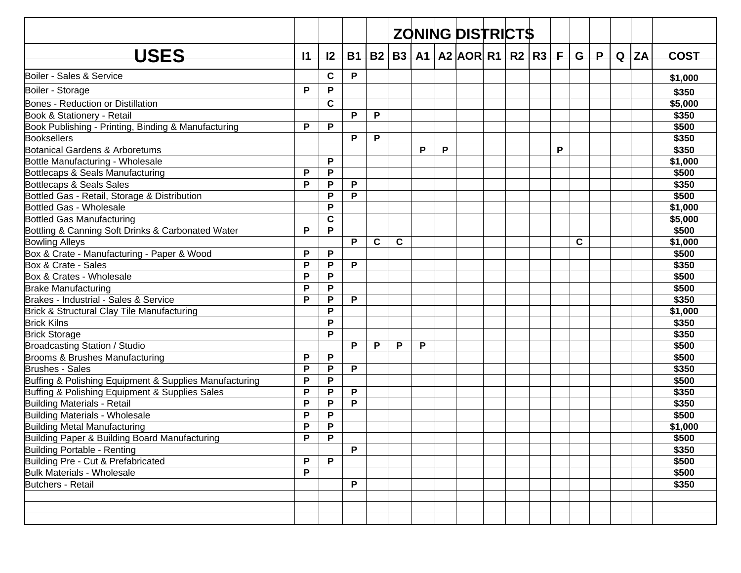| USES | I1 | I2 | B1 | B2 | B3 | A1 | A2 | AOR | R1 | R2 | R3 | F | G | P | Q | ZA | COST |
|---|---|---|---|---|---|---|---|---|---|---|---|---|---|---|---|---|---|
| | ZONING DISTRICTS | | | | | | | | | | | | | | | | |
| Boiler - Sales & Service | | C | P | | | | | | | | | | | | | | $1,000 |
| Boiler - Storage | P | P | | | | | | | | | | | | | | | $350 |
| Bones - Reduction or Distillation | | C | | | | | | | | | | | | | | | $5,000 |
| Book & Stationery - Retail | | | P | P | | | | | | | | | | | | | $350 |
| Book Publishing - Printing, Binding & Manufacturing | P | P | | | | | | | | | | | | | | | $500 |
| Booksellers | | | P | P | | | | | | | | | | | | | $350 |
| Botanical Gardens & Arboretums | | | | | | P | P | | | | | P | | | | | $350 |
| Bottle Manufacturing - Wholesale | | P | | | | | | | | | | | | | | | $1,000 |
| Bottlecaps & Seals Manufacturing | P | P | | | | | | | | | | | | | | | $500 |
| Bottlecaps & Seals Sales | P | P | P | | | | | | | | | | | | | | $350 |
| Bottled Gas - Retail, Storage & Distribution | | P | P | | | | | | | | | | | | | | $500 |
| Bottled Gas - Wholesale | | P | | | | | | | | | | | | | | | $1,000 |
| Bottled Gas Manufacturing | | C | | | | | | | | | | | | | | | $5,000 |
| Bottling & Canning Soft Drinks & Carbonated Water | P | P | | | | | | | | | | | | | | | $500 |
| Bowling Alleys | | | P | C | C | | | | | | | | C | | | | $1,000 |
| Box & Crate - Manufacturing - Paper & Wood | P | P | | | | | | | | | | | | | | | $500 |
| Box & Crate - Sales | P | P | P | | | | | | | | | | | | | | $350 |
| Box & Crates - Wholesale | P | P | | | | | | | | | | | | | | | $500 |
| Brake Manufacturing | P | P | | | | | | | | | | | | | | | $500 |
| Brakes - Industrial - Sales & Service | P | P | P | | | | | | | | | | | | | | $350 |
| Brick & Structural Clay Tile Manufacturing | | P | | | | | | | | | | | | | | | $1,000 |
| Brick Kilns | | P | | | | | | | | | | | | | | | $350 |
| Brick Storage | | P | | | | | | | | | | | | | | | $350 |
| Broadcasting Station / Studio | | | P | P | P | P | | | | | | | | | | | $500 |
| Brooms & Brushes Manufacturing | P | P | | | | | | | | | | | | | | | $500 |
| Brushes - Sales | P | P | P | | | | | | | | | | | | | | $350 |
| Buffing & Polishing Equipment & Supplies Manufacturing | P | P | | | | | | | | | | | | | | | $500 |
| Buffing & Polishing Equipment & Supplies Sales | P | P | P | | | | | | | | | | | | | | $350 |
| Building Materials - Retail | P | P | P | | | | | | | | | | | | | | $350 |
| Building Materials - Wholesale | P | P | | | | | | | | | | | | | | | $500 |
| Building Metal Manufacturing | P | P | | | | | | | | | | | | | | | $1,000 |
| Building Paper & Building Board Manufacturing | P | P | | | | | | | | | | | | | | | $500 |
| Building Portable - Renting | | | P | | | | | | | | | | | | | | $350 |
| Building Pre - Cut & Prefabricated | P | P | | | | | | | | | | | | | | | $500 |
| Bulk Materials - Wholesale | P | | | | | | | | | | | | | | | | $500 |
| Butchers - Retail | | | P | | | | | | | | | | | | | | $350 |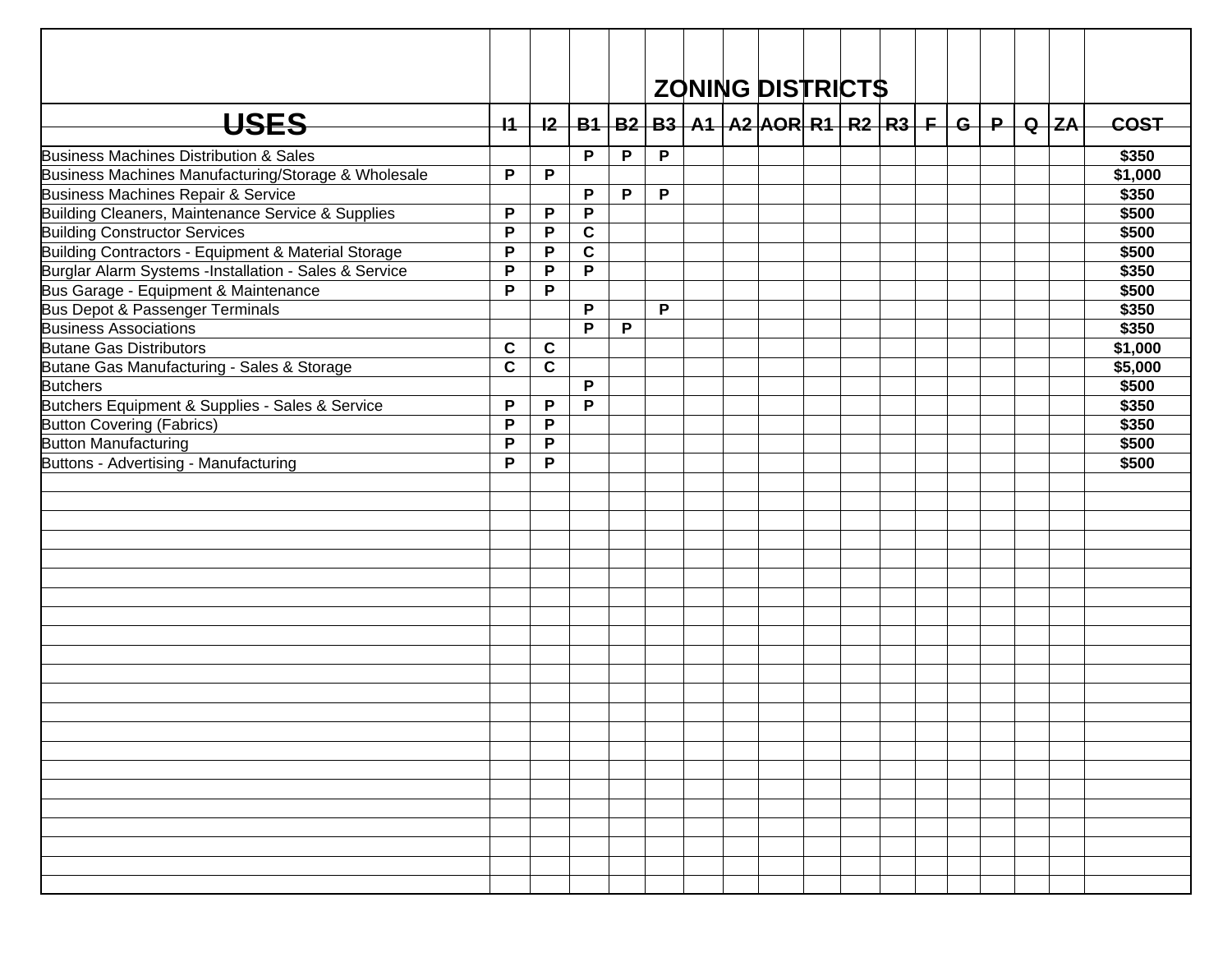| USES | I1 | I2 | B1 | B2 | B3 | A1 | A2 | AOR | R1 | R2 | R3 | F | G | P | Q | ZA | COST |
|---|---|---|---|---|---|---|---|---|---|---|---|---|---|---|---|---|---|
| Business Machines Distribution & Sales | | | P | P | P | | | | | | | | | | | | $350 |
| Business Machines Manufacturing/Storage & Wholesale | P | P | | | | | | | | | | | | | | | $1,000 |
| Business Machines Repair & Service | | | P | P | P | | | | | | | | | | | | $350 |
| Building Cleaners, Maintenance Service & Supplies | P | P | P | | | | | | | | | | | | | | $500 |
| Building Constructor Services | P | P | C | | | | | | | | | | | | | | $500 |
| Building Contractors - Equipment & Material Storage | P | P | C | | | | | | | | | | | | | | $500 |
| Burglar Alarm Systems -Installation - Sales & Service | P | P | P | | | | | | | | | | | | | | $350 |
| Bus Garage - Equipment & Maintenance | P | P | | | | | | | | | | | | | | | $500 |
| Bus Depot & Passenger Terminals | | | P | | P | | | | | | | | | | | | $350 |
| Business Associations | | | P | P | | | | | | | | | | | | | $350 |
| Butane Gas Distributors | C | C | | | | | | | | | | | | | | | $1,000 |
| Butane Gas Manufacturing - Sales & Storage | C | C | | | | | | | | | | | | | | | $5,000 |
| Butchers | | | P | | | | | | | | | | | | | | $500 |
| Butchers Equipment & Supplies - Sales & Service | P | P | P | | | | | | | | | | | | | | $350 |
| Button Covering (Fabrics) | P | P | | | | | | | | | | | | | | | $350 |
| Button Manufacturing | P | P | | | | | | | | | | | | | | | $500 |
| Buttons - Advertising - Manufacturing | P | P | | | | | | | | | | | | | | | $500 |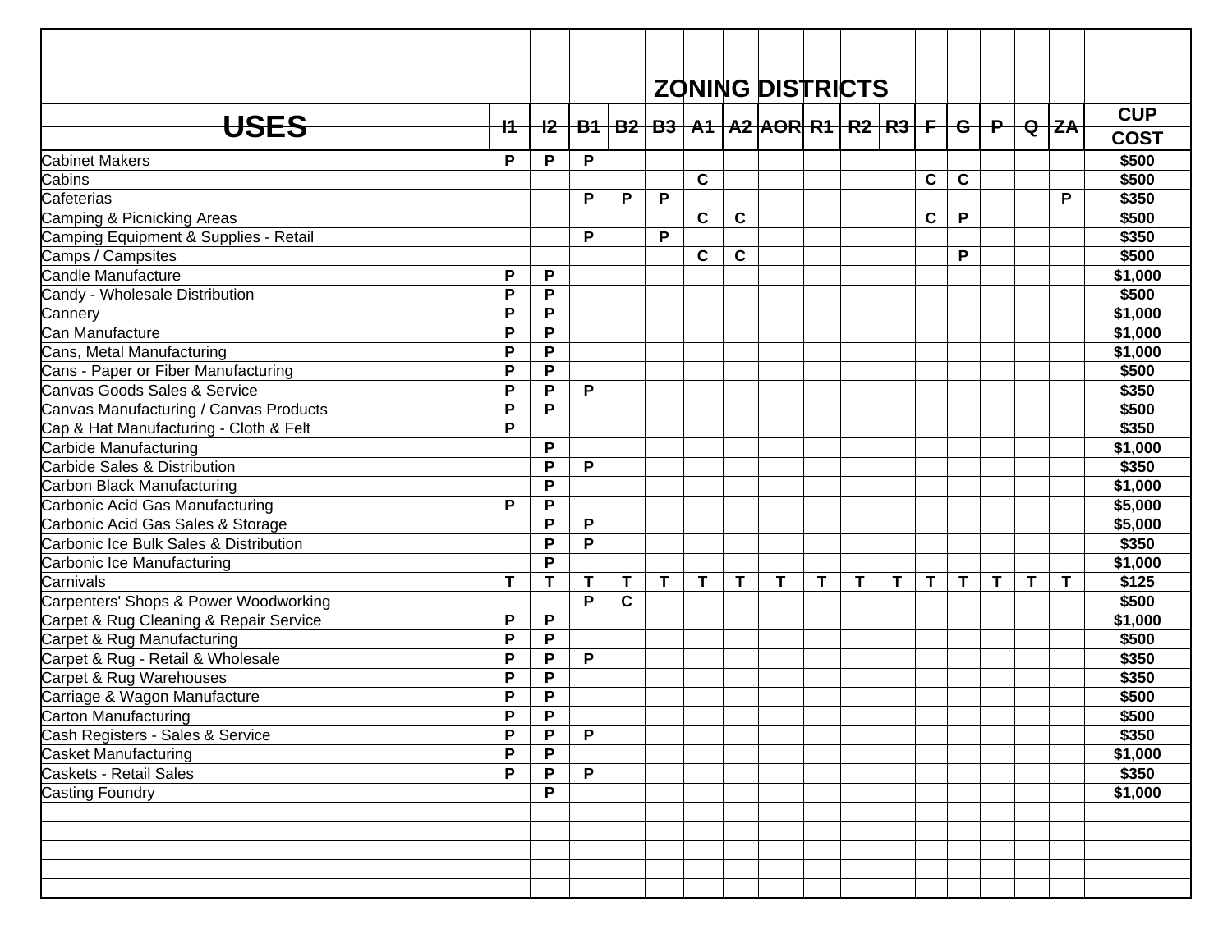| USES | I1 | I2 | B1 | B2 | B3 | A1 | A2 | AOR | R1 | R2 | R3 | F | G | P | Q | ZA | CUP COST |
|---|---|---|---|---|---|---|---|---|---|---|---|---|---|---|---|---|---|
| | | | | | | | ZONING DISTRICTS | | | | | | | | | | |
| Cabinet Makers | P | P | P | | | | | | | | | | | | | | $500 |
| Cabins | | | | | | C | | | | | | C | C | | | | $500 |
| Cafeterias | | | P | P | P | | | | | | | | | | | P | $350 |
| Camping & Picnicking Areas | | | | | | C | C | | | | | C | P | | | | $500 |
| Camping Equipment & Supplies - Retail | | | P | | P | | | | | | | | | | | | $350 |
| Camps / Campsites | | | | | | C | C | | | | | | P | | | | $500 |
| Candle Manufacture | P | P | | | | | | | | | | | | | | | $1,000 |
| Candy - Wholesale Distribution | P | P | | | | | | | | | | | | | | | $500 |
| Cannery | P | P | | | | | | | | | | | | | | | $1,000 |
| Can Manufacture | P | P | | | | | | | | | | | | | | | $1,000 |
| Cans, Metal Manufacturing | P | P | | | | | | | | | | | | | | | $1,000 |
| Cans - Paper or Fiber Manufacturing | P | P | | | | | | | | | | | | | | | $500 |
| Canvas Goods Sales & Service | P | P | P | | | | | | | | | | | | | | $350 |
| Canvas Manufacturing / Canvas Products | P | P | | | | | | | | | | | | | | | $500 |
| Cap & Hat Manufacturing - Cloth & Felt | P | | | | | | | | | | | | | | | | $350 |
| Carbide Manufacturing | | P | | | | | | | | | | | | | | | $1,000 |
| Carbide Sales & Distribution | | P | P | | | | | | | | | | | | | | $350 |
| Carbon Black Manufacturing | | P | | | | | | | | | | | | | | | $1,000 |
| Carbonic Acid Gas Manufacturing | P | P | | | | | | | | | | | | | | | $5,000 |
| Carbonic Acid Gas Sales & Storage | | P | P | | | | | | | | | | | | | | $5,000 |
| Carbonic Ice Bulk Sales & Distribution | | P | P | | | | | | | | | | | | | | $350 |
| Carbonic Ice Manufacturing | | P | | | | | | | | | | | | | | | $1,000 |
| Carnivals | T | T | T | T | T | T | T | T | T | T | T | T | T | T | T | T | $125 |
| Carpenters' Shops & Power Woodworking | | | P | C | | | | | | | | | | | | | $500 |
| Carpet & Rug Cleaning & Repair Service | P | P | | | | | | | | | | | | | | | $1,000 |
| Carpet & Rug Manufacturing | P | P | | | | | | | | | | | | | | | $500 |
| Carpet & Rug - Retail & Wholesale | P | P | P | | | | | | | | | | | | | | $350 |
| Carpet & Rug Warehouses | P | P | | | | | | | | | | | | | | | $350 |
| Carriage & Wagon Manufacture | P | P | | | | | | | | | | | | | | | $500 |
| Carton Manufacturing | P | P | | | | | | | | | | | | | | | $500 |
| Cash Registers - Sales & Service | P | P | P | | | | | | | | | | | | | | $350 |
| Casket Manufacturing | P | P | | | | | | | | | | | | | | | $1,000 |
| Caskets - Retail Sales | P | P | P | | | | | | | | | | | | | | $350 |
| Casting Foundry | | P | | | | | | | | | | | | | | | $1,000 |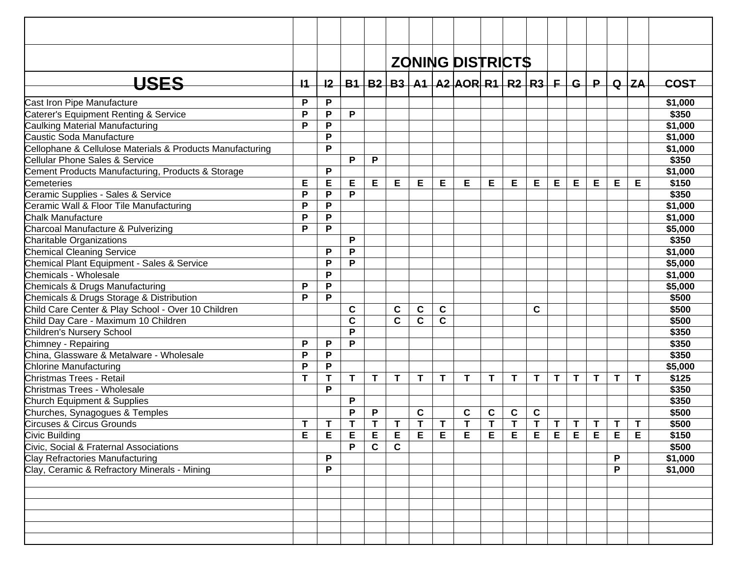| USES | I1 | I2 | B1 | B2 | B3 | A1 | A2 | AOR | R1 | R2 | R3 | F | G | P | Q | ZA | COST |
|---|---|---|---|---|---|---|---|---|---|---|---|---|---|---|---|---|---|
| | | | | | | | | | | | | | | | | | |
| | | | | | | ZONING DISTRICTS | | | | | | | | | | | |
| Cast Iron Pipe Manufacture | P | P | | | | | | | | | | | | | | | $1,000 |
| Caterer's Equipment Renting & Service | P | P | P | | | | | | | | | | | | | | $350 |
| Caulking Material Manufacturing | P | P | | | | | | | | | | | | | | | $1,000 |
| Caustic Soda Manufacture | | P | | | | | | | | | | | | | | | $1,000 |
| Cellophane & Cellulose Materials & Products Manufacturing | | P | | | | | | | | | | | | | | | $1,000 |
| Cellular Phone Sales & Service | | | P | P | | | | | | | | | | | | | $350 |
| Cement Products Manufacturing, Products & Storage | | P | | | | | | | | | | | | | | | $1,000 |
| Cemeteries | E | E | E | E | E | E | E | E | E | E | E | E | E | E | E | E | $150 |
| Ceramic Supplies - Sales & Service | P | P | P | | | | | | | | | | | | | | $350 |
| Ceramic Wall & Floor Tile Manufacturing | P | P | | | | | | | | | | | | | | | $1,000 |
| Chalk Manufacture | P | P | | | | | | | | | | | | | | | $1,000 |
| Charcoal Manufacture & Pulverizing | P | P | | | | | | | | | | | | | | | $5,000 |
| Charitable Organizations | | | P | | | | | | | | | | | | | | $350 |
| Chemical Cleaning Service | | P | P | | | | | | | | | | | | | | $1,000 |
| Chemical Plant Equipment - Sales & Service | | P | P | | | | | | | | | | | | | | $5,000 |
| Chemicals - Wholesale | | P | | | | | | | | | | | | | | | $1,000 |
| Chemicals & Drugs Manufacturing | P | P | | | | | | | | | | | | | | | $5,000 |
| Chemicals & Drugs Storage & Distribution | P | P | | | | | | | | | | | | | | | $500 |
| Child Care Center & Play School - Over 10 Children | | | C | | C | C | C | | | | C | | | | | | $500 |
| Child Day Care - Maximum 10 Children | | | C | | C | C | C | | | | | | | | | | $500 |
| Children's Nursery School | | | P | | | | | | | | | | | | | | $350 |
| Chimney - Repairing | P | P | P | | | | | | | | | | | | | | $350 |
| China, Glassware & Metalware - Wholesale | P | P | | | | | | | | | | | | | | | $350 |
| Chlorine Manufacturing | P | P | | | | | | | | | | | | | | | $5,000 |
| Christmas Trees - Retail | T | T | T | T | T | T | T | T | T | T | T | T | T | T | T | T | $125 |
| Christmas Trees - Wholesale | | P | | | | | | | | | | | | | | | $350 |
| Church Equipment & Supplies | | | P | | | | | | | | | | | | | | $350 |
| Churches, Synagogues & Temples | | | P | P | | C | | C | C | C | C | | | | | | $500 |
| Circuses & Circus Grounds | T | T | T | T | T | T | T | T | T | T | T | T | T | T | T | T | $500 |
| Civic Building | E | E | E | E | E | E | E | E | E | E | E | E | E | E | E | E | $150 |
| Civic, Social & Fraternal Associations | | | P | C | C | | | | | | | | | | | | $500 |
| Clay Refractories Manufacturing | | P | | | | | | | | | | | | | P | | $1,000 |
| Clay, Ceramic & Refractory Minerals - Mining | | P | | | | | | | | | | | | | P | | $1,000 |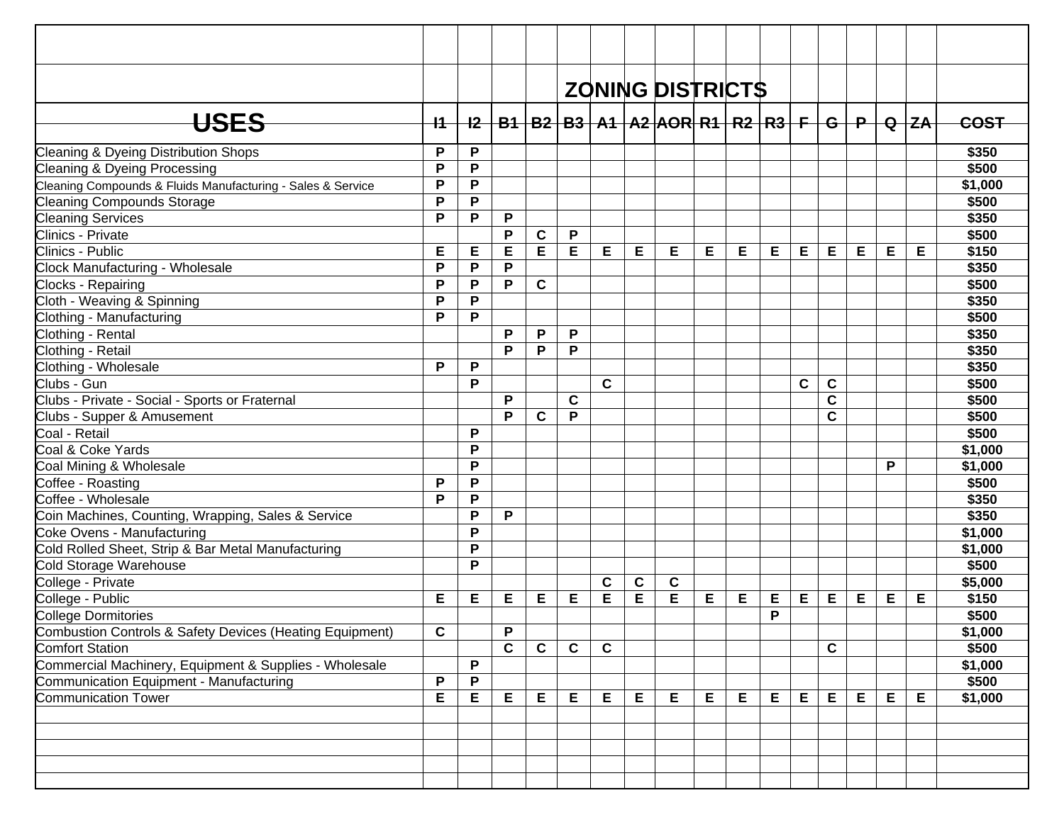| USES | I1 | I2 | B1 | B2 | B3 | A1 | A2 | AOR | R1 | R2 | R3 | F | G | P | Q | ZA | COST |
|---|---|---|---|---|---|---|---|---|---|---|---|---|---|---|---|---|---|
| | | | | | | | | ZONING DISTRICTS | | | | | | | | | |
| Cleaning & Dyeing Distribution Shops | P | P | | | | | | | | | | | | | | | $350 |
| Cleaning & Dyeing Processing | P | P | | | | | | | | | | | | | | | $500 |
| Cleaning Compounds & Fluids Manufacturing - Sales & Service | P | P | | | | | | | | | | | | | | | $1,000 |
| Cleaning Compounds Storage | P | P | | | | | | | | | | | | | | | $500 |
| Cleaning Services | P | P | P | | | | | | | | | | | | | | $350 |
| Clinics - Private | | | P | C | P | | | | | | | | | | | | $500 |
| Clinics - Public | E | E | E | E | E | E | E | E | E | E | E | E | E | E | E | E | $150 |
| Clock Manufacturing - Wholesale | P | P | P | | | | | | | | | | | | | | $350 |
| Clocks - Repairing | P | P | P | C | | | | | | | | | | | | | $500 |
| Cloth - Weaving & Spinning | P | P | | | | | | | | | | | | | | | $350 |
| Clothing - Manufacturing | P | P | | | | | | | | | | | | | | | $500 |
| Clothing - Rental | | | P | P | P | | | | | | | | | | | | $350 |
| Clothing - Retail | | | P | P | P | | | | | | | | | | | | $350 |
| Clothing - Wholesale | P | P | | | | | | | | | | | | | | | $350 |
| Clubs - Gun | | P | | | | C | | | | | | C | C | | | | $500 |
| Clubs - Private - Social - Sports or Fraternal | | | P | | C | | | | | | | | C | | | | $500 |
| Clubs - Supper & Amusement | | | P | C | P | | | | | | | | C | | | | $500 |
| Coal - Retail | | P | | | | | | | | | | | | | | | $500 |
| Coal & Coke Yards | | P | | | | | | | | | | | | | | | $1,000 |
| Coal Mining & Wholesale | | P | | | | | | | | | | | | | P | | $1,000 |
| Coffee - Roasting | P | P | | | | | | | | | | | | | | | $500 |
| Coffee - Wholesale | P | P | | | | | | | | | | | | | | | $350 |
| Coin Machines, Counting, Wrapping, Sales & Service | | P | P | | | | | | | | | | | | | | $350 |
| Coke Ovens - Manufacturing | | P | | | | | | | | | | | | | | | $1,000 |
| Cold Rolled Sheet, Strip & Bar Metal Manufacturing | | P | | | | | | | | | | | | | | | $1,000 |
| Cold Storage Warehouse | | P | | | | | | | | | | | | | | | $500 |
| College - Private | | | | | | C | C | C | | | | | | | | | $5,000 |
| College - Public | E | E | E | E | E | E | E | E | E | E | E | E | E | E | E | E | $150 |
| College Dormitories | | | | | | | | | | | P | | | | | | $500 |
| Combustion Controls & Safety Devices (Heating Equipment) | C | | P | | | | | | | | | | | | | | $1,000 |
| Comfort Station | | | C | C | C | C | | | | | | | C | | | | $500 |
| Commercial Machinery, Equipment & Supplies - Wholesale | | P | | | | | | | | | | | | | | | $1,000 |
| Communication Equipment - Manufacturing | P | P | | | | | | | | | | | | | | | $500 |
| Communication Tower | E | E | E | E | E | E | E | E | E | E | E | E | E | E | E | E | $1,000 |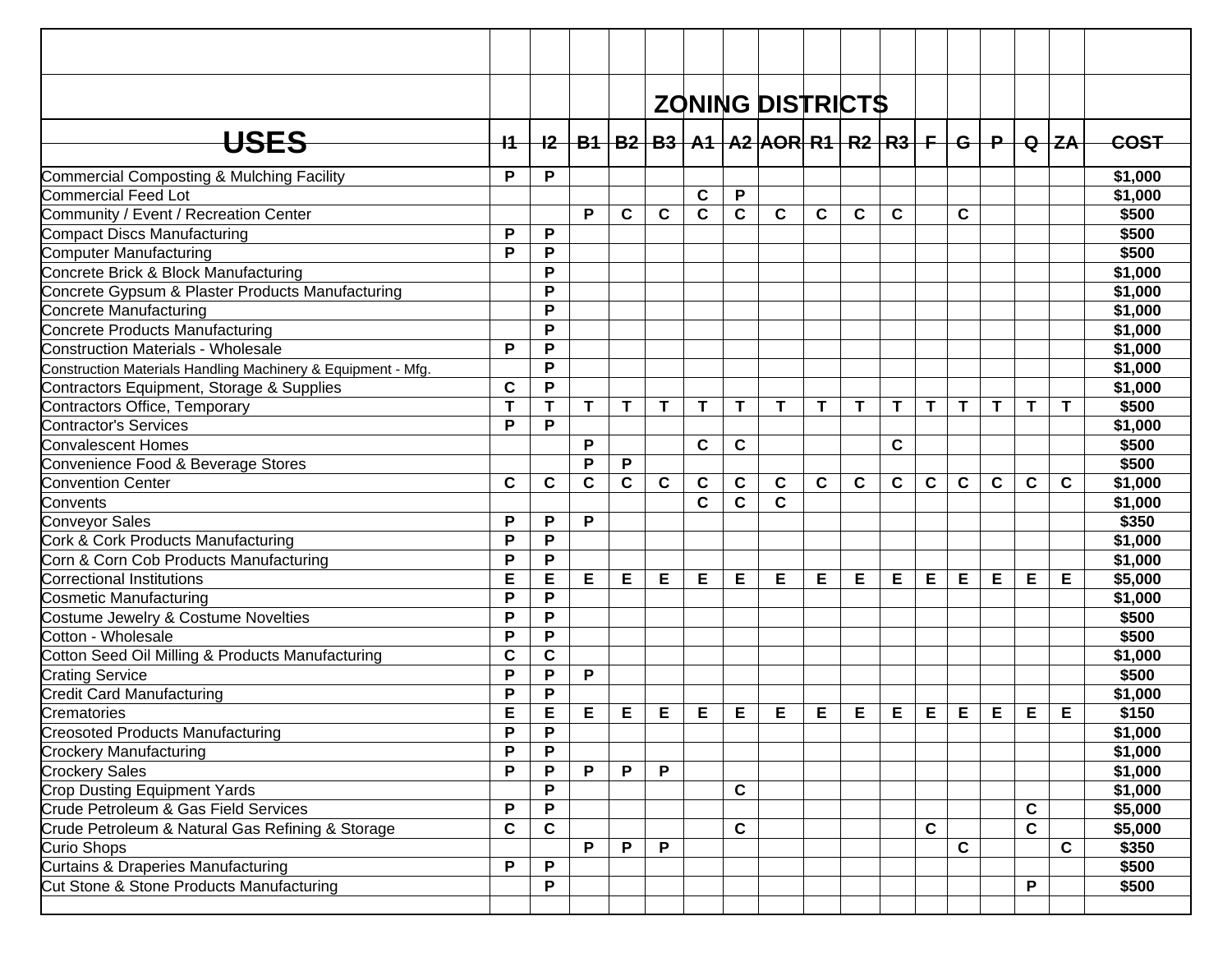| USES | I1 | I2 | B1 | B2 | B3 | A1 | A2 | AOR | R1 | R2 | R3 | F | G | P | Q | ZA | COST |
|---|---|---|---|---|---|---|---|---|---|---|---|---|---|---|---|---|---|
| | | | | | | | ZONING DISTRICTS | | | | | | | | | | |
| Commercial Composting & Mulching Facility | P | P | | | | | | | | | | | | | | | $1,000 |
| Commercial Feed Lot | | | | | | C | P | | | | | | | | | | $1,000 |
| Community / Event / Recreation Center | | | P | C | C | C | C | C | C | C | C | | C | | | | $500 |
| Compact Discs Manufacturing | P | P | | | | | | | | | | | | | | | $500 |
| Computer Manufacturing | P | P | | | | | | | | | | | | | | | $500 |
| Concrete Brick & Block Manufacturing | | P | | | | | | | | | | | | | | | $1,000 |
| Concrete Gypsum & Plaster Products Manufacturing | | P | | | | | | | | | | | | | | | $1,000 |
| Concrete Manufacturing | | P | | | | | | | | | | | | | | | $1,000 |
| Concrete Products Manufacturing | | P | | | | | | | | | | | | | | | $1,000 |
| Construction Materials - Wholesale | P | P | | | | | | | | | | | | | | | $1,000 |
| Construction Materials Handling Machinery & Equipment - Mfg. | | P | | | | | | | | | | | | | | | $1,000 |
| Contractors Equipment, Storage & Supplies | C | P | | | | | | | | | | | | | | | $1,000 |
| Contractors Office, Temporary | T | T | T | T | T | T | T | T | T | T | T | T | T | T | T | T | $500 |
| Contractor's Services | P | P | | | | | | | | | | | | | | | $1,000 |
| Convalescent Homes | | | P | | | C | C | | | | C | | | | | | $500 |
| Convenience Food & Beverage Stores | | | P | P | | | | | | | | | | | | | $500 |
| Convention Center | C | C | C | C | C | C | C | C | C | C | C | C | C | C | C | C | $1,000 |
| Convents | | | | | | C | C | C | | | | | | | | | $1,000 |
| Conveyor Sales | P | P | P | | | | | | | | | | | | | | $350 |
| Cork & Cork Products Manufacturing | P | P | | | | | | | | | | | | | | | $1,000 |
| Corn & Corn Cob Products Manufacturing | P | P | | | | | | | | | | | | | | | $1,000 |
| Correctional Institutions | E | E | E | E | E | E | E | E | E | E | E | E | E | E | E | E | $5,000 |
| Cosmetic Manufacturing | P | P | | | | | | | | | | | | | | | $1,000 |
| Costume Jewelry & Costume Novelties | P | P | | | | | | | | | | | | | | | $500 |
| Cotton - Wholesale | P | P | | | | | | | | | | | | | | | $500 |
| Cotton Seed Oil Milling & Products Manufacturing | C | C | | | | | | | | | | | | | | | $1,000 |
| Crating Service | P | P | P | | | | | | | | | | | | | | $500 |
| Credit Card Manufacturing | P | P | | | | | | | | | | | | | | | $1,000 |
| Crematories | E | E | E | E | E | E | E | E | E | E | E | E | E | E | E | E | $150 |
| Creosoted Products Manufacturing | P | P | | | | | | | | | | | | | | | $1,000 |
| Crockery Manufacturing | P | P | | | | | | | | | | | | | | | $1,000 |
| Crockery Sales | P | P | P | P | P | | | | | | | | | | | | $1,000 |
| Crop Dusting Equipment Yards | | P | | | | | C | | | | | | | | | | $1,000 |
| Crude Petroleum & Gas Field Services | P | P | | | | | | | | | | | | | C | | $5,000 |
| Crude Petroleum & Natural Gas Refining & Storage | C | C | | | | | C | | | | | C | | | C | | $5,000 |
| Curio Shops | | | P | P | P | | | | | | | | C | | | C | $350 |
| Curtains & Draperies Manufacturing | P | P | | | | | | | | | | | | | | | $500 |
| Cut Stone & Stone Products Manufacturing | | P | | | | | | | | | | | | | P | | $500 |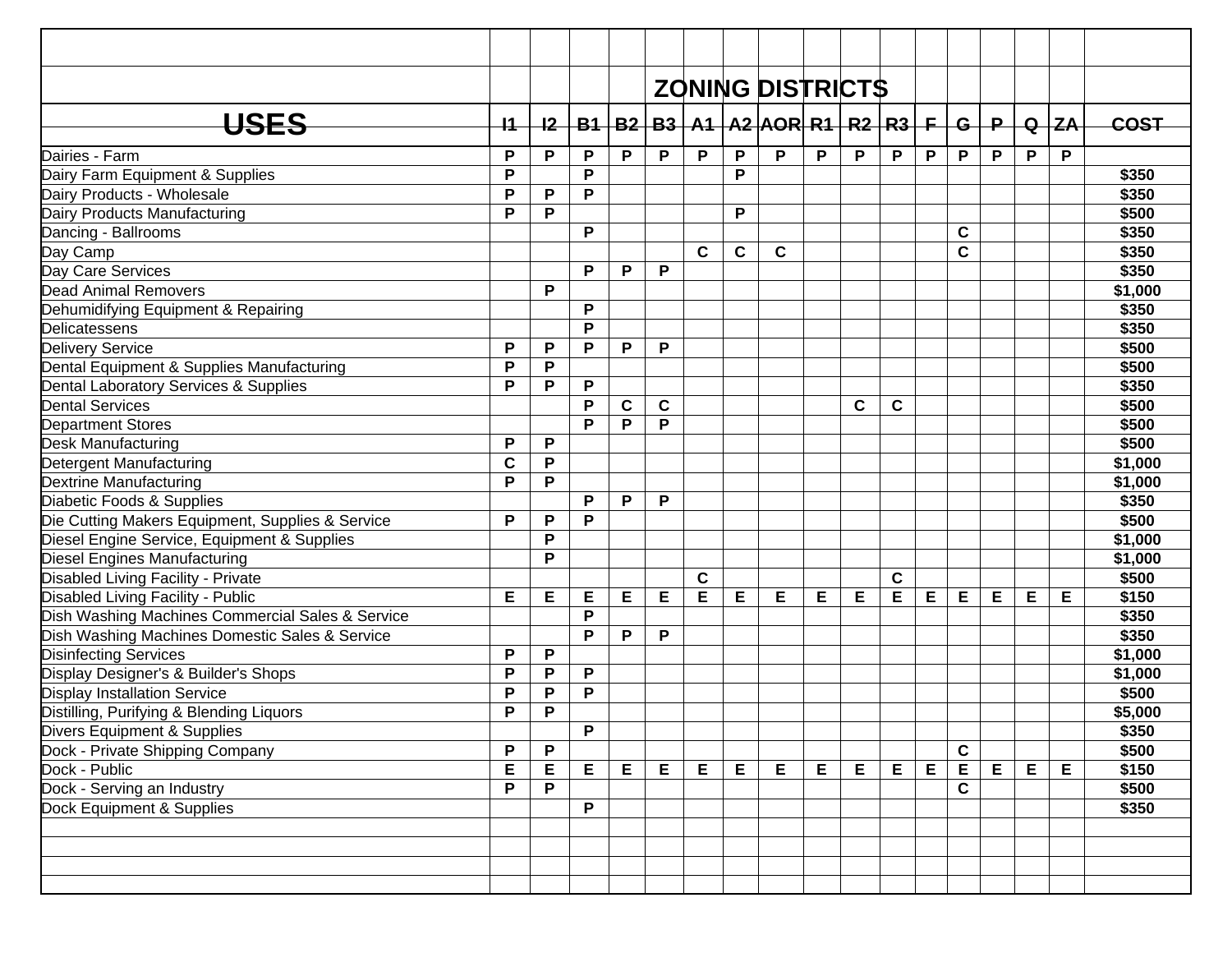| USES | I1 | I2 | B1 | B2 | B3 | A1 | A2 | AOR | R1 | R2 | R3 | F | G | P | Q | ZA | COST |
|---|---|---|---|---|---|---|---|---|---|---|---|---|---|---|---|---|---|
| | | | | | | ZONING DISTRICTS | | | | | | | | | | | |
| Dairies - Farm | P | P | P | P | P | P | P | P | P | P | P | P | P | P | P | P | |
| Dairy Farm Equipment & Supplies | P | | P | | | | P | | | | | | | | | | $350 |
| Dairy Products - Wholesale | P | P | P | | | | | | | | | | | | | | $350 |
| Dairy Products Manufacturing | P | P | | | | | P | | | | | | | | | | $500 |
| Dancing - Ballrooms | | | P | | | | | | | | | | C | | | | $350 |
| Day Camp | | | | | | C | C | C | | | | | C | | | | $350 |
| Day Care Services | | | P | P | P | | | | | | | | | | | | $350 |
| Dead Animal Removers | | P | | | | | | | | | | | | | | | $1,000 |
| Dehumidifying Equipment & Repairing | | | P | | | | | | | | | | | | | | $350 |
| Delicatessens | | | P | | | | | | | | | | | | | | $350 |
| Delivery Service | P | P | P | P | P | | | | | | | | | | | | $500 |
| Dental Equipment & Supplies Manufacturing | P | P | | | | | | | | | | | | | | | $500 |
| Dental Laboratory Services & Supplies | P | P | P | | | | | | | | | | | | | | $350 |
| Dental Services | | | P | C | C | | | | | C | C | | | | | | $500 |
| Department Stores | | | P | P | P | | | | | | | | | | | | $500 |
| Desk Manufacturing | P | P | | | | | | | | | | | | | | | $500 |
| Detergent Manufacturing | C | P | | | | | | | | | | | | | | | $1,000 |
| Dextrine Manufacturing | P | P | | | | | | | | | | | | | | | $1,000 |
| Diabetic Foods & Supplies | | | P | P | P | | | | | | | | | | | | $350 |
| Die Cutting Makers Equipment, Supplies & Service | P | P | P | | | | | | | | | | | | | | $500 |
| Diesel Engine Service, Equipment & Supplies | | P | | | | | | | | | | | | | | | $1,000 |
| Diesel Engines Manufacturing | | P | | | | | | | | | | | | | | | $1,000 |
| Disabled Living Facility - Private | | | | | | C | | | | | C | | | | | | $500 |
| Disabled Living Facility - Public | E | E | E | E | E | E | E | E | E | E | E | E | E | E | E | E | $150 |
| Dish Washing Machines Commercial Sales & Service | | | P | | | | | | | | | | | | | | $350 |
| Dish Washing Machines Domestic Sales & Service | | | P | P | P | | | | | | | | | | | | $350 |
| Disinfecting Services | P | P | | | | | | | | | | | | | | | $1,000 |
| Display Designer's & Builder's Shops | P | P | P | | | | | | | | | | | | | | $1,000 |
| Display Installation Service | P | P | P | | | | | | | | | | | | | | $500 |
| Distilling, Purifying & Blending Liquors | P | P | | | | | | | | | | | | | | | $5,000 |
| Divers Equipment & Supplies | | | P | | | | | | | | | | | | | | $350 |
| Dock - Private Shipping Company | P | P | | | | | | | | | | | C | | | | $500 |
| Dock - Public | E | E | E | E | E | E | E | E | E | E | E | E | E | E | E | E | $150 |
| Dock - Serving an Industry | P | P | | | | | | | | | | | C | | | | $500 |
| Dock Equipment & Supplies | | | P | | | | | | | | | | | | | | $350 |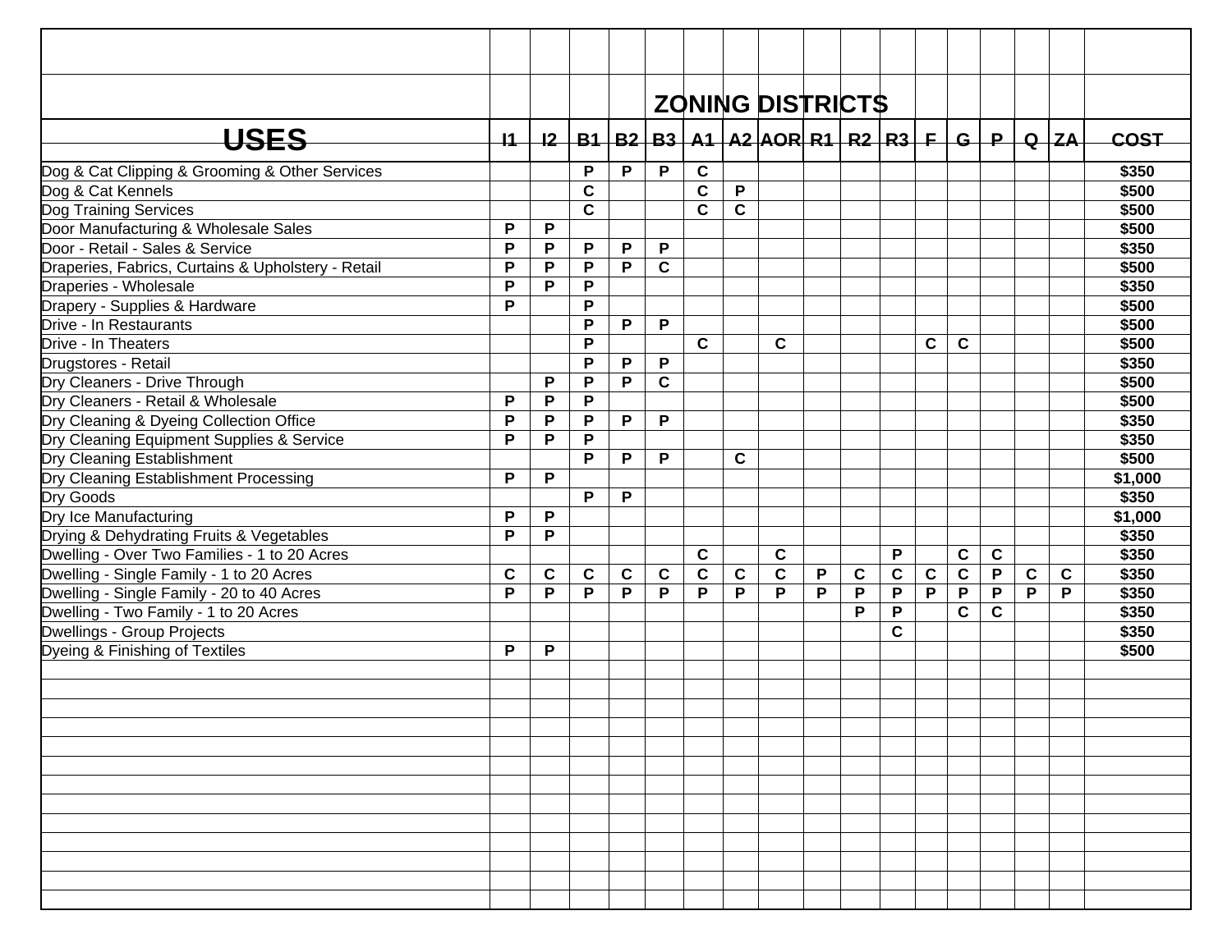| USES | I1 | I2 | B1 | B2 | B3 | A1 | A2 | AOR | R1 | R2 | R3 | F | G | P | Q | ZA | COST |
|---|---|---|---|---|---|---|---|---|---|---|---|---|---|---|---|---|---|
| | | | | | | | | | | | | | | | | | |
| | ZONING DISTRICTS | | | | | | | | | | | | | | | | |
| Dog & Cat Clipping & Grooming & Other Services | | | P | P | P | C | | | | | | | | | | | $350 |
| Dog & Cat Kennels | | | C | | | C | P | | | | | | | | | | $500 |
| Dog Training Services | | | C | | | C | C | | | | | | | | | | $500 |
| Door Manufacturing & Wholesale Sales | P | P | | | | | | | | | | | | | | | $500 |
| Door - Retail - Sales & Service | P | P | P | P | P | | | | | | | | | | | | $350 |
| Draperies, Fabrics, Curtains & Upholstery - Retail | P | P | P | P | C | | | | | | | | | | | | $500 |
| Draperies - Wholesale | P | P | P | | | | | | | | | | | | | | $350 |
| Drapery - Supplies & Hardware | P | | P | | | | | | | | | | | | | | $500 |
| Drive - In Restaurants | | | P | P | P | | | | | | | | | | | | $500 |
| Drive - In Theaters | | | P | | | C | | C | | | | C | C | | | | $500 |
| Drugstores - Retail | | | P | P | P | | | | | | | | | | | | $350 |
| Dry Cleaners - Drive Through | | P | P | P | C | | | | | | | | | | | | $500 |
| Dry Cleaners - Retail & Wholesale | P | P | P | | | | | | | | | | | | | | $500 |
| Dry Cleaning & Dyeing Collection Office | P | P | P | P | P | | | | | | | | | | | | $350 |
| Dry Cleaning Equipment Supplies & Service | P | P | P | | | | | | | | | | | | | | $350 |
| Dry Cleaning Establishment | | | P | P | P | | C | | | | | | | | | | $500 |
| Dry Cleaning Establishment Processing | P | P | | | | | | | | | | | | | | | $1,000 |
| Dry Goods | | | P | P | | | | | | | | | | | | | $350 |
| Dry Ice Manufacturing | P | P | | | | | | | | | | | | | | | $1,000 |
| Drying & Dehydrating Fruits & Vegetables | P | P | | | | | | | | | | | | | | | $350 |
| Dwelling - Over Two Families - 1 to 20 Acres | | | | | | C | | C | | | P | | C | C | | | $350 |
| Dwelling - Single Family - 1 to 20 Acres | C | C | C | C | C | C | C | C | P | C | C | C | C | P | C | C | $350 |
| Dwelling - Single Family - 20 to 40 Acres | P | P | P | P | P | P | P | P | P | P | P | P | P | P | P | P | $350 |
| Dwelling - Two Family - 1 to 20 Acres | | | | | | | | | | P | P | | C | C | | | $350 |
| Dwellings - Group Projects | | | | | | | | | | | C | | | | | | $350 |
| Dyeing & Finishing of Textiles | P | P | | | | | | | | | | | | | | | $500 |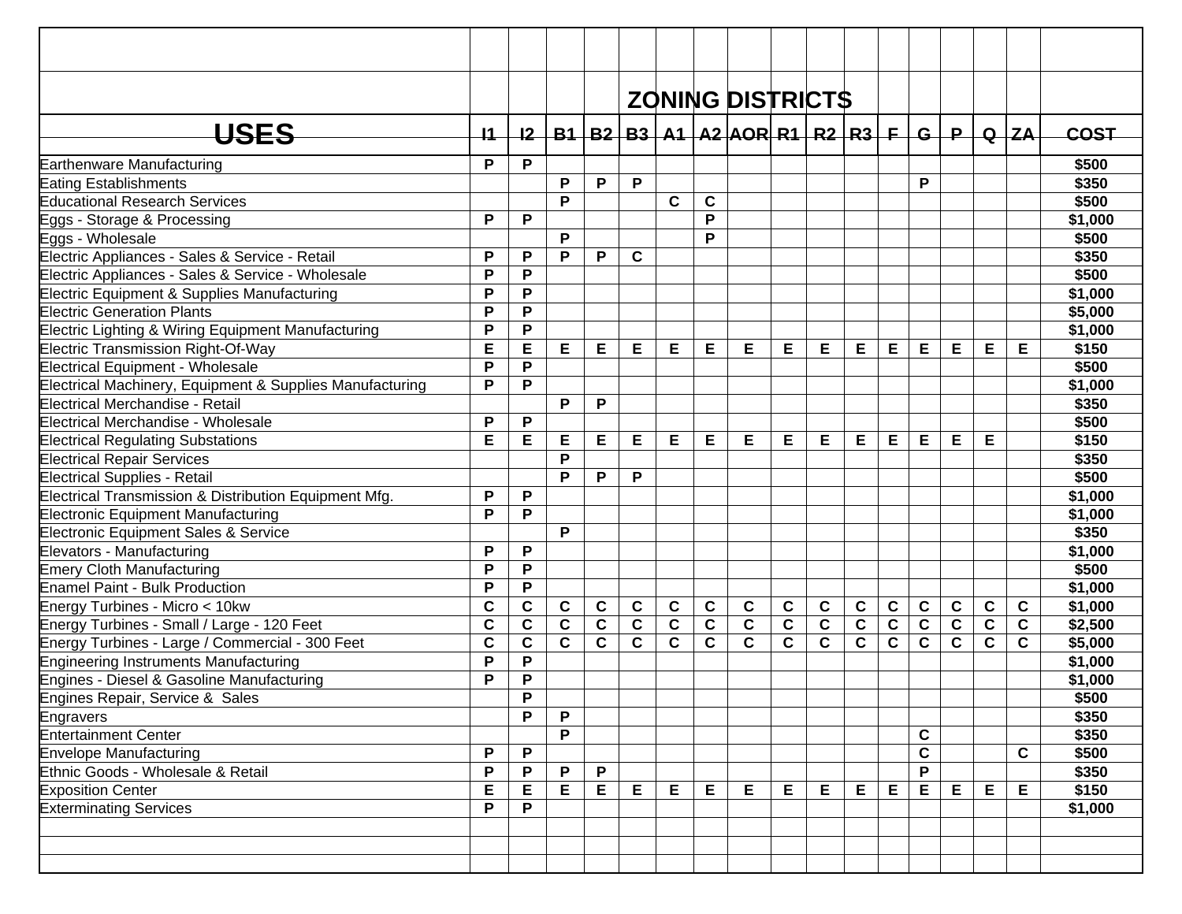| USES | I1 | I2 | B1 | B2 | B3 | A1 | A2 | AOR | R1 | R2 | R3 | F | G | P | Q | ZA | COST |
|---|---|---|---|---|---|---|---|---|---|---|---|---|---|---|---|---|---|
| | | | | | | | | | | | | | | | | | |
| | | | | | ZONING DISTRICTS | | | | | | | | | | | | |
| Earthenware Manufacturing | P | P | | | | | | | | | | | | | | | $500 |
| Eating Establishments | | | P | P | P | | | | | | | | P | | | | $350 |
| Educational Research Services | | | P | | | C | C | | | | | | | | | | $500 |
| Eggs - Storage & Processing | P | P | | | | | P | | | | | | | | | | $1,000 |
| Eggs - Wholesale | | | P | | | | P | | | | | | | | | | $500 |
| Electric Appliances - Sales & Service - Retail | P | P | P | P | C | | | | | | | | | | | | $350 |
| Electric Appliances - Sales & Service - Wholesale | P | P | | | | | | | | | | | | | | | $500 |
| Electric Equipment & Supplies Manufacturing | P | P | | | | | | | | | | | | | | | $1,000 |
| Electric Generation Plants | P | P | | | | | | | | | | | | | | | $5,000 |
| Electric Lighting & Wiring Equipment Manufacturing | P | P | | | | | | | | | | | | | | | $1,000 |
| Electric Transmission Right-Of-Way | E | E | E | E | E | E | E | E | E | E | E | E | E | E | E | E | $150 |
| Electrical Equipment - Wholesale | P | P | | | | | | | | | | | | | | | $500 |
| Electrical Machinery, Equipment & Supplies Manufacturing | P | P | | | | | | | | | | | | | | | $1,000 |
| Electrical Merchandise - Retail | | | P | P | | | | | | | | | | | | | $350 |
| Electrical Merchandise - Wholesale | P | P | | | | | | | | | | | | | | | $500 |
| Electrical Regulating Substations | E | E | E | E | E | E | E | E | E | E | E | E | E | E | E | | $150 |
| Electrical Repair Services | | | P | | | | | | | | | | | | | | $350 |
| Electrical Supplies - Retail | | | P | P | P | | | | | | | | | | | | $500 |
| Electrical Transmission & Distribution Equipment Mfg. | P | P | | | | | | | | | | | | | | | $1,000 |
| Electronic Equipment Manufacturing | P | P | | | | | | | | | | | | | | | $1,000 |
| Electronic Equipment Sales & Service | | | P | | | | | | | | | | | | | | $350 |
| Elevators - Manufacturing | P | P | | | | | | | | | | | | | | | $1,000 |
| Emery Cloth Manufacturing | P | P | | | | | | | | | | | | | | | $500 |
| Enamel Paint - Bulk Production | P | P | | | | | | | | | | | | | | | $1,000 |
| Energy Turbines - Micro < 10kw | C | C | C | C | C | C | C | C | C | C | C | C | C | C | C | C | $1,000 |
| Energy Turbines - Small / Large - 120 Feet | C | C | C | C | C | C | C | C | C | C | C | C | C | C | C | C | $2,500 |
| Energy Turbines - Large / Commercial - 300 Feet | C | C | C | C | C | C | C | C | C | C | C | C | C | C | C | C | $5,000 |
| Engineering Instruments Manufacturing | P | P | | | | | | | | | | | | | | | $1,000 |
| Engines - Diesel & Gasoline Manufacturing | P | P | | | | | | | | | | | | | | | $1,000 |
| Engines Repair, Service & Sales | | P | | | | | | | | | | | | | | | $500 |
| Engravers | | P | P | | | | | | | | | | | | | | $350 |
| Entertainment Center | | | P | | | | | | | | | | C | | | | $350 |
| Envelope Manufacturing | P | P | | | | | | | | | | | C | | | C | $500 |
| Ethnic Goods - Wholesale & Retail | P | P | P | P | | | | | | | | | P | | | | $350 |
| Exposition Center | E | E | E | E | E | E | E | E | E | E | E | E | E | E | E | E | $150 |
| Exterminating Services | P | P | | | | | | | | | | | | | | | $1,000 |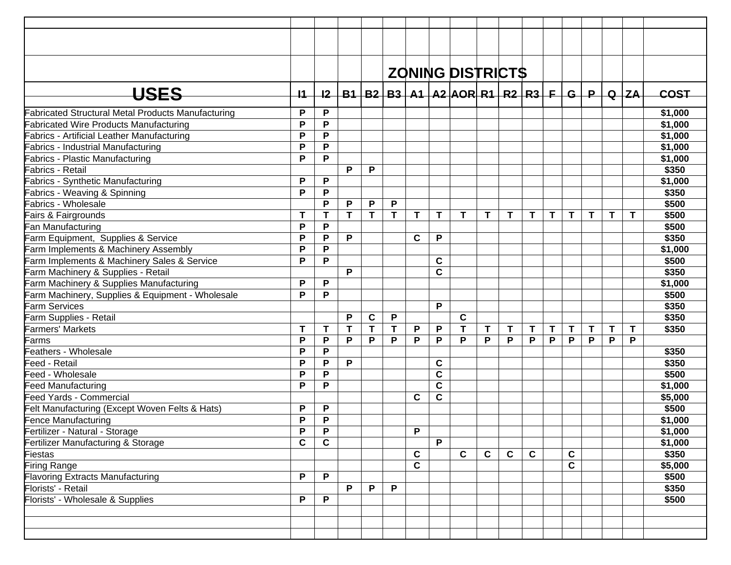| USES | I1 | I2 | B1 | B2 | B3 | A1 | A2 | AOR | R1 | R2 | R3 | F | G | P | Q | ZA | COST |
|---|---|---|---|---|---|---|---|---|---|---|---|---|---|---|---|---|---|
| | | | | | | | | ZONING DISTRICTS | | | | | | | | | |
| Fabricated Structural Metal Products Manufacturing | P | P | | | | | | | | | | | | | | | $1,000 |
| Fabricated Wire Products Manufacturing | P | P | | | | | | | | | | | | | | | $1,000 |
| Fabrics - Artificial Leather Manufacturing | P | P | | | | | | | | | | | | | | | $1,000 |
| Fabrics - Industrial Manufacturing | P | P | | | | | | | | | | | | | | | $1,000 |
| Fabrics - Plastic Manufacturing | P | P | | | | | | | | | | | | | | | $1,000 |
| Fabrics - Retail | | | P | P | | | | | | | | | | | | | $350 |
| Fabrics - Synthetic Manufacturing | P | P | | | | | | | | | | | | | | | $1,000 |
| Fabrics - Weaving & Spinning | P | P | | | | | | | | | | | | | | | $350 |
| Fabrics - Wholesale | | P | P | P | P | | | | | | | | | | | | $500 |
| Fairs & Fairgrounds | T | T | T | T | T | T | T | T | T | T | T | T | T | T | T | T | $500 |
| Fan Manufacturing | P | P | | | | | | | | | | | | | | | $500 |
| Farm Equipment, Supplies & Service | P | P | P | | | C | P | | | | | | | | | | $350 |
| Farm Implements & Machinery Assembly | P | P | | | | | | | | | | | | | | | $1,000 |
| Farm Implements & Machinery Sales & Service | P | P | | | | | C | | | | | | | | | | $500 |
| Farm Machinery & Supplies - Retail | | | P | | | | C | | | | | | | | | | $350 |
| Farm Machinery & Supplies Manufacturing | P | P | | | | | | | | | | | | | | | $1,000 |
| Farm Machinery, Supplies & Equipment - Wholesale | P | P | | | | | | | | | | | | | | | $500 |
| Farm Services | | | | | | | P | | | | | | | | | | $350 |
| Farm Supplies - Retail | | | P | C | P | | | C | | | | | | | | | $350 |
| Farmers' Markets | T | T | T | T | T | P | P | T | T | T | T | T | T | T | T | T | $350 |
| Farms | P | P | P | P | P | P | P | P | P | P | P | P | P | P | P | P | |
| Feathers - Wholesale | P | P | | | | | | | | | | | | | | | $350 |
| Feed - Retail | P | P | P | | | | C | | | | | | | | | | $350 |
| Feed - Wholesale | P | P | | | | | C | | | | | | | | | | $500 |
| Feed Manufacturing | P | P | | | | | C | | | | | | | | | | $1,000 |
| Feed Yards - Commercial | | | | | | C | C | | | | | | | | | | $5,000 |
| Felt Manufacturing (Except Woven Felts & Hats) | P | P | | | | | | | | | | | | | | | $500 |
| Fence Manufacturing | P | P | | | | | | | | | | | | | | | $1,000 |
| Fertilizer - Natural - Storage | P | P | | | | P | | | | | | | | | | | $1,000 |
| Fertilizer Manufacturing & Storage | C | C | | | | | P | | | | | | | | | | $1,000 |
| Fiestas | | | | | | C | | C | C | C | C | | C | | | | $350 |
| Firing Range | | | | | | C | | | | | | | C | | | | $5,000 |
| Flavoring Extracts Manufacturing | P | P | | | | | | | | | | | | | | | $500 |
| Florists' - Retail | | | P | P | P | | | | | | | | | | | | $350 |
| Florists' - Wholesale & Supplies | P | P | | | | | | | | | | | | | | | $500 |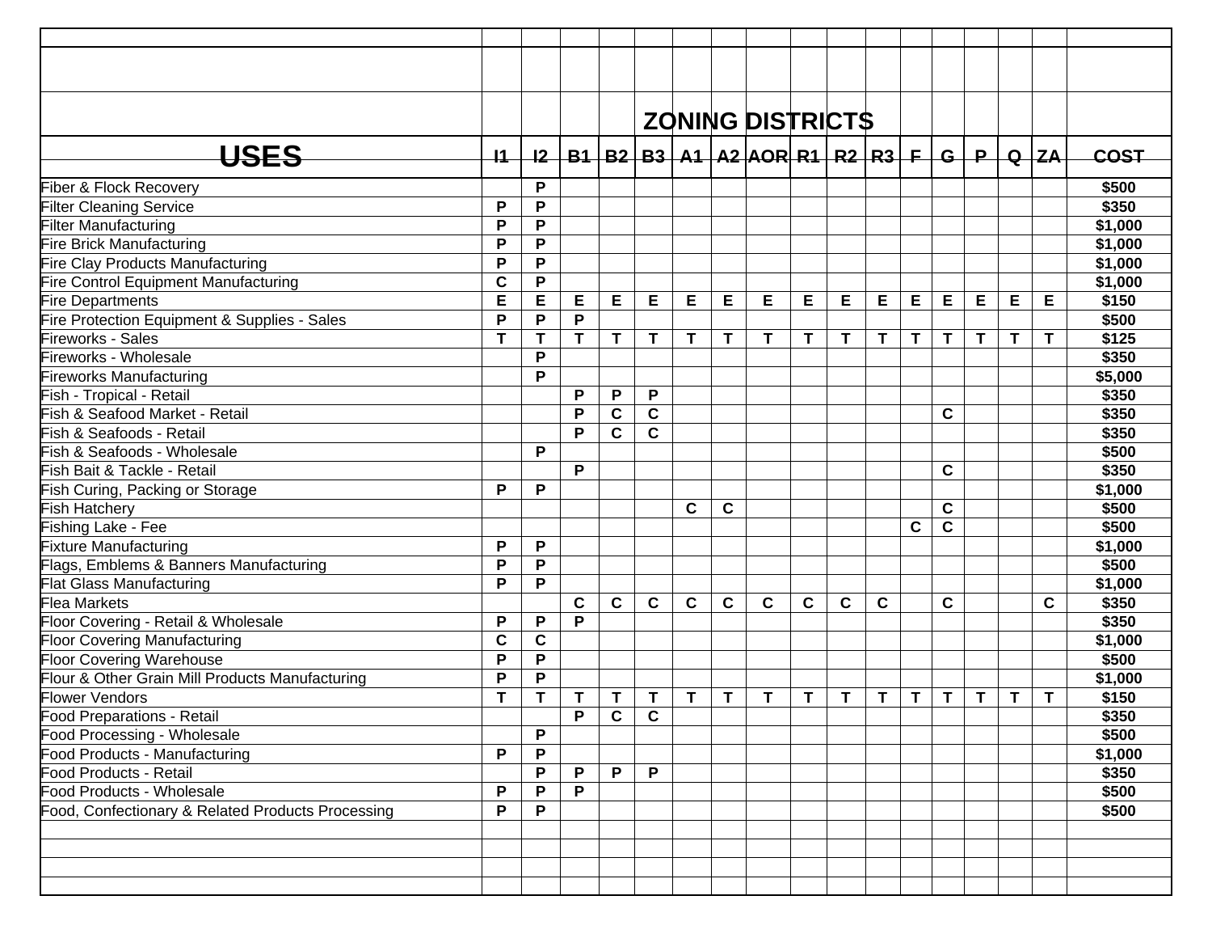| USES | I1 | I2 | B1 | B2 | B3 | A1 | A2 | AOR | R1 | R2 | R3 | F | G | P | Q | ZA | COST |
|---|---|---|---|---|---|---|---|---|---|---|---|---|---|---|---|---|---|
| | | | | | | | ZONING DISTRICTS | | | | | | | | | | |
| Fiber & Flock Recovery | | P | | | | | | | | | | | | | | | $500 |
| Filter Cleaning Service | P | P | | | | | | | | | | | | | | | $350 |
| Filter Manufacturing | P | P | | | | | | | | | | | | | | | $1,000 |
| Fire Brick Manufacturing | P | P | | | | | | | | | | | | | | | $1,000 |
| Fire Clay Products Manufacturing | P | P | | | | | | | | | | | | | | | $1,000 |
| Fire Control Equipment Manufacturing | C | P | | | | | | | | | | | | | | | $1,000 |
| Fire Departments | E | E | E | E | E | E | E | E | E | E | E | E | E | E | E | E | $150 |
| Fire Protection Equipment & Supplies - Sales | P | P | P | | | | | | | | | | | | | | $500 |
| Fireworks - Sales | T | T | T | T | T | T | T | T | T | T | T | T | T | T | T | T | $125 |
| Fireworks - Wholesale | | P | | | | | | | | | | | | | | | $350 |
| Fireworks Manufacturing | | P | | | | | | | | | | | | | | | $5,000 |
| Fish - Tropical - Retail | | | P | P | P | | | | | | | | | | | | $350 |
| Fish & Seafood Market - Retail | | | P | C | C | | | | | | | | C | | | | $350 |
| Fish & Seafoods - Retail | | | P | C | C | | | | | | | | | | | | $350 |
| Fish & Seafoods - Wholesale | | P | | | | | | | | | | | | | | | $500 |
| Fish Bait & Tackle - Retail | | | P | | | | | | | | | | C | | | | $350 |
| Fish Curing, Packing or Storage | P | P | | | | | | | | | | | | | | | $1,000 |
| Fish Hatchery | | | | | | C | C | | | | | | C | | | | $500 |
| Fishing Lake - Fee | | | | | | | | | | | | C | C | | | | $500 |
| Fixture Manufacturing | P | P | | | | | | | | | | | | | | | $1,000 |
| Flags, Emblems & Banners Manufacturing | P | P | | | | | | | | | | | | | | | $500 |
| Flat Glass Manufacturing | P | P | | | | | | | | | | | | | | | $1,000 |
| Flea Markets | | | C | C | C | C | C | C | C | C | C | | C | | | C | $350 |
| Floor Covering - Retail & Wholesale | P | P | P | | | | | | | | | | | | | | $350 |
| Floor Covering Manufacturing | C | C | | | | | | | | | | | | | | | $1,000 |
| Floor Covering Warehouse | P | P | | | | | | | | | | | | | | | $500 |
| Flour & Other Grain Mill Products Manufacturing | P | P | | | | | | | | | | | | | | | $1,000 |
| Flower Vendors | T | T | T | T | T | T | T | T | T | T | T | T | T | T | T | T | $150 |
| Food Preparations - Retail | | | P | C | C | | | | | | | | | | | | $350 |
| Food Processing - Wholesale | | P | | | | | | | | | | | | | | | $500 |
| Food Products - Manufacturing | P | P | | | | | | | | | | | | | | | $1,000 |
| Food Products - Retail | | P | P | P | P | | | | | | | | | | | | $350 |
| Food Products - Wholesale | P | P | P | | | | | | | | | | | | | | $500 |
| Food, Confectionary & Related Products Processing | P | P | | | | | | | | | | | | | | | $500 |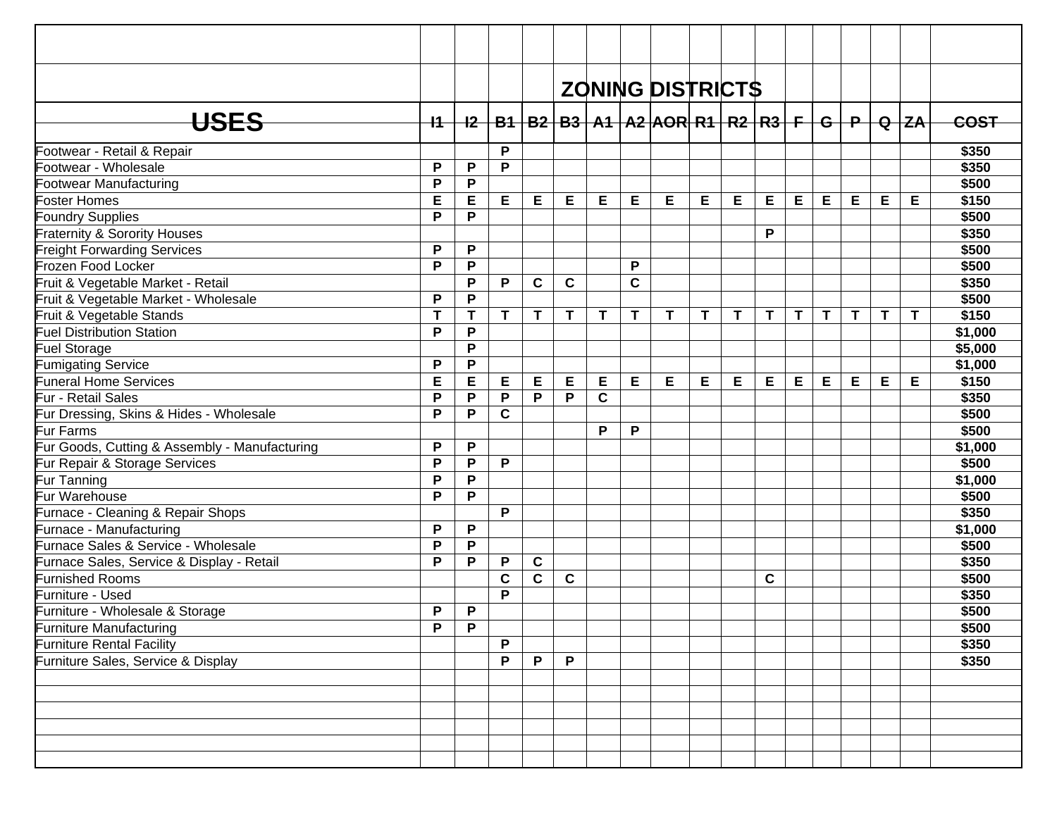| USES | ZONING DISTRICTS | | | | | | | | | | | | | | | | COST |
|---|---|---|---|---|---|---|---|---|---|---|---|---|---|---|---|---|---|
| | I1 | I2 | B1 | B2 | B3 | A1 | A2 | AOR | R1 | R2 | R3 | F | G | P | Q | ZA | |
| Footwear - Retail & Repair | | | P | | | | | | | | | | | | | | $350 |
| Footwear - Wholesale | P | P | P | | | | | | | | | | | | | | $350 |
| Footwear Manufacturing | P | P | | | | | | | | | | | | | | | $500 |
| Foster Homes | E | E | E | E | E | E | E | E | E | E | E | E | E | E | E | E | $150 |
| Foundry Supplies | P | P | | | | | | | | | | | | | | | $500 |
| Fraternity & Sorority Houses | | | | | | | | | | | P | | | | | | $350 |
| Freight Forwarding Services | P | P | | | | | | | | | | | | | | | $500 |
| Frozen Food Locker | P | P | | | | | P | | | | | | | | | | $500 |
| Fruit & Vegetable Market - Retail | | P | P | C | C | | C | | | | | | | | | | $350 |
| Fruit & Vegetable Market - Wholesale | P | P | | | | | | | | | | | | | | | $500 |
| Fruit & Vegetable Stands | T | T | T | T | T | T | T | T | T | T | T | T | T | T | T | T | $150 |
| Fuel Distribution Station | P | P | | | | | | | | | | | | | | | $1,000 |
| Fuel Storage | | P | | | | | | | | | | | | | | | $5,000 |
| Fumigating Service | P | P | | | | | | | | | | | | | | | $1,000 |
| Funeral Home Services | E | E | E | E | E | E | E | E | E | E | E | E | E | E | E | E | $150 |
| Fur - Retail Sales | P | P | P | P | P | C | | | | | | | | | | | $350 |
| Fur Dressing, Skins & Hides - Wholesale | P | P | C | | | | | | | | | | | | | | $500 |
| Fur Farms | | | | | | P | P | | | | | | | | | | $500 |
| Fur Goods, Cutting & Assembly - Manufacturing | P | P | | | | | | | | | | | | | | | $1,000 |
| Fur Repair & Storage Services | P | P | P | | | | | | | | | | | | | | $500 |
| Fur Tanning | P | P | | | | | | | | | | | | | | | $1,000 |
| Fur Warehouse | P | P | | | | | | | | | | | | | | | $500 |
| Furnace - Cleaning & Repair Shops | | | P | | | | | | | | | | | | | | $350 |
| Furnace - Manufacturing | P | P | | | | | | | | | | | | | | | $1,000 |
| Furnace Sales & Service - Wholesale | P | P | | | | | | | | | | | | | | | $500 |
| Furnace Sales, Service & Display - Retail | P | P | P | C | | | | | | | | | | | | | $350 |
| Furnished Rooms | | | C | C | C | | | | | | C | | | | | | $500 |
| Furniture - Used | | | P | | | | | | | | | | | | | | $350 |
| Furniture - Wholesale & Storage | P | P | | | | | | | | | | | | | | | $500 |
| Furniture Manufacturing | P | P | | | | | | | | | | | | | | | $500 |
| Furniture Rental Facility | | | P | | | | | | | | | | | | | | $350 |
| Furniture Sales, Service & Display | | | P | P | P | | | | | | | | | | | | $350 |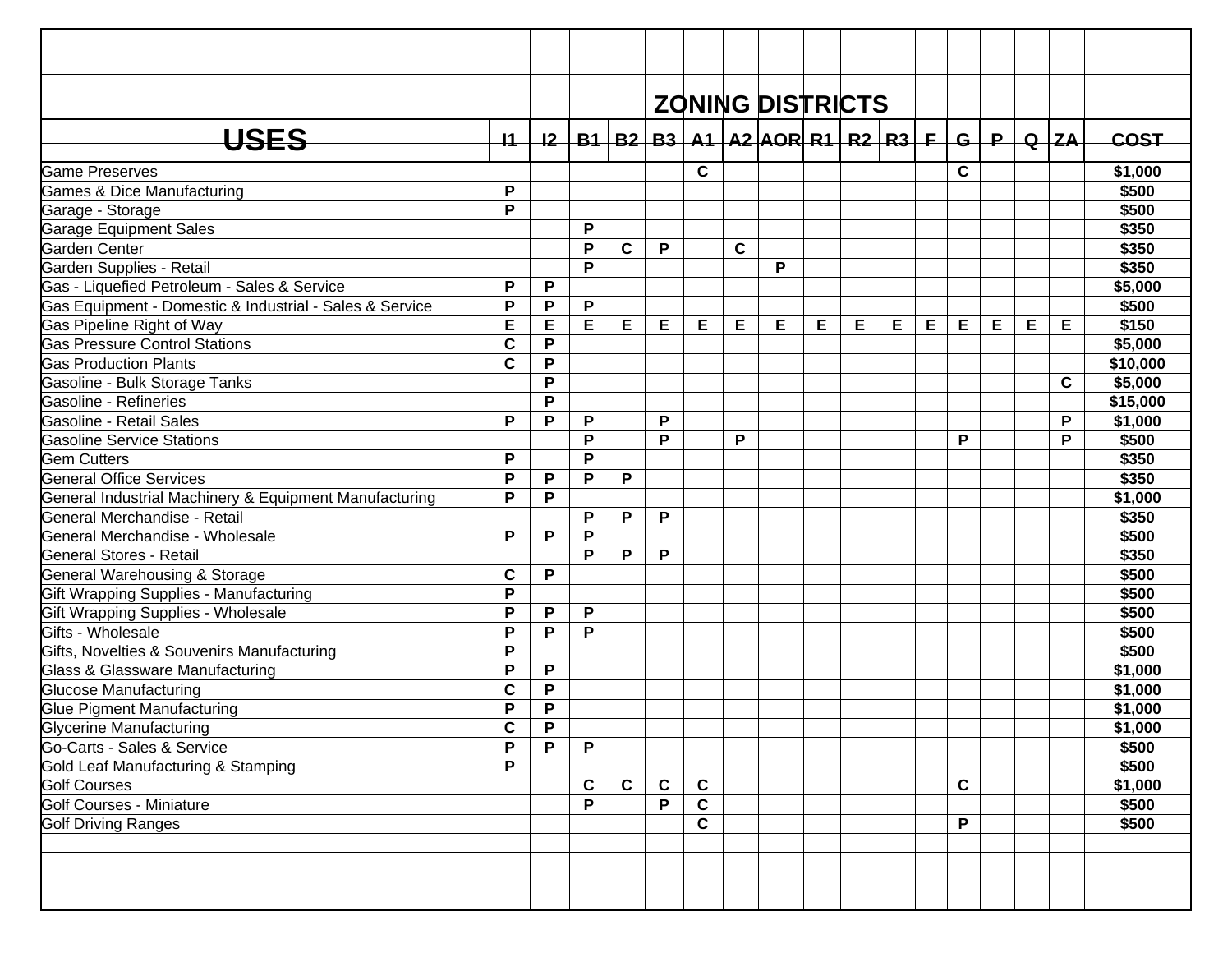| USES | I1 | I2 | B1 | B2 | B3 | A1 | A2 | AOR | R1 | R2 | R3 | F | G | P | Q | ZA | COST |
|---|---|---|---|---|---|---|---|---|---|---|---|---|---|---|---|---|---|
| | | | | | | | | ZONING DISTRICTS | | | | | | | | | |
| Game Preserves | | | | | | C | | | | | | | C | | | | $1,000 |
| Games & Dice Manufacturing | P | | | | | | | | | | | | | | | | $500 |
| Garage - Storage | P | | | | | | | | | | | | | | | | $500 |
| Garage Equipment Sales | | | P | | | | | | | | | | | | | | $350 |
| Garden Center | | | P | C | P | | C | | | | | | | | | | $350 |
| Garden Supplies - Retail | | | P | | | | | P | | | | | | | | | $350 |
| Gas - Liquefied Petroleum - Sales & Service | P | P | | | | | | | | | | | | | | | $5,000 |
| Gas Equipment - Domestic & Industrial - Sales & Service | P | P | P | | | | | | | | | | | | | | $500 |
| Gas Pipeline Right of Way | E | E | E | E | E | E | E | E | E | E | E | E | E | E | E | E | $150 |
| Gas Pressure Control Stations | C | P | | | | | | | | | | | | | | | $5,000 |
| Gas Production Plants | C | P | | | | | | | | | | | | | | | $10,000 |
| Gasoline - Bulk Storage Tanks | | P | | | | | | | | | | | | | | C | $5,000 |
| Gasoline - Refineries | | P | | | | | | | | | | | | | | | $15,000 |
| Gasoline - Retail Sales | P | P | P | | P | | | | | | | | | | | P | $1,000 |
| Gasoline Service Stations | | | P | | P | | P | | | | | | P | | | P | $500 |
| Gem Cutters | P | | P | | | | | | | | | | | | | | $350 |
| General Office Services | P | P | P | P | | | | | | | | | | | | | $350 |
| General Industrial Machinery & Equipment Manufacturing | P | P | | | | | | | | | | | | | | | $1,000 |
| General Merchandise - Retail | | | P | P | P | | | | | | | | | | | | $350 |
| General Merchandise - Wholesale | P | P | P | | | | | | | | | | | | | | $500 |
| General Stores - Retail | | | P | P | P | | | | | | | | | | | | $350 |
| General Warehousing & Storage | C | P | | | | | | | | | | | | | | | $500 |
| Gift Wrapping Supplies - Manufacturing | P | | | | | | | | | | | | | | | | $500 |
| Gift Wrapping Supplies - Wholesale | P | P | P | | | | | | | | | | | | | | $500 |
| Gifts - Wholesale | P | P | P | | | | | | | | | | | | | | $500 |
| Gifts, Novelties & Souvenirs Manufacturing | P | | | | | | | | | | | | | | | | $500 |
| Glass & Glassware Manufacturing | P | P | | | | | | | | | | | | | | | $1,000 |
| Glucose Manufacturing | C | P | | | | | | | | | | | | | | | $1,000 |
| Glue Pigment Manufacturing | P | P | | | | | | | | | | | | | | | $1,000 |
| Glycerine Manufacturing | C | P | | | | | | | | | | | | | | | $1,000 |
| Go-Carts - Sales & Service | P | P | P | | | | | | | | | | | | | | $500 |
| Gold Leaf Manufacturing & Stamping | P | | | | | | | | | | | | | | | | $500 |
| Golf Courses | | | C | C | C | C | | | | | | | C | | | | $1,000 |
| Golf Courses - Miniature | | | P | | P | C | | | | | | | | | | | $500 |
| Golf Driving Ranges | | | | | | C | | | | | | | P | | | | $500 |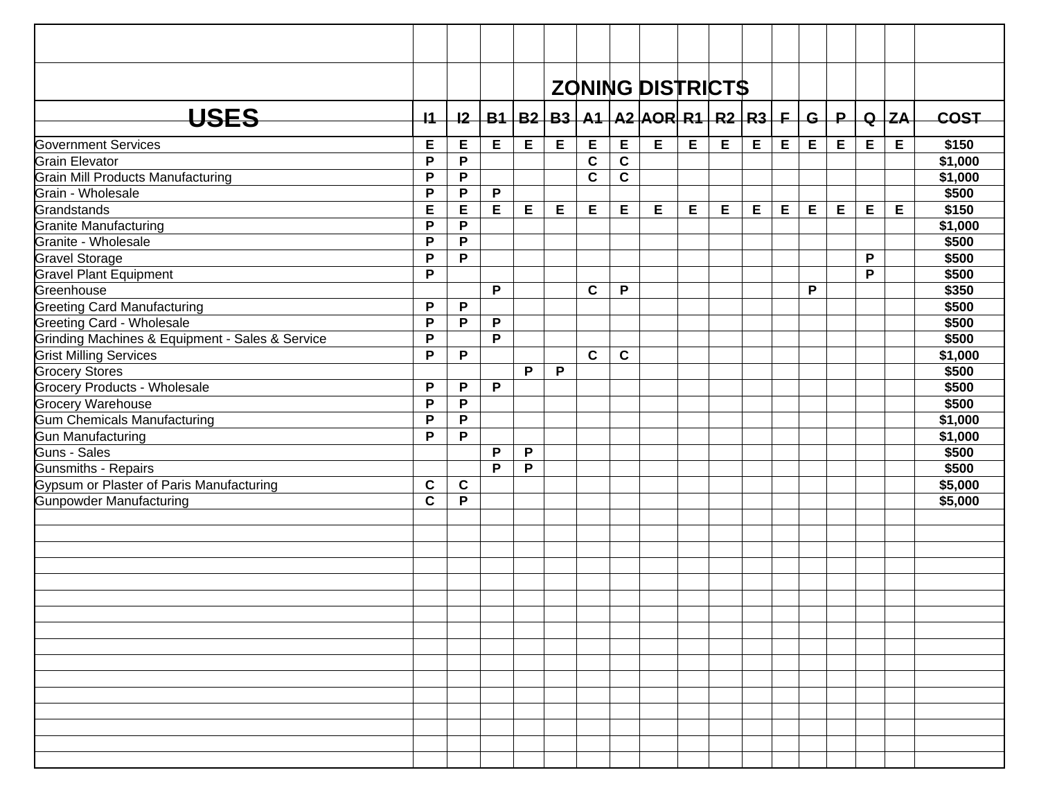| USES | I1 | I2 | B1 | B2 | B3 | A1 | A2 | AOR | R1 | R2 | R3 | F | G | P | Q | ZA | COST |
|---|---|---|---|---|---|---|---|---|---|---|---|---|---|---|---|---|---|
| | | | | | ZONING DISTRICTS | | | | | | | | | | | | |
| Government Services | E | E | E | E | E | E | E | E | E | E | E | E | E | E | E | E | $150 |
| Grain Elevator | P | P | | | | C | C | | | | | | | | | | $1,000 |
| Grain Mill Products Manufacturing | P | P | | | | C | C | | | | | | | | | | $1,000 |
| Grain - Wholesale | P | P | P | | | | | | | | | | | | | | $500 |
| Grandstands | E | E | E | E | E | E | E | E | E | E | E | E | E | E | E | E | $150 |
| Granite Manufacturing | P | P | | | | | | | | | | | | | | | $1,000 |
| Granite - Wholesale | P | P | | | | | | | | | | | | | | | $500 |
| Gravel Storage | P | P | | | | | | | | | | | | | P | | $500 |
| Gravel Plant Equipment | P | | | | | | | | | | | | | | P | | $500 |
| Greenhouse | | | P | | | C | P | | | | | | P | | | | $350 |
| Greeting Card Manufacturing | P | P | | | | | | | | | | | | | | | $500 |
| Greeting Card - Wholesale | P | P | P | | | | | | | | | | | | | | $500 |
| Grinding Machines & Equipment - Sales & Service | P | | P | | | | | | | | | | | | | | $500 |
| Grist Milling Services | P | P | | | | C | C | | | | | | | | | | $1,000 |
| Grocery Stores | | | | P | P | | | | | | | | | | | | $500 |
| Grocery Products - Wholesale | P | P | P | | | | | | | | | | | | | | $500 |
| Grocery Warehouse | P | P | | | | | | | | | | | | | | | $500 |
| Gum Chemicals Manufacturing | P | P | | | | | | | | | | | | | | | $1,000 |
| Gun Manufacturing | P | P | | | | | | | | | | | | | | | $1,000 |
| Guns - Sales | | | P | P | | | | | | | | | | | | | $500 |
| Gunsmiths - Repairs | | | P | P | | | | | | | | | | | | | $500 |
| Gypsum or Plaster of Paris Manufacturing | C | C | | | | | | | | | | | | | | | $5,000 |
| Gunpowder Manufacturing | C | P | | | | | | | | | | | | | | | $5,000 |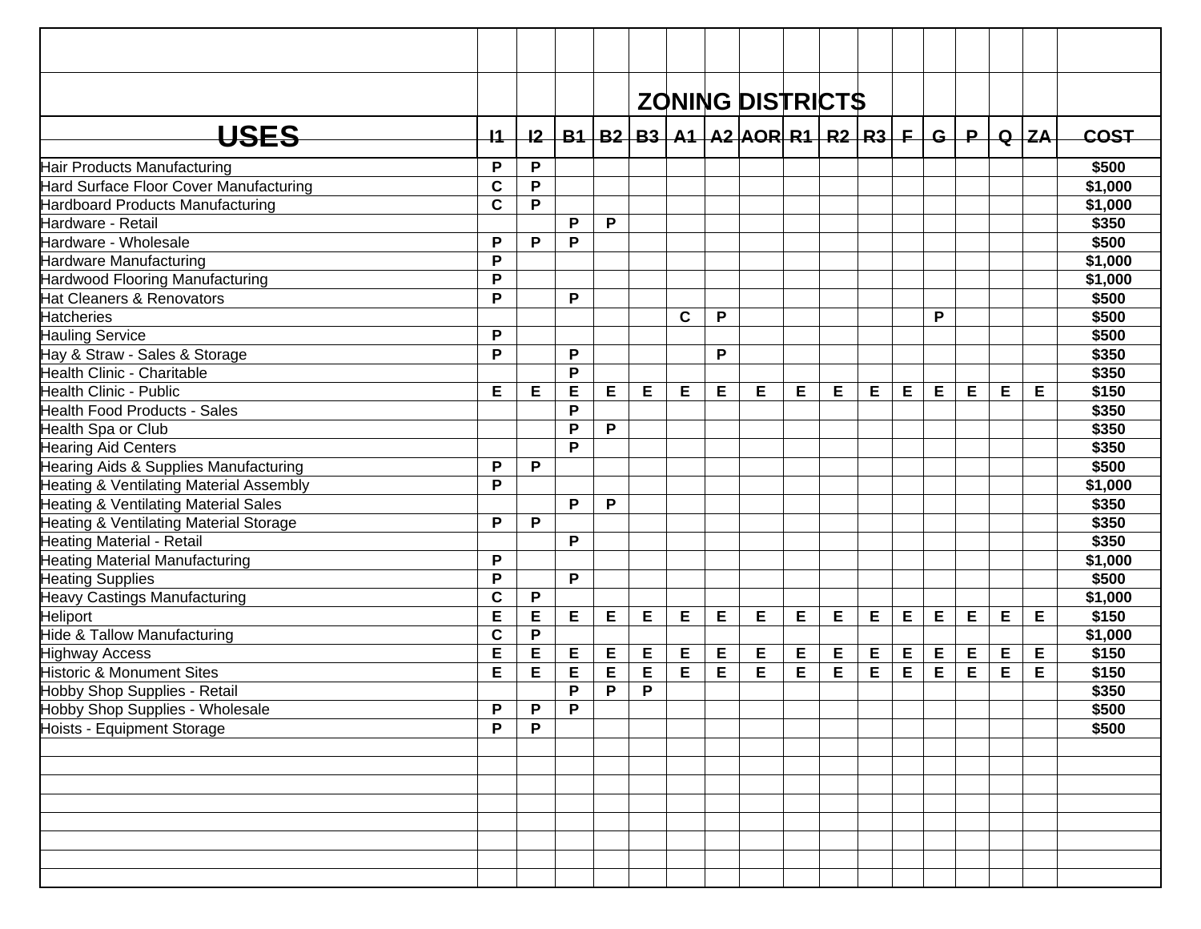| USES | I1 | I2 | B1 | B2 | B3 | A1 | A2 | AOR | R1 | R2 | R3 | F | G | P | Q | ZA | COST |
|---|---|---|---|---|---|---|---|---|---|---|---|---|---|---|---|---|---|
| | | | | | | | ZONING DISTRICTS | | | | | | | | | | |
| Hair Products Manufacturing | P | P | | | | | | | | | | | | | | | $500 |
| Hard Surface Floor Cover Manufacturing | C | P | | | | | | | | | | | | | | | $1,000 |
| Hardboard Products Manufacturing | C | P | | | | | | | | | | | | | | | $1,000 |
| Hardware - Retail | | | P | P | | | | | | | | | | | | | $350 |
| Hardware - Wholesale | P | P | P | | | | | | | | | | | | | | $500 |
| Hardware Manufacturing | P | | | | | | | | | | | | | | | | $1,000 |
| Hardwood Flooring Manufacturing | P | | | | | | | | | | | | | | | | $1,000 |
| Hat Cleaners & Renovators | P | | P | | | | | | | | | | | | | | $500 |
| Hatcheries | | | | | | C | P | | | | | | P | | | | $500 |
| Hauling Service | P | | | | | | | | | | | | | | | | $500 |
| Hay & Straw - Sales & Storage | P | | P | | | | P | | | | | | | | | | $350 |
| Health Clinic - Charitable | | | P | | | | | | | | | | | | | | $350 |
| Health Clinic - Public | E | E | E | E | E | E | E | E | E | E | E | E | E | E | E | E | $150 |
| Health Food Products - Sales | | | P | | | | | | | | | | | | | | $350 |
| Health Spa or Club | | | P | P | | | | | | | | | | | | | $350 |
| Hearing Aid Centers | | | P | | | | | | | | | | | | | | $350 |
| Hearing Aids & Supplies Manufacturing | P | P | | | | | | | | | | | | | | | $500 |
| Heating & Ventilating Material Assembly | P | | | | | | | | | | | | | | | | $1,000 |
| Heating & Ventilating Material Sales | | | P | P | | | | | | | | | | | | | $350 |
| Heating & Ventilating Material Storage | P | P | | | | | | | | | | | | | | | $350 |
| Heating Material - Retail | | | P | | | | | | | | | | | | | | $350 |
| Heating Material Manufacturing | P | | | | | | | | | | | | | | | | $1,000 |
| Heating Supplies | P | | P | | | | | | | | | | | | | | $500 |
| Heavy Castings Manufacturing | C | P | | | | | | | | | | | | | | | $1,000 |
| Heliport | E | E | E | E | E | E | E | E | E | E | E | E | E | E | E | E | $150 |
| Hide & Tallow Manufacturing | C | P | | | | | | | | | | | | | | | $1,000 |
| Highway Access | E | E | E | E | E | E | E | E | E | E | E | E | E | E | E | E | $150 |
| Historic & Monument Sites | E | E | E | E | E | E | E | E | E | E | E | E | E | E | E | E | $150 |
| Hobby Shop Supplies - Retail | | | P | P | P | | | | | | | | | | | | $350 |
| Hobby Shop Supplies - Wholesale | P | P | P | | | | | | | | | | | | | | $500 |
| Hoists - Equipment Storage | P | P | | | | | | | | | | | | | | | $500 |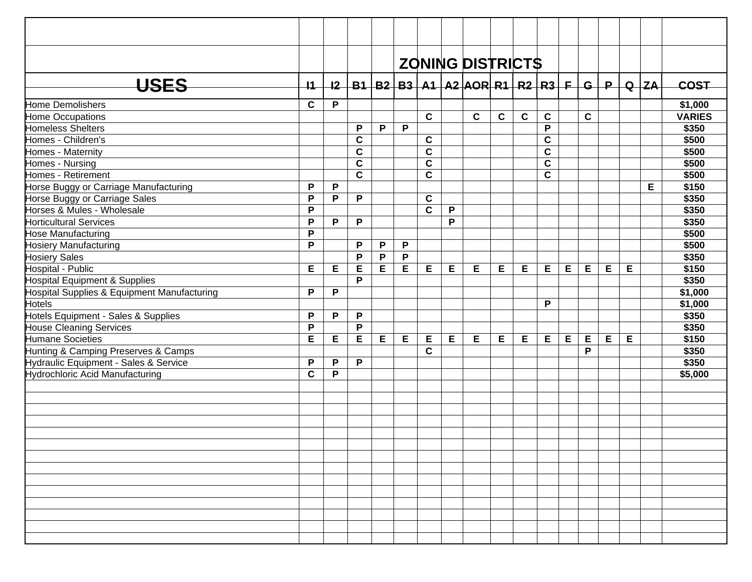| USES | I1 | I2 | B1 | B2 | B3 | A1 | A2 | AOR | R1 | R2 | R3 | F | G | P | Q | ZA | COST |
|---|---|---|---|---|---|---|---|---|---|---|---|---|---|---|---|---|---|
| | | | | | | | | ZONING DISTRICTS | | | | | | | | | |
| Home Demolishers | C | P | | | | | | | | | | | | | | | $1,000 |
| Home Occupations | | | | | | C | | C | C | C | C | | C | | | | VARIES |
| Homeless Shelters | | | P | P | P | | | | | | P | | | | | | $350 |
| Homes - Children's | | | C | | | C | | | | | C | | | | | | $500 |
| Homes - Maternity | | | C | | | C | | | | | C | | | | | | $500 |
| Homes - Nursing | | | C | | | C | | | | | C | | | | | | $500 |
| Homes - Retirement | | | C | | | C | | | | | C | | | | | | $500 |
| Horse Buggy or Carriage Manufacturing | P | P | | | | | | | | | | | | | | E | $150 |
| Horse Buggy or Carriage Sales | P | P | P | | | C | | | | | | | | | | | $350 |
| Horses & Mules - Wholesale | P | | | | | C | P | | | | | | | | | | $350 |
| Horticultural Services | P | P | P | | | | P | | | | | | | | | | $350 |
| Hose Manufacturing | P | | | | | | | | | | | | | | | | $500 |
| Hosiery Manufacturing | P | | P | P | P | | | | | | | | | | | | $500 |
| Hosiery Sales | | | P | P | P | | | | | | | | | | | | $350 |
| Hospital - Public | E | E | E | E | E | E | E | E | E | E | E | E | E | E | E | | $150 |
| Hospital Equipment & Supplies | | | P | | | | | | | | | | | | | | $350 |
| Hospital Supplies & Equipment Manufacturing | P | P | | | | | | | | | | | | | | | $1,000 |
| Hotels | | | | | | | | | | | P | | | | | | $1,000 |
| Hotels Equipment - Sales & Supplies | P | P | P | | | | | | | | | | | | | | $350 |
| House Cleaning Services | P | | P | | | | | | | | | | | | | | $350 |
| Humane Societies | E | E | E | E | E | E | E | E | E | E | E | E | E | E | E | | $150 |
| Hunting & Camping Preserves & Camps | | | | | | C | | | | | | | P | | | | $350 |
| Hydraulic Equipment - Sales & Service | P | P | P | | | | | | | | | | | | | | $350 |
| Hydrochloric Acid Manufacturing | C | P | | | | | | | | | | | | | | | $5,000 |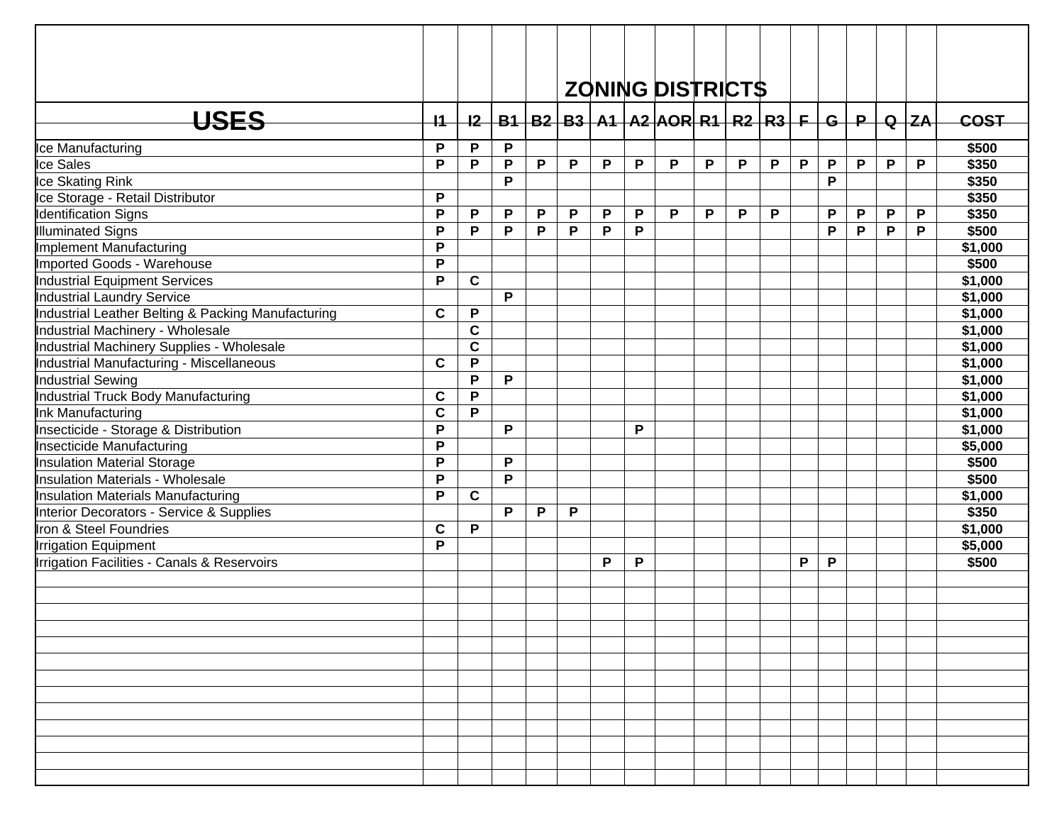| USES | I1 | I2 | B1 | B2 | B3 | A1 | A2 | AOR | R1 | R2 | R3 | F | G | P | Q | ZA | COST |
|---|---|---|---|---|---|---|---|---|---|---|---|---|---|---|---|---|---|
| | | | | | | ZONING DISTRICTS | | | | | | | | | | | |
| Ice Manufacturing | P | P | P | | | | | | | | | | | | | | $500 |
| Ice Sales | P | P | P | P | P | P | P | P | P | P | P | P | P | P | P | P | $350 |
| Ice Skating Rink | | | P | | | | | | | | | | P | | | | $350 |
| Ice Storage - Retail Distributor | P | | | | | | | | | | | | | | | | $350 |
| Identification Signs | P | P | P | P | P | P | P | P | P | P | P | | P | P | P | P | $350 |
| Illuminated Signs | P | P | P | P | P | P | P | | | | | | P | P | P | P | $500 |
| Implement Manufacturing | P | | | | | | | | | | | | | | | | $1,000 |
| Imported Goods - Warehouse | P | | | | | | | | | | | | | | | | $500 |
| Industrial Equipment Services | P | C | | | | | | | | | | | | | | | $1,000 |
| Industrial Laundry Service | | | P | | | | | | | | | | | | | | $1,000 |
| Industrial Leather Belting & Packing Manufacturing | C | P | | | | | | | | | | | | | | | $1,000 |
| Industrial Machinery - Wholesale | | C | | | | | | | | | | | | | | | $1,000 |
| Industrial Machinery Supplies - Wholesale | | C | | | | | | | | | | | | | | | $1,000 |
| Industrial Manufacturing - Miscellaneous | C | P | | | | | | | | | | | | | | | $1,000 |
| Industrial Sewing | | P | P | | | | | | | | | | | | | | $1,000 |
| Industrial Truck Body Manufacturing | C | P | | | | | | | | | | | | | | | $1,000 |
| Ink Manufacturing | C | P | | | | | | | | | | | | | | | $1,000 |
| Insecticide - Storage & Distribution | P | | P | | | | P | | | | | | | | | | $1,000 |
| Insecticide Manufacturing | P | | | | | | | | | | | | | | | | $5,000 |
| Insulation Material Storage | P | | P | | | | | | | | | | | | | | $500 |
| Insulation Materials - Wholesale | P | | P | | | | | | | | | | | | | | $500 |
| Insulation Materials Manufacturing | P | C | | | | | | | | | | | | | | | $1,000 |
| Interior Decorators - Service & Supplies | | | P | P | P | | | | | | | | | | | | $350 |
| Iron & Steel Foundries | C | P | | | | | | | | | | | | | | | $1,000 |
| Irrigation Equipment | P | | | | | | | | | | | | | | | | $5,000 |
| Irrigation Facilities - Canals & Reservoirs | | | | | | P | P | | | | | P | P | | | | $500 |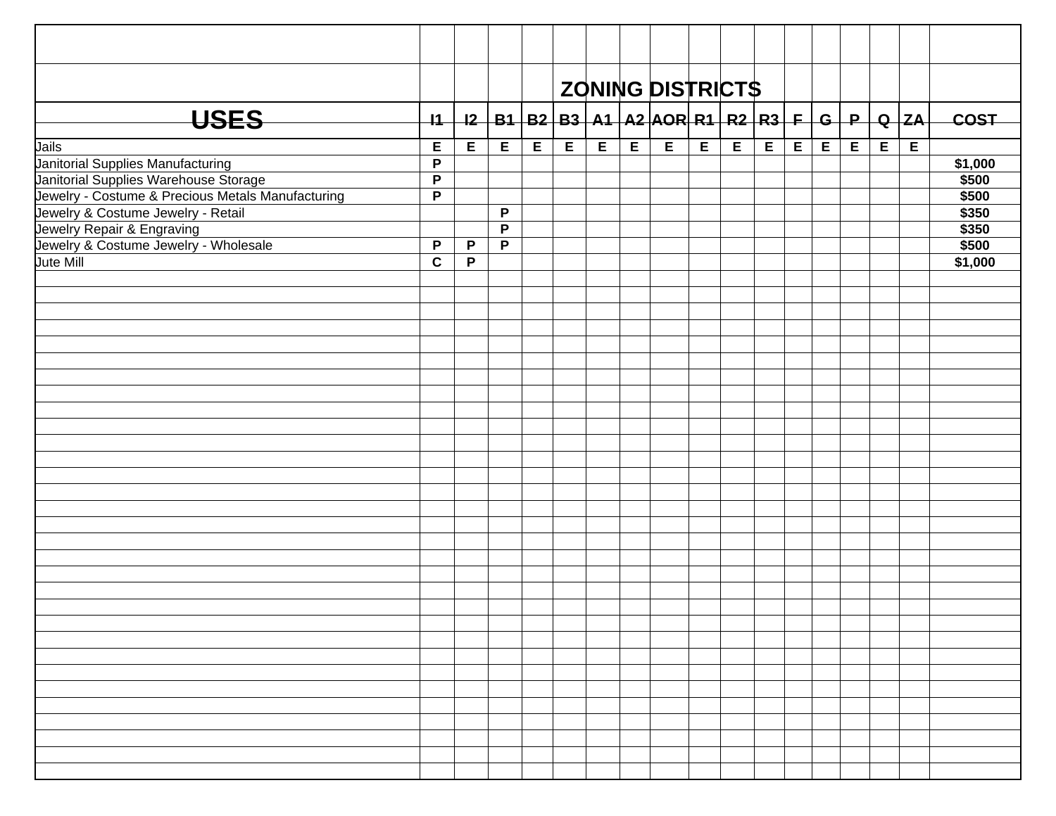| USES | I1 | I2 | B1 | B2 | B3 | A1 | A2 | AOR | R1 | R2 | R3 | F | G | P | Q | ZA | COST |
|---|---|---|---|---|---|---|---|---|---|---|---|---|---|---|---|---|---|
| | | | | | | | ZONING DISTRICTS | | | | | | | | | | |
| Jails | E | E | E | E | E | E | E | E | E | E | E | E | E | E | E | E | |
| Janitorial Supplies Manufacturing | P | | | | | | | | | | | | | | | | $1,000 |
| Janitorial Supplies Warehouse Storage | P | | | | | | | | | | | | | | | | $500 |
| Jewelry - Costume & Precious Metals Manufacturing | P | | | | | | | | | | | | | | | | $500 |
| Jewelry & Costume Jewelry - Retail | | | P | | | | | | | | | | | | | | $350 |
| Jewelry Repair & Engraving | | | P | | | | | | | | | | | | | | $350 |
| Jewelry & Costume Jewelry - Wholesale | P | P | P | | | | | | | | | | | | | | $500 |
| Jute Mill | C | P | | | | | | | | | | | | | | | $1,000 |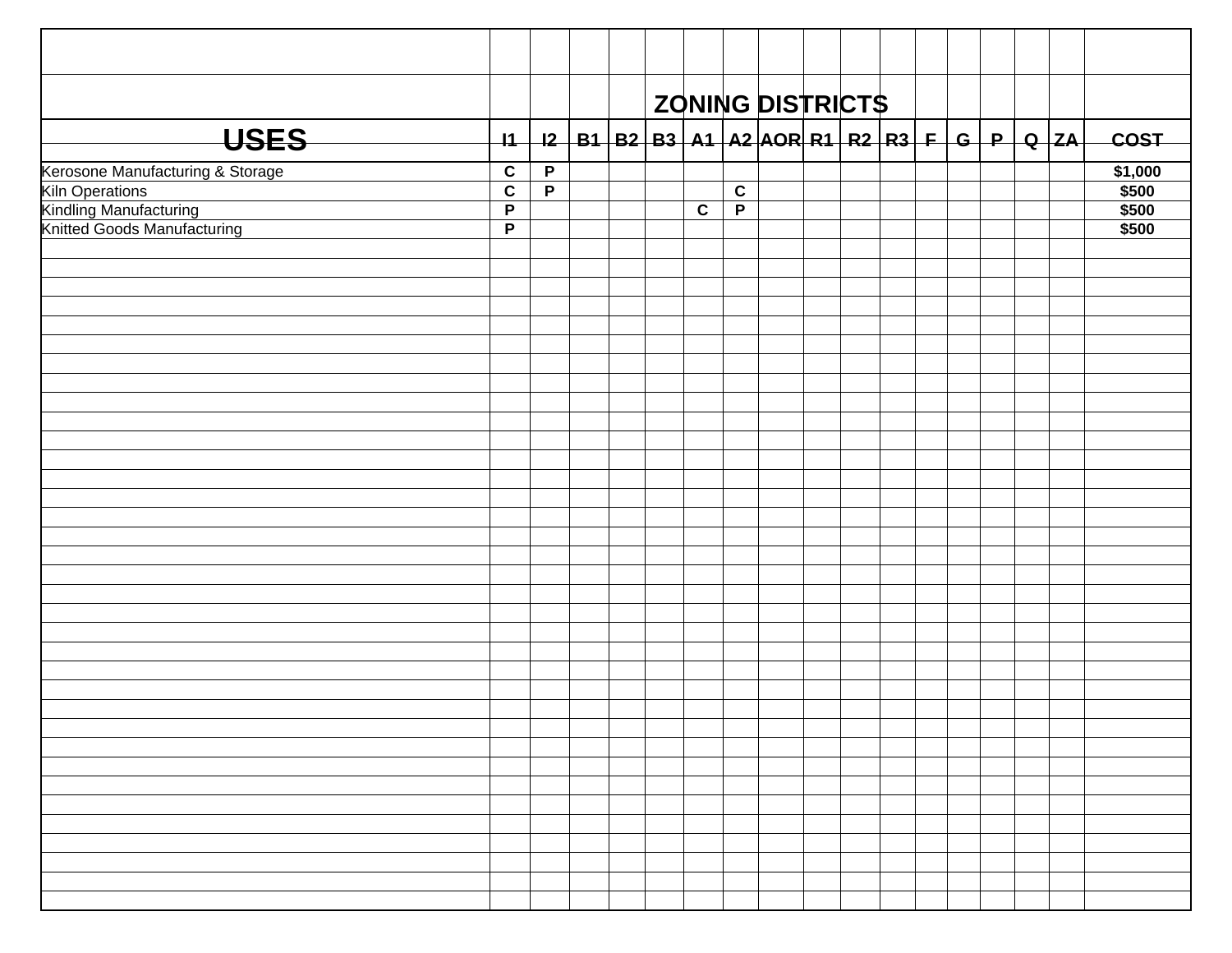| USES | I1 | I2 | B1 | B2 | B3 | A1 | A2 | AOR | R1 | R2 | R3 | F | G | P | Q | ZA | COST |
|---|---|---|---|---|---|---|---|---|---|---|---|---|---|---|---|---|---|
| | | | | | | | | ZONING DISTRICTS | | | | | | | | | |
| Kerosone Manufacturing & Storage | C | P | | | | | | | | | | | | | | | $1,000 |
| Kiln Operations | C | P | | | | | C | | | | | | | | | | $500 |
| Kindling Manufacturing | P | | | | | C | P | | | | | | | | | | $500 |
| Knitted Goods Manufacturing | P | | | | | | | | | | | | | | | | $500 |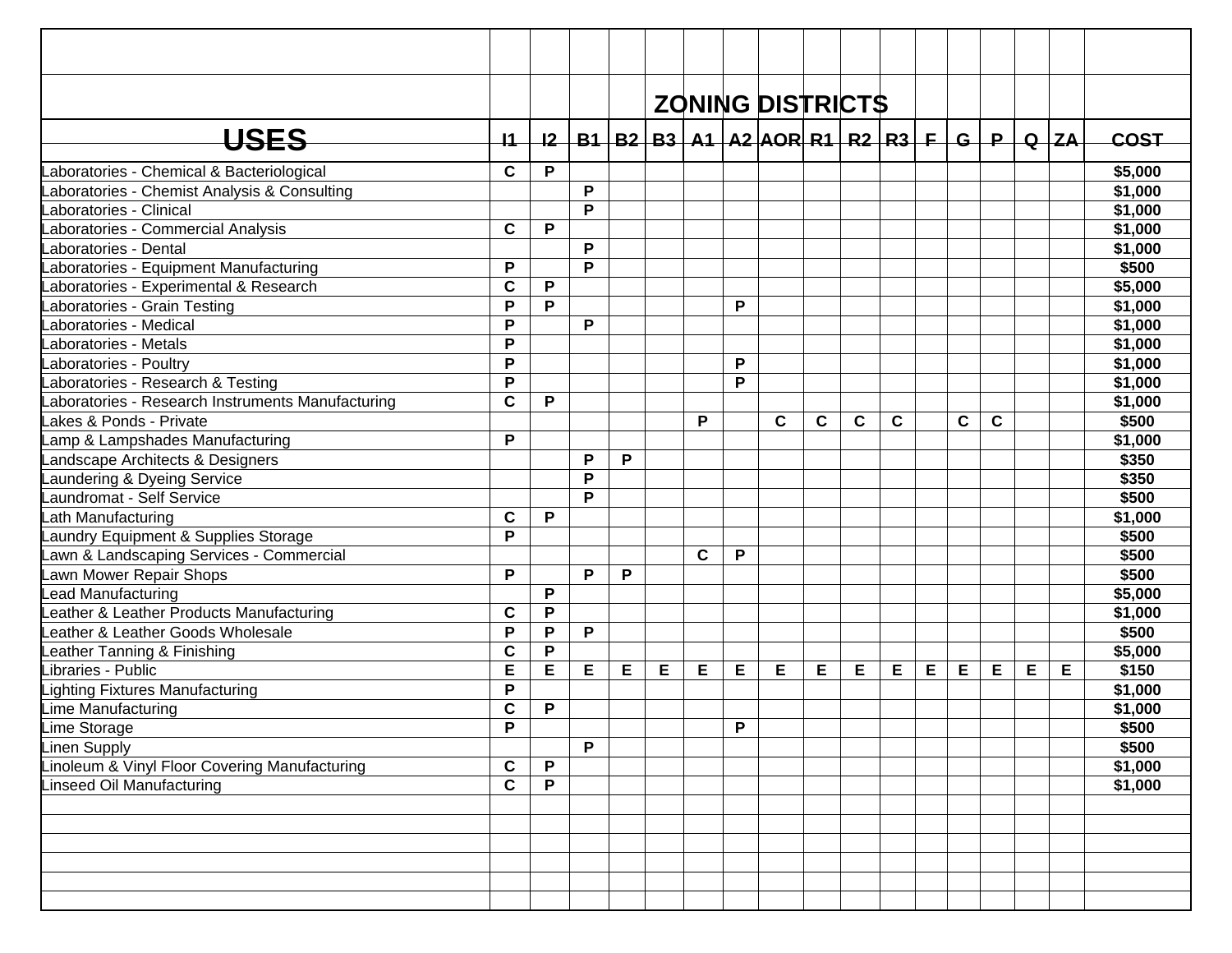| USES | I1 | I2 | B1 | B2 | B3 | A1 | A2 | AOR | R1 | R2 | R3 | F | G | P | Q | ZA | COST |
|---|---|---|---|---|---|---|---|---|---|---|---|---|---|---|---|---|---|
| | | | | | | ZONING DISTRICTS | | | | | | | | | | | |
| Laboratories - Chemical & Bacteriological | C | P | | | | | | | | | | | | | | | $5,000 |
| Laboratories - Chemist Analysis & Consulting | | | P | | | | | | | | | | | | | | $1,000 |
| Laboratories - Clinical | | | P | | | | | | | | | | | | | | $1,000 |
| Laboratories - Commercial Analysis | C | P | | | | | | | | | | | | | | | $1,000 |
| Laboratories - Dental | | | P | | | | | | | | | | | | | | $1,000 |
| Laboratories - Equipment Manufacturing | P | | P | | | | | | | | | | | | | | $500 |
| Laboratories - Experimental & Research | C | P | | | | | | | | | | | | | | | $5,000 |
| Laboratories - Grain Testing | P | P | | | | | P | | | | | | | | | | $1,000 |
| Laboratories - Medical | P | | P | | | | | | | | | | | | | | $1,000 |
| Laboratories - Metals | P | | | | | | | | | | | | | | | | $1,000 |
| Laboratories - Poultry | P | | | | | | P | | | | | | | | | | $1,000 |
| Laboratories - Research & Testing | P | | | | | | P | | | | | | | | | | $1,000 |
| Laboratories - Research Instruments Manufacturing | C | P | | | | | | | | | | | | | | | $1,000 |
| Lakes & Ponds - Private | | | | | | P | | C | C | C | C | | C | C | | | $500 |
| Lamp & Lampshades Manufacturing | P | | | | | | | | | | | | | | | | $1,000 |
| Landscape Architects & Designers | | | P | P | | | | | | | | | | | | | $350 |
| Laundering & Dyeing Service | | | P | | | | | | | | | | | | | | $350 |
| Laundromat - Self Service | | | P | | | | | | | | | | | | | | $500 |
| Lath Manufacturing | C | P | | | | | | | | | | | | | | | $1,000 |
| Laundry Equipment & Supplies Storage | P | | | | | | | | | | | | | | | | $500 |
| Lawn & Landscaping Services - Commercial | | | | | | C | P | | | | | | | | | | $500 |
| Lawn Mower Repair Shops | P | | P | P | | | | | | | | | | | | | $500 |
| Lead Manufacturing | | P | | | | | | | | | | | | | | | $5,000 |
| Leather & Leather Products Manufacturing | C | P | | | | | | | | | | | | | | | $1,000 |
| Leather & Leather Goods Wholesale | P | P | P | | | | | | | | | | | | | | $500 |
| Leather Tanning & Finishing | C | P | | | | | | | | | | | | | | | $5,000 |
| Libraries - Public | E | E | E | E | E | E | E | E | E | E | E | E | E | E | E | E | $150 |
| Lighting Fixtures Manufacturing | P | | | | | | | | | | | | | | | | $1,000 |
| Lime Manufacturing | C | P | | | | | | | | | | | | | | | $1,000 |
| Lime Storage | P | | | | | | P | | | | | | | | | | $500 |
| Linen Supply | | | P | | | | | | | | | | | | | | $500 |
| Linoleum & Vinyl Floor Covering Manufacturing | C | P | | | | | | | | | | | | | | | $1,000 |
| Linseed Oil Manufacturing | C | P | | | | | | | | | | | | | | | $1,000 |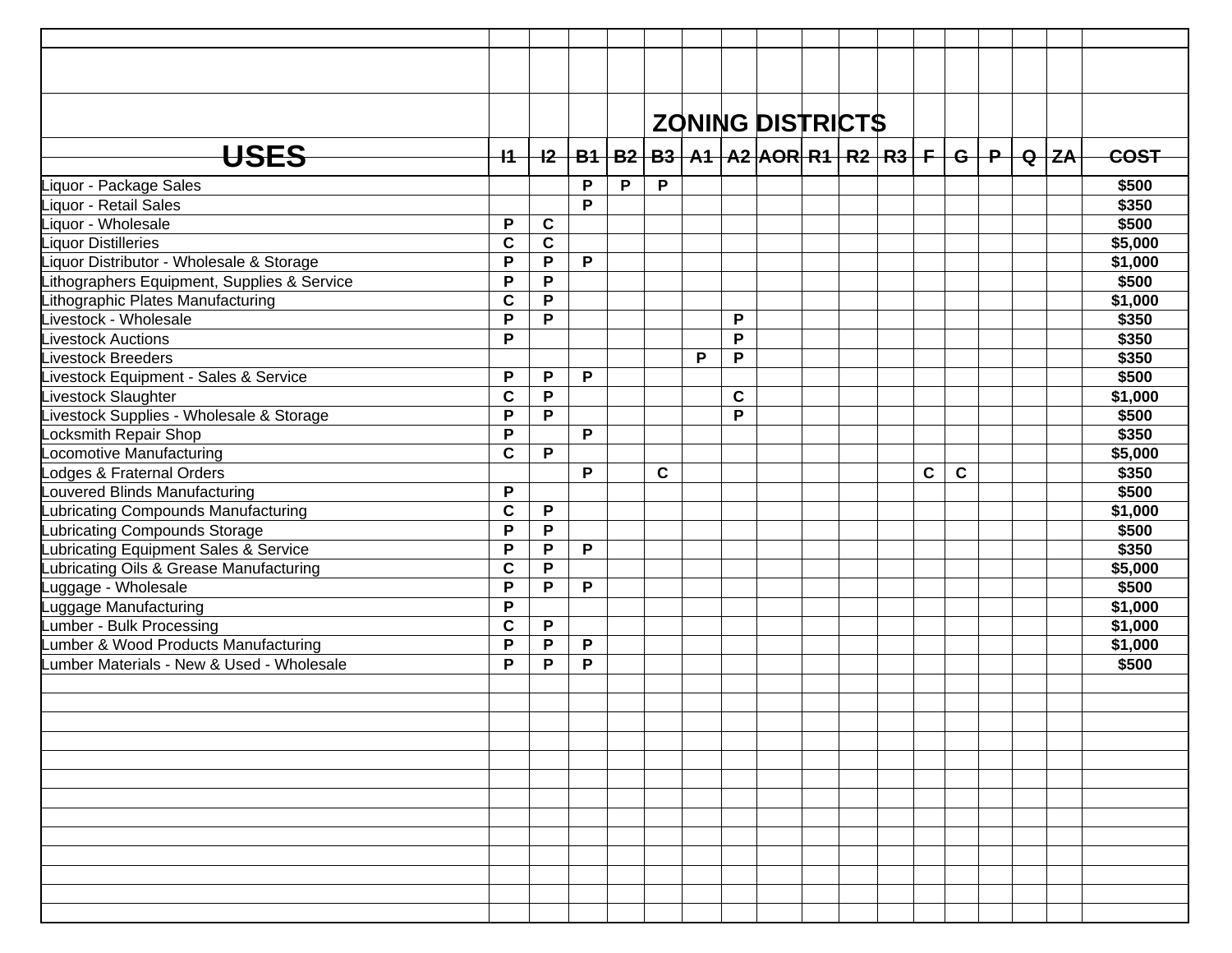| USES | I1 | I2 | B1 | B2 | B3 | A1 | A2 | AOR | R1 | R2 | R3 | F | G | P | Q | ZA | COST |
|---|---|---|---|---|---|---|---|---|---|---|---|---|---|---|---|---|---|
| | | | | | | | | ZONING DISTRICTS | | | | | | | | | |
| Liquor - Package Sales | | | P | P | P | | | | | | | | | | | | $500 |
| Liquor - Retail Sales | | | P | | | | | | | | | | | | | | $350 |
| Liquor - Wholesale | P | C | | | | | | | | | | | | | | | $500 |
| Liquor Distilleries | C | C | | | | | | | | | | | | | | | $5,000 |
| Liquor Distributor - Wholesale & Storage | P | P | P | | | | | | | | | | | | | | $1,000 |
| Lithographers Equipment, Supplies & Service | P | P | | | | | | | | | | | | | | | $500 |
| Lithographic Plates Manufacturing | C | P | | | | | | | | | | | | | | | $1,000 |
| Livestock - Wholesale | P | P | | | | | P | | | | | | | | | | $350 |
| Livestock Auctions | P | | | | | | P | | | | | | | | | | $350 |
| Livestock Breeders | | | | | | P | P | | | | | | | | | | $350 |
| Livestock Equipment - Sales & Service | P | P | P | | | | | | | | | | | | | | $500 |
| Livestock Slaughter | C | P | | | | | C | | | | | | | | | | $1,000 |
| Livestock Supplies - Wholesale & Storage | P | P | | | | | P | | | | | | | | | | $500 |
| Locksmith Repair Shop | P | | P | | | | | | | | | | | | | | $350 |
| Locomotive Manufacturing | C | P | | | | | | | | | | | | | | | $5,000 |
| Lodges & Fraternal Orders | | | P | | C | | | | | | | C | C | | | | $350 |
| Louvered Blinds Manufacturing | P | | | | | | | | | | | | | | | | $500 |
| Lubricating Compounds Manufacturing | C | P | | | | | | | | | | | | | | | $1,000 |
| Lubricating Compounds Storage | P | P | | | | | | | | | | | | | | | $500 |
| Lubricating Equipment Sales & Service | P | P | P | | | | | | | | | | | | | | $350 |
| Lubricating Oils & Grease Manufacturing | C | P | | | | | | | | | | | | | | | $5,000 |
| Luggage - Wholesale | P | P | P | | | | | | | | | | | | | | $500 |
| Luggage Manufacturing | P | | | | | | | | | | | | | | | | $1,000 |
| Lumber - Bulk Processing | C | P | | | | | | | | | | | | | | | $1,000 |
| Lumber & Wood Products Manufacturing | P | P | P | | | | | | | | | | | | | | $1,000 |
| Lumber Materials - New & Used - Wholesale | P | P | P | | | | | | | | | | | | | | $500 |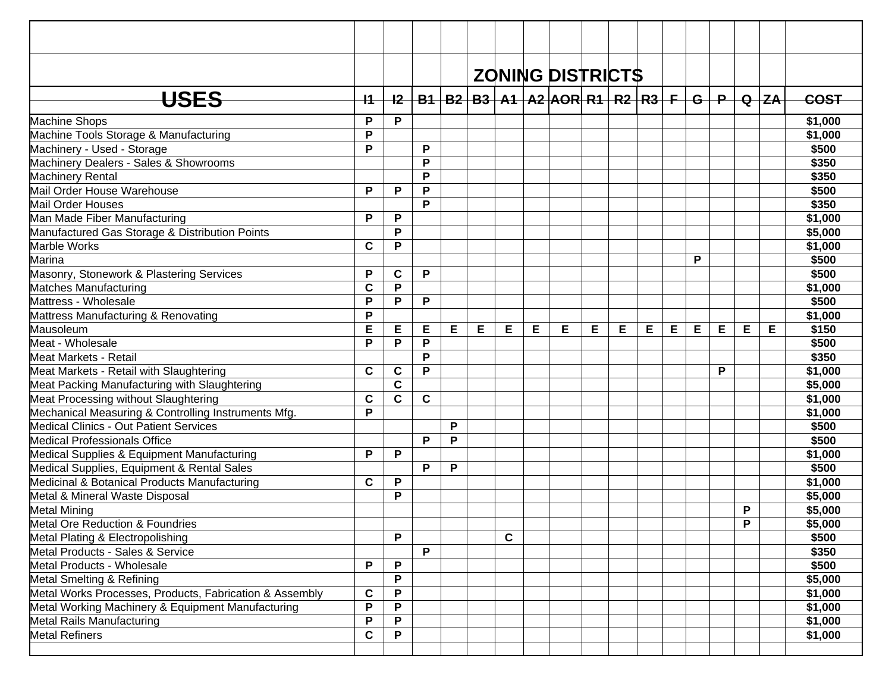| USES | I1 | I2 | B1 | B2 | B3 | A1 | A2 | AOR | R1 | R2 | R3 | F | G | P | Q | ZA | COST |
|---|---|---|---|---|---|---|---|---|---|---|---|---|---|---|---|---|---|
| | | | | | | | | | | | | | | | | | |
| | | | | | **ZONING DISTRICTS** | | | | | | | | | | | | |
| Machine Shops | P | P | | | | | | | | | | | | | | | $1,000 |
| Machine Tools Storage & Manufacturing | P | | | | | | | | | | | | | | | | $1,000 |
| Machinery - Used - Storage | P | | P | | | | | | | | | | | | | | $500 |
| Machinery Dealers - Sales & Showrooms | | | P | | | | | | | | | | | | | | $350 |
| Machinery Rental | | | P | | | | | | | | | | | | | | $350 |
| Mail Order House Warehouse | P | P | P | | | | | | | | | | | | | | $500 |
| Mail Order Houses | | | P | | | | | | | | | | | | | | $350 |
| Man Made Fiber Manufacturing | P | P | | | | | | | | | | | | | | | $1,000 |
| Manufactured Gas Storage & Distribution Points | | P | | | | | | | | | | | | | | | $5,000 |
| Marble Works | C | P | | | | | | | | | | | | | | | $1,000 |
| Marina | | | | | | | | | | | | | P | | | | $500 |
| Masonry, Stonework & Plastering Services | P | C | P | | | | | | | | | | | | | | $500 |
| Matches Manufacturing | C | P | | | | | | | | | | | | | | | $1,000 |
| Mattress - Wholesale | P | P | P | | | | | | | | | | | | | | $500 |
| Mattress Manufacturing & Renovating | P | | | | | | | | | | | | | | | | $1,000 |
| Mausoleum | E | E | E | E | E | E | E | E | E | E | E | E | E | E | E | E | $150 |
| Meat - Wholesale | P | P | P | | | | | | | | | | | | | | $500 |
| Meat Markets - Retail | | | P | | | | | | | | | | | | | | $350 |
| Meat Markets - Retail with Slaughtering | C | C | P | | | | | | | | | | | P | | | $1,000 |
| Meat Packing Manufacturing with Slaughtering | | C | | | | | | | | | | | | | | | $5,000 |
| Meat Processing without Slaughtering | C | C | C | | | | | | | | | | | | | | $1,000 |
| Mechanical Measuring & Controlling Instruments Mfg. | P | | | | | | | | | | | | | | | | $1,000 |
| Medical Clinics - Out Patient Services | | | | P | | | | | | | | | | | | | $500 |
| Medical Professionals Office | | | P | P | | | | | | | | | | | | | $500 |
| Medical Supplies & Equipment Manufacturing | P | P | | | | | | | | | | | | | | | $1,000 |
| Medical Supplies, Equipment & Rental Sales | | | P | P | | | | | | | | | | | | | $500 |
| Medicinal & Botanical Products Manufacturing | C | P | | | | | | | | | | | | | | | $1,000 |
| Metal & Mineral Waste Disposal | | P | | | | | | | | | | | | | | | $5,000 |
| Metal Mining | | | | | | | | | | | | | | | P | | $5,000 |
| Metal Ore Reduction & Foundries | | | | | | | | | | | | | | | P | | $5,000 |
| Metal Plating & Electropolishing | | P | | | | C | | | | | | | | | | | $500 |
| Metal Products - Sales & Service | | | P | | | | | | | | | | | | | | $350 |
| Metal Products - Wholesale | P | P | | | | | | | | | | | | | | | $500 |
| Metal Smelting & Refining | | P | | | | | | | | | | | | | | | $5,000 |
| Metal Works Processes, Products, Fabrication & Assembly | C | P | | | | | | | | | | | | | | | $1,000 |
| Metal Working Machinery & Equipment Manufacturing | P | P | | | | | | | | | | | | | | | $1,000 |
| Metal Rails Manufacturing | P | P | | | | | | | | | | | | | | | $1,000 |
| Metal Refiners | C | P | | | | | | | | | | | | | | | $1,000 |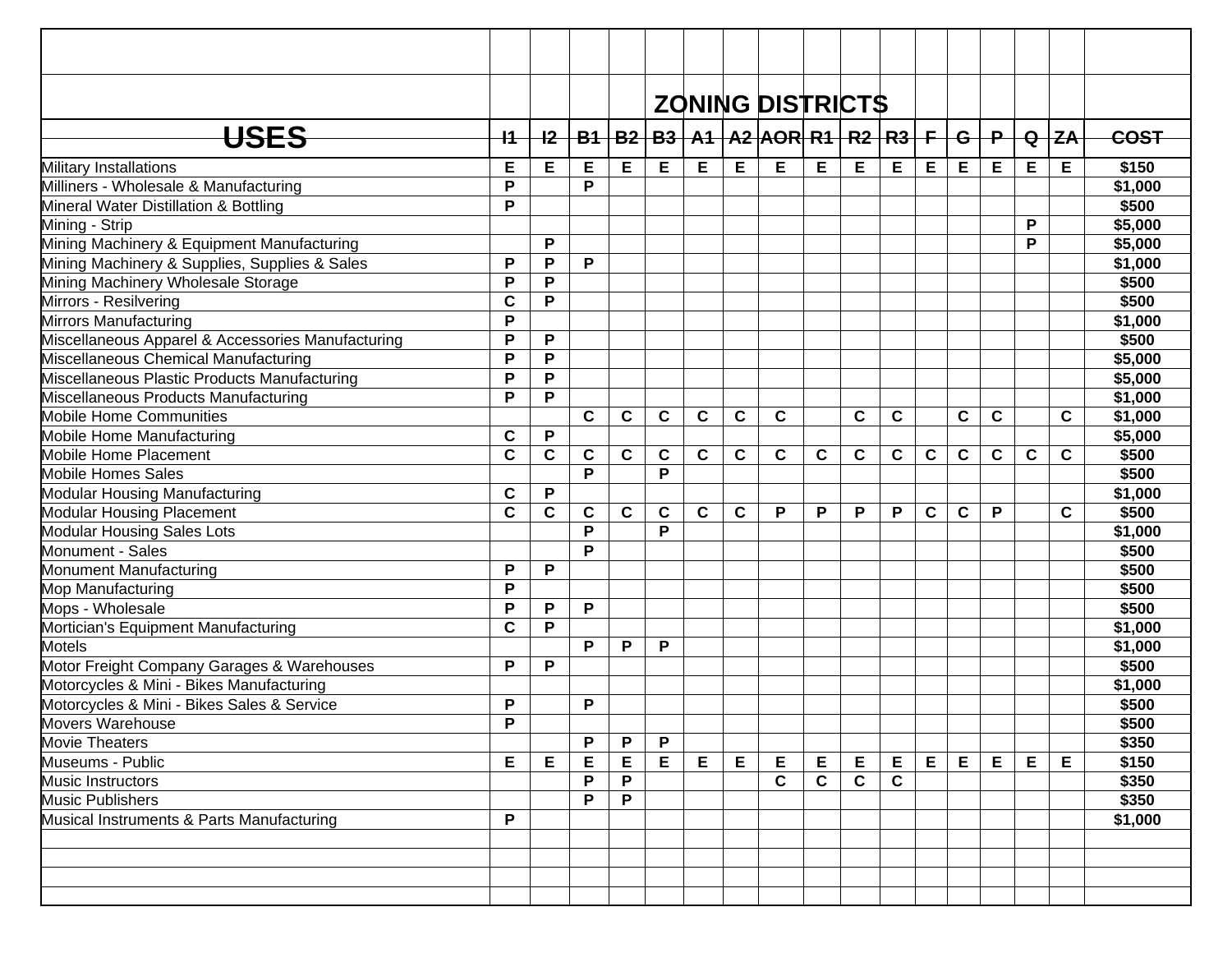| USES | I1 | I2 | B1 | B2 | B3 | A1 | A2 | AOR | R1 | R2 | R3 | F | G | P | Q | ZA | COST |
|---|---|---|---|---|---|---|---|---|---|---|---|---|---|---|---|---|---|
| | | | | | | | | ZONING DISTRICTS | | | | | | | | | |
| Military Installations | E | E | E | E | E | E | E | E | E | E | E | E | E | E | E | E | $150 |
| Milliners - Wholesale & Manufacturing | P | | P | | | | | | | | | | | | | | $1,000 |
| Mineral Water Distillation & Bottling | P | | | | | | | | | | | | | | | | $500 |
| Mining - Strip | | | | | | | | | | | | | | | P | | $5,000 |
| Mining Machinery & Equipment Manufacturing | | P | | | | | | | | | | | | | P | | $5,000 |
| Mining Machinery & Supplies, Supplies & Sales | P | P | P | | | | | | | | | | | | | | $1,000 |
| Mining Machinery Wholesale Storage | P | P | | | | | | | | | | | | | | | $500 |
| Mirrors - Resilvering | C | P | | | | | | | | | | | | | | | $500 |
| Mirrors Manufacturing | P | | | | | | | | | | | | | | | | $1,000 |
| Miscellaneous Apparel & Accessories Manufacturing | P | P | | | | | | | | | | | | | | | $500 |
| Miscellaneous Chemical Manufacturing | P | P | | | | | | | | | | | | | | | $5,000 |
| Miscellaneous Plastic Products Manufacturing | P | P | | | | | | | | | | | | | | | $5,000 |
| Miscellaneous Products Manufacturing | P | P | | | | | | | | | | | | | | | $1,000 |
| Mobile Home Communities | | | C | C | C | C | C | C | | C | C | | C | C | | C | $1,000 |
| Mobile Home Manufacturing | C | P | | | | | | | | | | | | | | | $5,000 |
| Mobile Home Placement | C | C | C | C | C | C | C | C | C | C | C | C | C | C | C | C | $500 |
| Mobile Homes Sales | | | P | | P | | | | | | | | | | | | $500 |
| Modular Housing Manufacturing | C | P | | | | | | | | | | | | | | | $1,000 |
| Modular Housing Placement | C | C | C | C | C | C | C | P | P | P | P | C | C | P | | C | $500 |
| Modular Housing Sales Lots | | | P | | P | | | | | | | | | | | | $1,000 |
| Monument - Sales | | | P | | | | | | | | | | | | | | $500 |
| Monument Manufacturing | P | P | | | | | | | | | | | | | | | $500 |
| Mop Manufacturing | P | | | | | | | | | | | | | | | | $500 |
| Mops - Wholesale | P | P | P | | | | | | | | | | | | | | $500 |
| Mortician's Equipment Manufacturing | C | P | | | | | | | | | | | | | | | $1,000 |
| Motels | | | P | P | P | | | | | | | | | | | | $1,000 |
| Motor Freight Company Garages & Warehouses | P | P | | | | | | | | | | | | | | | $500 |
| Motorcycles & Mini - Bikes Manufacturing | | | | | | | | | | | | | | | | | $1,000 |
| Motorcycles & Mini - Bikes Sales & Service | P | | P | | | | | | | | | | | | | | $500 |
| Movers Warehouse | P | | | | | | | | | | | | | | | | $500 |
| Movie Theaters | | | P | P | P | | | | | | | | | | | | $350 |
| Museums - Public | E | E | E | E | E | E | E | E | E | E | E | E | E | E | E | E | $150 |
| Music Instructors | | | P | P | | | | C | C | C | C | | | | | | $350 |
| Music Publishers | | | P | P | | | | | | | | | | | | | $350 |
| Musical Instruments & Parts Manufacturing | P | | | | | | | | | | | | | | | | $1,000 |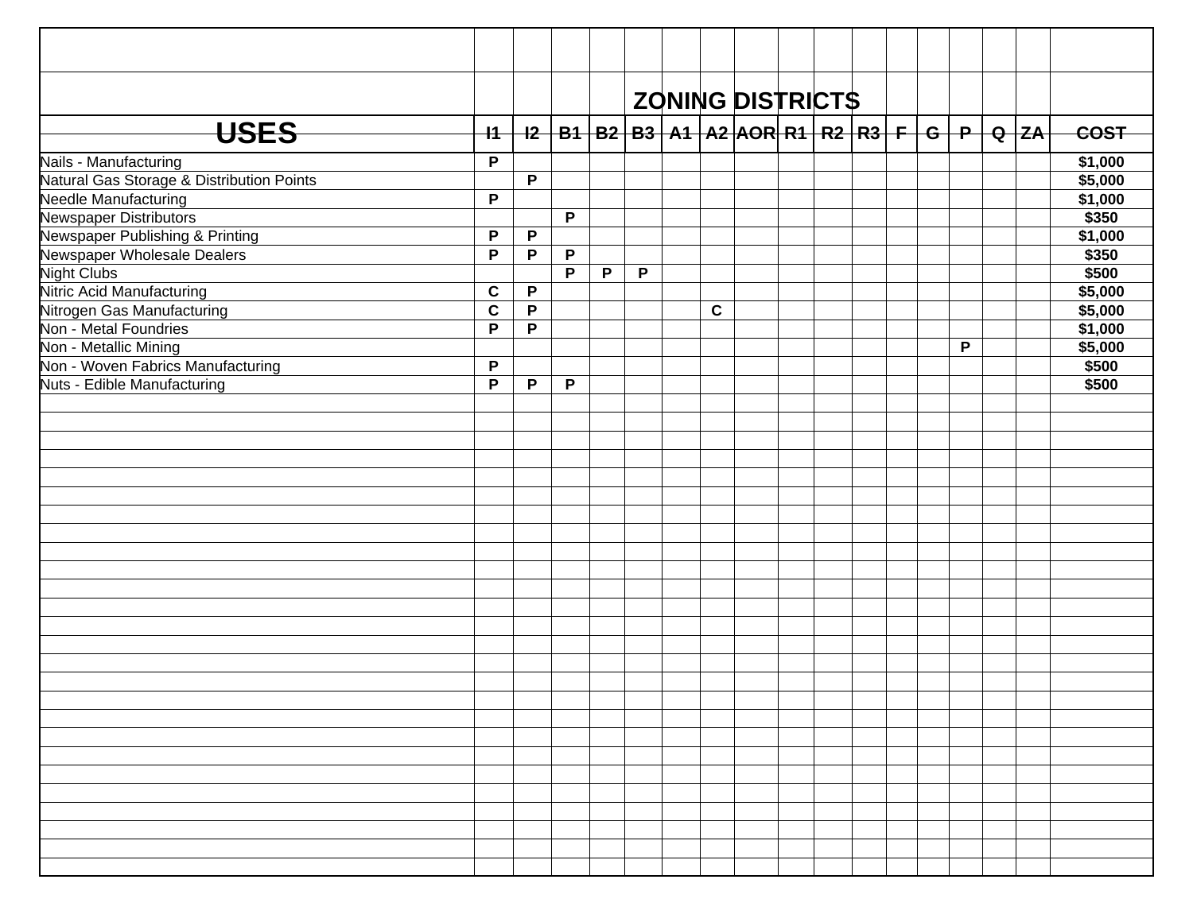| USES | I1 | I2 | B1 | B2 | B3 | A1 | A2 | AOR | R1 | R2 | R3 | F | G | P | Q | ZA | COST |
|---|---|---|---|---|---|---|---|---|---|---|---|---|---|---|---|---|---|
| | | | | | | | ZONING DISTRICTS | | | | | | | | | | |
| Nails - Manufacturing | P | | | | | | | | | | | | | | | | $1,000 |
| Natural Gas Storage & Distribution Points | | P | | | | | | | | | | | | | | | $5,000 |
| Needle Manufacturing | P | | | | | | | | | | | | | | | | $1,000 |
| Newspaper Distributors | | | P | | | | | | | | | | | | | | $350 |
| Newspaper Publishing & Printing | P | P | | | | | | | | | | | | | | | $1,000 |
| Newspaper Wholesale Dealers | P | P | P | | | | | | | | | | | | | | $350 |
| Night Clubs | | | P | P | P | | | | | | | | | | | | $500 |
| Nitric Acid Manufacturing | C | P | | | | | | | | | | | | | | | $5,000 |
| Nitrogen Gas Manufacturing | C | P | | | | | C | | | | | | | | | | $5,000 |
| Non - Metal Foundries | P | P | | | | | | | | | | | | | | | $1,000 |
| Non - Metallic Mining | | | | | | | | | | | | | | P | | | $5,000 |
| Non - Woven Fabrics Manufacturing | P | | | | | | | | | | | | | | | | $500 |
| Nuts - Edible Manufacturing | P | P | P | | | | | | | | | | | | | | $500 |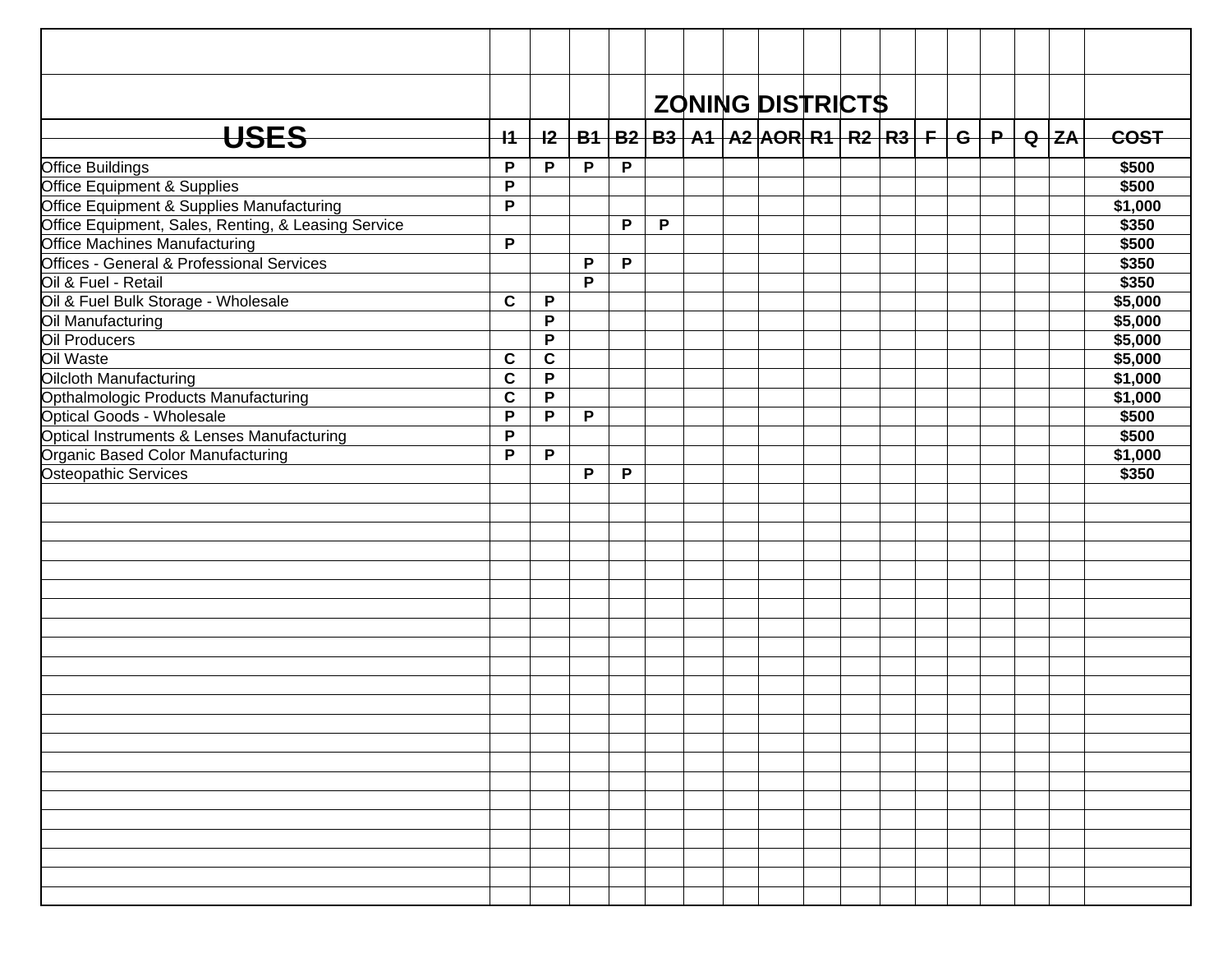| USES | I1 | I2 | B1 | B2 | B3 | A1 | A2 | AOR | R1 | R2 | R3 | F | G | P | Q | ZA | COST |
|---|---|---|---|---|---|---|---|---|---|---|---|---|---|---|---|---|---|
| | | | | | | | | ZONING DISTRICTS | | | | | | | | | |
| Office Buildings | P | P | P | P | | | | | | | | | | | | | $500 |
| Office Equipment & Supplies | P | | | | | | | | | | | | | | | | $500 |
| Office Equipment & Supplies Manufacturing | P | | | | | | | | | | | | | | | | $1,000 |
| Office Equipment, Sales, Renting, & Leasing Service | | | | P | P | | | | | | | | | | | | $350 |
| Office Machines Manufacturing | P | | | | | | | | | | | | | | | | $500 |
| Offices - General & Professional Services | | | P | P | | | | | | | | | | | | | $350 |
| Oil & Fuel - Retail | | | P | | | | | | | | | | | | | | $350 |
| Oil & Fuel Bulk Storage - Wholesale | C | P | | | | | | | | | | | | | | | $5,000 |
| Oil Manufacturing | | P | | | | | | | | | | | | | | | $5,000 |
| Oil Producers | | P | | | | | | | | | | | | | | | $5,000 |
| Oil Waste | C | C | | | | | | | | | | | | | | | $5,000 |
| Oilcloth Manufacturing | C | P | | | | | | | | | | | | | | | $1,000 |
| Opthalmologic Products Manufacturing | C | P | | | | | | | | | | | | | | | $1,000 |
| Optical Goods - Wholesale | P | P | P | | | | | | | | | | | | | | $500 |
| Optical Instruments & Lenses Manufacturing | P | | | | | | | | | | | | | | | | $500 |
| Organic Based Color Manufacturing | P | P | | | | | | | | | | | | | | | $1,000 |
| Osteopathic Services | | | P | P | | | | | | | | | | | | | $350 |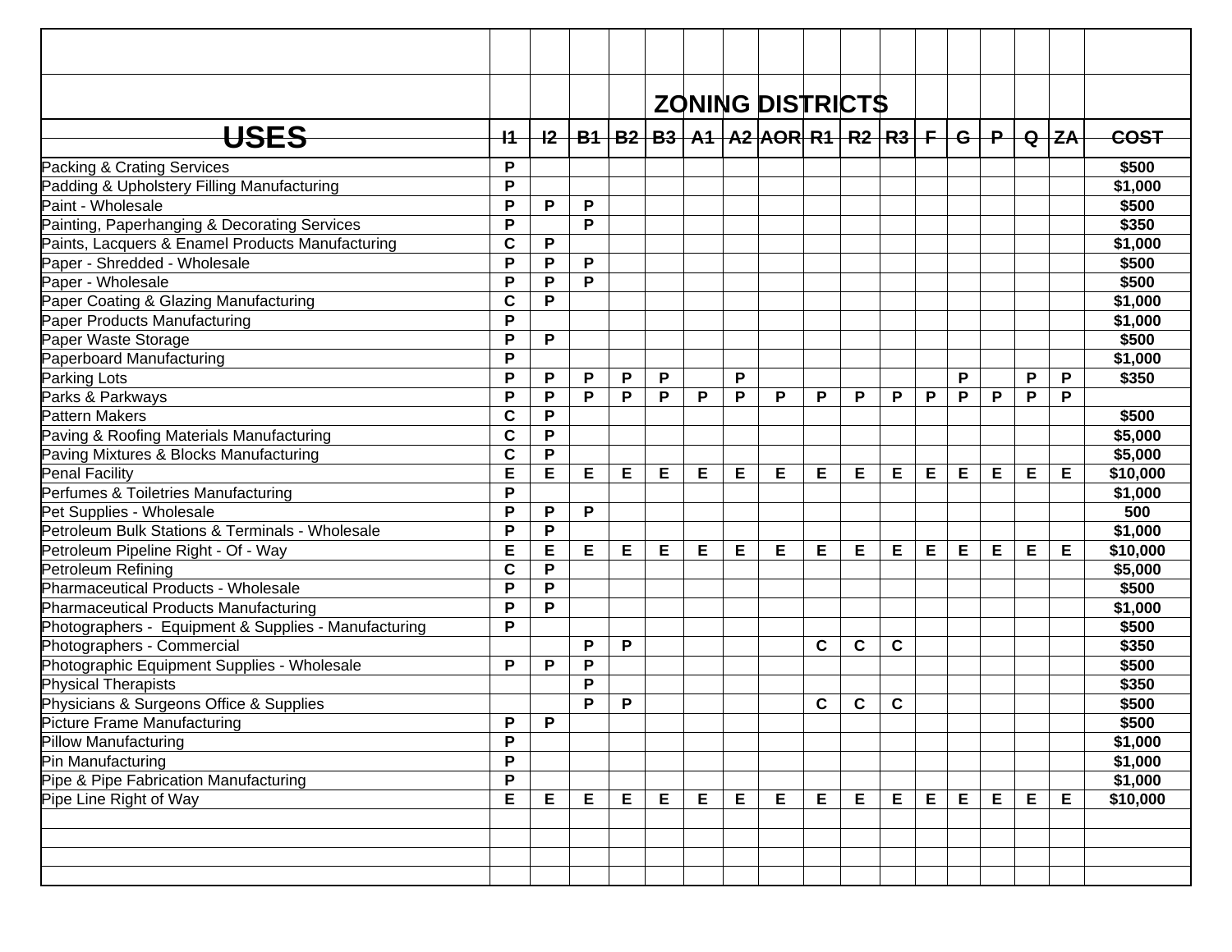| USES | I1 | I2 | B1 | B2 | B3 | A1 | A2 | AOR | R1 | R2 | R3 | F | G | P | Q | ZA | COST |
|---|---|---|---|---|---|---|---|---|---|---|---|---|---|---|---|---|---|
| | | | | | | | ZONING DISTRICTS | | | | | | | | | | |
| Packing & Crating Services | P | | | | | | | | | | | | | | | | $500 |
| Padding & Upholstery Filling Manufacturing | P | | | | | | | | | | | | | | | | $1,000 |
| Paint - Wholesale | P | P | P | | | | | | | | | | | | | | $500 |
| Painting, Paperhanging & Decorating Services | P | | P | | | | | | | | | | | | | | $350 |
| Paints, Lacquers & Enamel Products Manufacturing | C | P | | | | | | | | | | | | | | | $1,000 |
| Paper - Shredded - Wholesale | P | P | P | | | | | | | | | | | | | | $500 |
| Paper - Wholesale | P | P | P | | | | | | | | | | | | | | $500 |
| Paper Coating & Glazing Manufacturing | C | P | | | | | | | | | | | | | | | $1,000 |
| Paper Products Manufacturing | P | | | | | | | | | | | | | | | | $1,000 |
| Paper Waste Storage | P | P | | | | | | | | | | | | | | | $500 |
| Paperboard Manufacturing | P | | | | | | | | | | | | | | | | $1,000 |
| Parking Lots | P | P | P | P | P | | P | | | | | | P | | P | P | $350 |
| Parks & Parkways | P | P | P | P | P | P | P | P | P | P | P | P | P | P | P | P | |
| Pattern Makers | C | P | | | | | | | | | | | | | | | $500 |
| Paving & Roofing Materials Manufacturing | C | P | | | | | | | | | | | | | | | $5,000 |
| Paving Mixtures & Blocks Manufacturing | C | P | | | | | | | | | | | | | | | $5,000 |
| Penal Facility | E | E | E | E | E | E | E | E | E | E | E | E | E | E | E | E | $10,000 |
| Perfumes & Toiletries Manufacturing | P | | | | | | | | | | | | | | | | $1,000 |
| Pet Supplies - Wholesale | P | P | P | | | | | | | | | | | | | | 500 |
| Petroleum Bulk Stations & Terminals - Wholesale | P | P | | | | | | | | | | | | | | | $1,000 |
| Petroleum Pipeline Right - Of - Way | E | E | E | E | E | E | E | E | E | E | E | E | E | E | E | E | $10,000 |
| Petroleum Refining | C | P | | | | | | | | | | | | | | | $5,000 |
| Pharmaceutical Products - Wholesale | P | P | | | | | | | | | | | | | | | $500 |
| Pharmaceutical Products Manufacturing | P | P | | | | | | | | | | | | | | | $1,000 |
| Photographers - Equipment & Supplies - Manufacturing | P | | | | | | | | | | | | | | | | $500 |
| Photographers - Commercial | | | P | P | | | | | C | C | C | | | | | | $350 |
| Photographic Equipment Supplies - Wholesale | P | P | P | | | | | | | | | | | | | | $500 |
| Physical Therapists | | | P | | | | | | | | | | | | | | $350 |
| Physicians & Surgeons Office & Supplies | | | P | P | | | | | C | C | C | | | | | | $500 |
| Picture Frame Manufacturing | P | P | | | | | | | | | | | | | | | $500 |
| Pillow Manufacturing | P | | | | | | | | | | | | | | | | $1,000 |
| Pin Manufacturing | P | | | | | | | | | | | | | | | | $1,000 |
| Pipe & Pipe Fabrication Manufacturing | P | | | | | | | | | | | | | | | | $1,000 |
| Pipe Line Right of Way | E | E | E | E | E | E | E | E | E | E | E | E | E | E | E | E | $10,000 |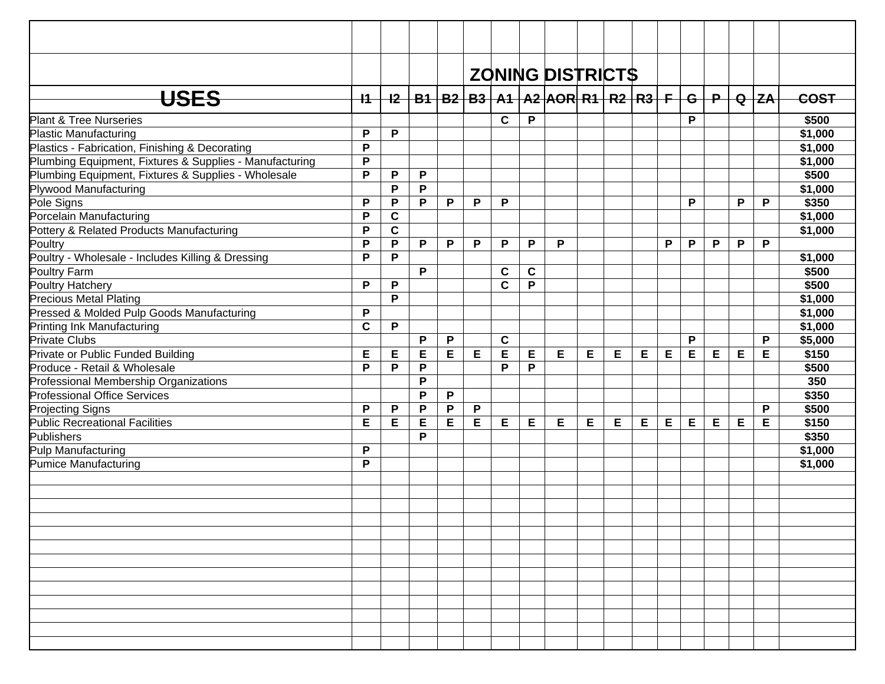| USES | I1 | I2 | B1 | B2 | B3 | A1 | A2 | AOR | R1 | R2 | R3 | F | G | P | Q | ZA | COST |
|---|---|---|---|---|---|---|---|---|---|---|---|---|---|---|---|---|---|
| | | | | | | | | ZONING DISTRICTS | | | | | | | | | |
| Plant & Tree Nurseries | | | | | | C | P | | | | | | P | | | | $500 |
| Plastic Manufacturing | P | P | | | | | | | | | | | | | | | $1,000 |
| Plastics - Fabrication, Finishing & Decorating | P | | | | | | | | | | | | | | | | $1,000 |
| Plumbing Equipment, Fixtures & Supplies - Manufacturing | P | | | | | | | | | | | | | | | | $1,000 |
| Plumbing Equipment, Fixtures & Supplies - Wholesale | P | P | P | | | | | | | | | | | | | | $500 |
| Plywood Manufacturing | | P | P | | | | | | | | | | | | | | $1,000 |
| Pole Signs | P | P | P | P | P | P | | | | | | | P | | P | P | $350 |
| Porcelain Manufacturing | P | C | | | | | | | | | | | | | | | $1,000 |
| Pottery & Related Products Manufacturing | P | C | | | | | | | | | | | | | | | $1,000 |
| Poultry | P | P | P | P | P | P | P | P | | | | P | P | P | P | P | |
| Poultry - Wholesale - Includes Killing & Dressing | P | P | | | | | | | | | | | | | | | $1,000 |
| Poultry Farm | | | P | | | C | C | | | | | | | | | | $500 |
| Poultry Hatchery | P | P | | | | C | P | | | | | | | | | | $500 |
| Precious Metal Plating | | P | | | | | | | | | | | | | | | $1,000 |
| Pressed & Molded Pulp Goods Manufacturing | P | | | | | | | | | | | | | | | | $1,000 |
| Printing Ink Manufacturing | C | P | | | | | | | | | | | | | | | $1,000 |
| Private Clubs | | | P | P | | C | | | | | | | P | | | P | $5,000 |
| Private or Public Funded Building | E | E | E | E | E | E | E | E | E | E | E | E | E | E | E | E | $150 |
| Produce - Retail & Wholesale | P | P | P | | | P | P | | | | | | | | | | $500 |
| Professional Membership Organizations | | | P | | | | | | | | | | | | | | 350 |
| Professional Office Services | | | P | P | | | | | | | | | | | | | $350 |
| Projecting Signs | P | P | P | P | P | | | | | | | | | | | P | $500 |
| Public Recreational Facilities | E | E | E | E | E | E | E | E | E | E | E | E | E | E | E | E | $150 |
| Publishers | | | P | | | | | | | | | | | | | | $350 |
| Pulp Manufacturing | P | | | | | | | | | | | | | | | | $1,000 |
| Pumice Manufacturing | P | | | | | | | | | | | | | | | | $1,000 |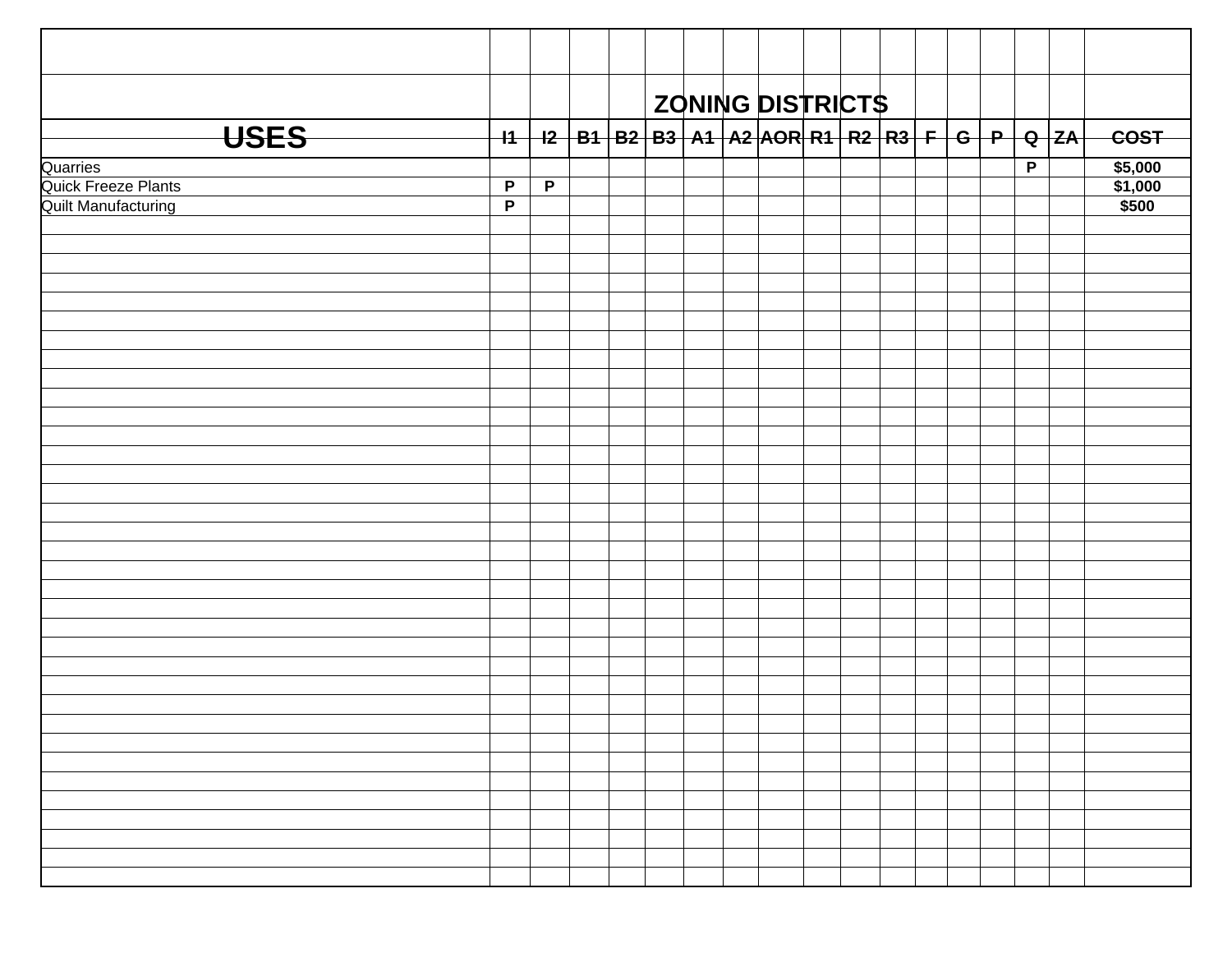| USES | ZONING DISTRICTS | | | | | | | | | | | | | | | | COST |
|---|---|---|---|---|---|---|---|---|---|---|---|---|---|---|---|---|---|
| | I1 | I2 | B1 | B2 | B3 | A1 | A2 | AOR | R1 | R2 | R3 | F | G | P | Q | ZA | |
| Quarries | | | | | | | | | | | | | | | P | | $5,000 |
| Quick Freeze Plants | P | P | | | | | | | | | | | | | | | $1,000 |
| Quilt Manufacturing | P | | | | | | | | | | | | | | | | $500 |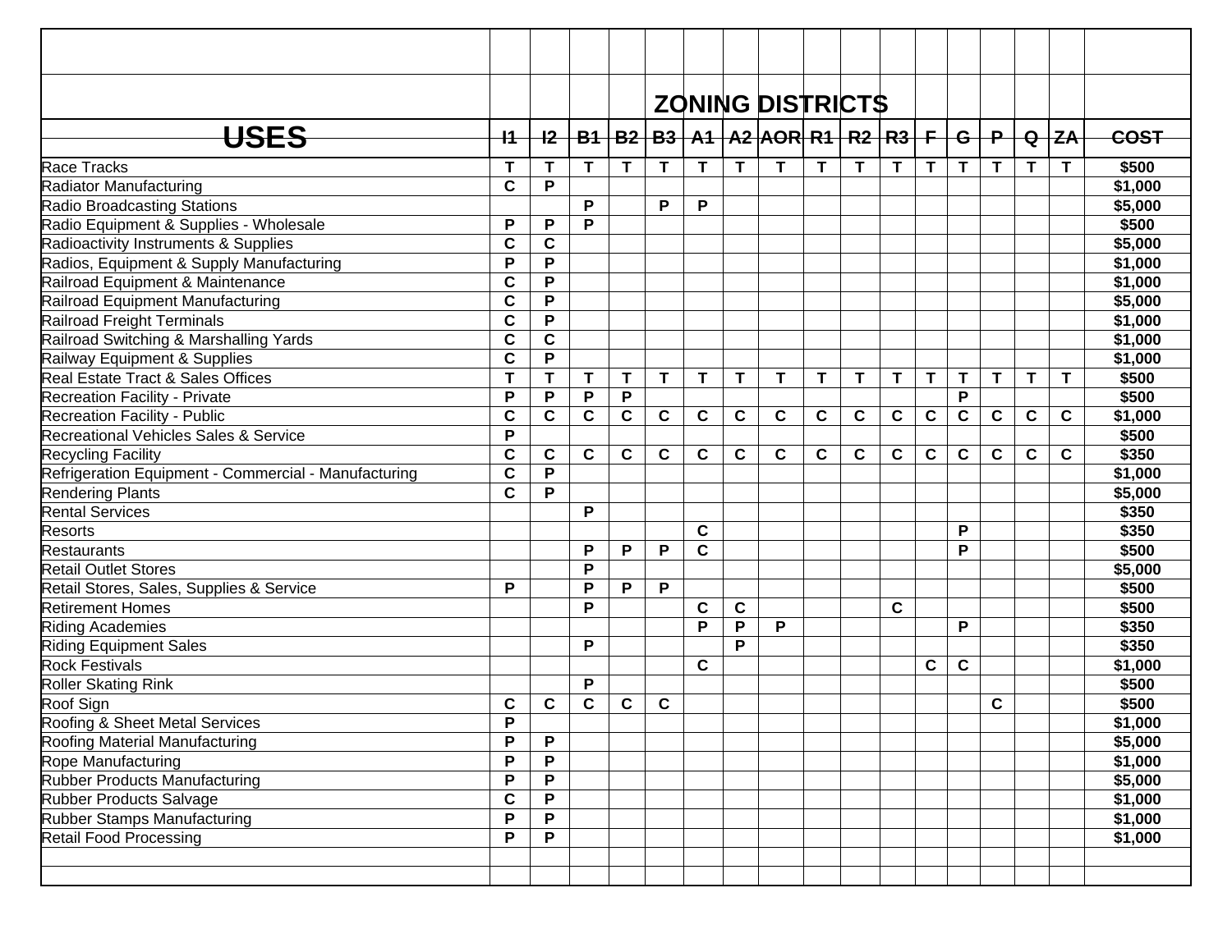| USES | I1 | I2 | B1 | B2 | B3 | A1 | A2 | AOR | R1 | R2 | R3 | F | G | P | Q | ZA | COST |
|---|---|---|---|---|---|---|---|---|---|---|---|---|---|---|---|---|---|
| | | | | | | ZONING DISTRICTS | | | | | | | | | | | |
| Race Tracks | T | T | T | T | T | T | T | T | T | T | T | T | T | T | T | T | $500 |
| Radiator Manufacturing | C | P | | | | | | | | | | | | | | | $1,000 |
| Radio Broadcasting Stations | | | P | | P | P | | | | | | | | | | | $5,000 |
| Radio Equipment & Supplies - Wholesale | P | P | P | | | | | | | | | | | | | | $500 |
| Radioactivity Instruments & Supplies | C | C | | | | | | | | | | | | | | | $5,000 |
| Radios, Equipment & Supply Manufacturing | P | P | | | | | | | | | | | | | | | $1,000 |
| Railroad Equipment & Maintenance | C | P | | | | | | | | | | | | | | | $1,000 |
| Railroad Equipment Manufacturing | C | P | | | | | | | | | | | | | | | $5,000 |
| Railroad Freight Terminals | C | P | | | | | | | | | | | | | | | $1,000 |
| Railroad Switching & Marshalling Yards | C | C | | | | | | | | | | | | | | | $1,000 |
| Railway Equipment & Supplies | C | P | | | | | | | | | | | | | | | $1,000 |
| Real Estate Tract & Sales Offices | T | T | T | T | T | T | T | T | T | T | T | T | T | T | T | T | $500 |
| Recreation Facility - Private | P | P | P | P | | | | | | | | | P | | | | $500 |
| Recreation Facility - Public | C | C | C | C | C | C | C | C | C | C | C | C | C | C | C | C | $1,000 |
| Recreational Vehicles Sales & Service | P | | | | | | | | | | | | | | | | $500 |
| Recycling Facility | C | C | C | C | C | C | C | C | C | C | C | C | C | C | C | C | $350 |
| Refrigeration Equipment - Commercial - Manufacturing | C | P | | | | | | | | | | | | | | | $1,000 |
| Rendering Plants | C | P | | | | | | | | | | | | | | | $5,000 |
| Rental Services | | | P | | | | | | | | | | | | | | $350 |
| Resorts | | | | | | C | | | | | | | P | | | | $350 |
| Restaurants | | | P | P | P | C | | | | | | | P | | | | $500 |
| Retail Outlet Stores | | | P | | | | | | | | | | | | | | $5,000 |
| Retail Stores, Sales, Supplies & Service | P | | P | P | P | | | | | | | | | | | | $500 |
| Retirement Homes | | | P | | | C | C | | | | C | | | | | | $500 |
| Riding Academies | | | | | | P | P | P | | | | | P | | | | $350 |
| Riding Equipment Sales | | | P | | | | P | | | | | | | | | | $350 |
| Rock Festivals | | | | | | C | | | | | | C | C | | | | $1,000 |
| Roller Skating Rink | | | P | | | | | | | | | | | | | | $500 |
| Roof Sign | C | C | C | C | C | | | | | | | | | C | | | $500 |
| Roofing & Sheet Metal Services | P | | | | | | | | | | | | | | | | $1,000 |
| Roofing Material Manufacturing | P | P | | | | | | | | | | | | | | | $5,000 |
| Rope Manufacturing | P | P | | | | | | | | | | | | | | | $1,000 |
| Rubber Products Manufacturing | P | P | | | | | | | | | | | | | | | $5,000 |
| Rubber Products Salvage | C | P | | | | | | | | | | | | | | | $1,000 |
| Rubber Stamps Manufacturing | P | P | | | | | | | | | | | | | | | $1,000 |
| Retail Food Processing | P | P | | | | | | | | | | | | | | | $1,000 |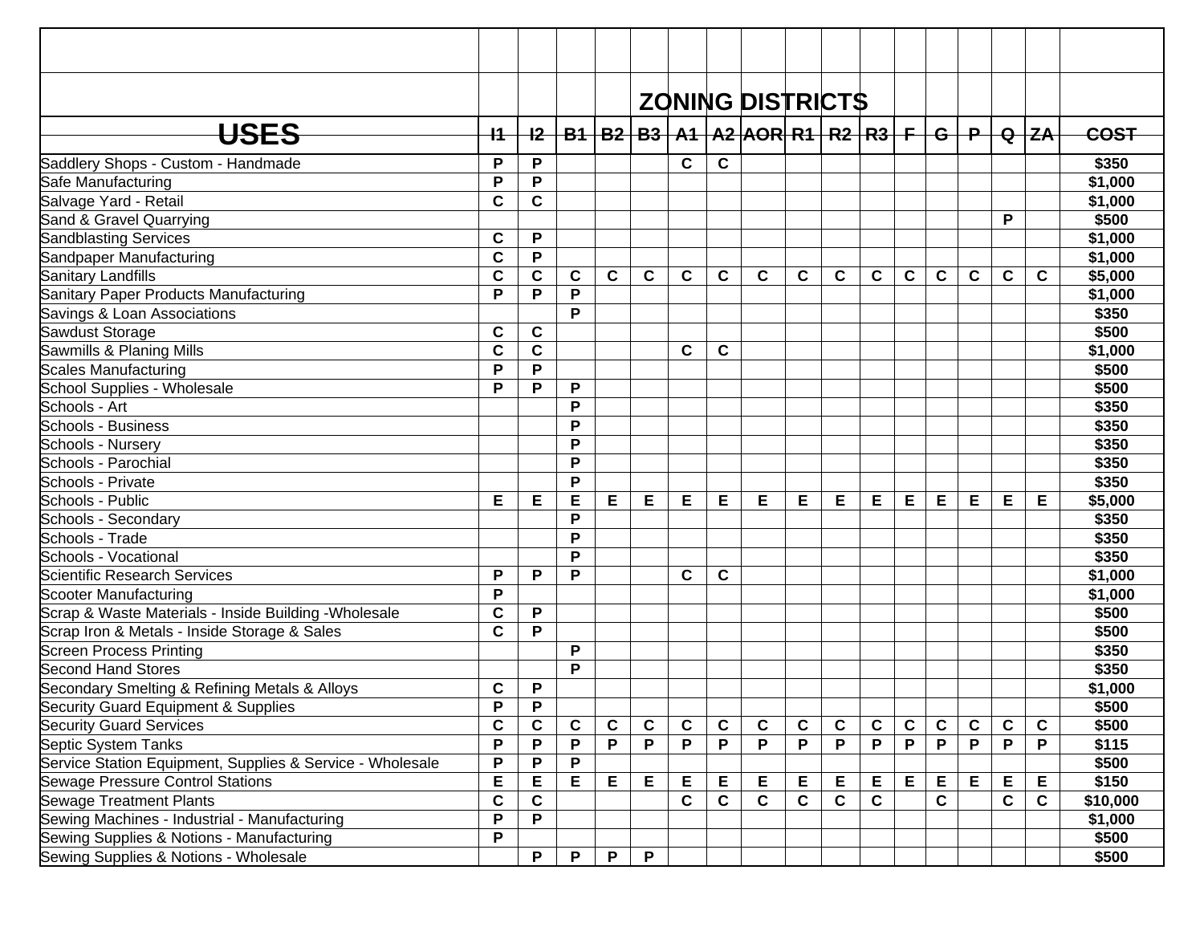| USES | I1 | I2 | B1 | B2 | B3 | A1 | A2 | AOR | R1 | R2 | R3 | F | G | P | Q | ZA | COST |
|---|---|---|---|---|---|---|---|---|---|---|---|---|---|---|---|---|---|
| | | | | | | | ZONING DISTRICTS | | | | | | | | | | |
| Saddlery Shops - Custom - Handmade | P | P | | | | C | C | | | | | | | | | | $350 |
| Safe Manufacturing | P | P | | | | | | | | | | | | | | | $1,000 |
| Salvage Yard - Retail | C | C | | | | | | | | | | | | | | | $1,000 |
| Sand & Gravel Quarrying | | | | | | | | | | | | | | | P | | $500 |
| Sandblasting Services | C | P | | | | | | | | | | | | | | | $1,000 |
| Sandpaper Manufacturing | C | P | | | | | | | | | | | | | | | $1,000 |
| Sanitary Landfills | C | C | C | C | C | C | C | C | C | C | C | C | C | C | C | C | $5,000 |
| Sanitary Paper Products Manufacturing | P | P | P | | | | | | | | | | | | | | $1,000 |
| Savings & Loan Associations | | | P | | | | | | | | | | | | | | $350 |
| Sawdust Storage | C | C | | | | | | | | | | | | | | | $500 |
| Sawmills & Planing Mills | C | C | | | | C | C | | | | | | | | | | $1,000 |
| Scales Manufacturing | P | P | | | | | | | | | | | | | | | $500 |
| School Supplies - Wholesale | P | P | P | | | | | | | | | | | | | | $500 |
| Schools - Art | | | P | | | | | | | | | | | | | | $350 |
| Schools - Business | | | P | | | | | | | | | | | | | | $350 |
| Schools - Nursery | | | P | | | | | | | | | | | | | | $350 |
| Schools - Parochial | | | P | | | | | | | | | | | | | | $350 |
| Schools - Private | | | P | | | | | | | | | | | | | | $350 |
| Schools - Public | E | E | E | E | E | E | E | E | E | E | E | E | E | E | E | E | $5,000 |
| Schools - Secondary | | | P | | | | | | | | | | | | | | $350 |
| Schools - Trade | | | P | | | | | | | | | | | | | | $350 |
| Schools - Vocational | | | P | | | | | | | | | | | | | | $350 |
| Scientific Research Services | P | P | P | | | C | C | | | | | | | | | | $1,000 |
| Scooter Manufacturing | P | | | | | | | | | | | | | | | | $1,000 |
| Scrap & Waste Materials - Inside Building -Wholesale | C | P | | | | | | | | | | | | | | | $500 |
| Scrap Iron & Metals - Inside Storage & Sales | C | P | | | | | | | | | | | | | | | $500 |
| Screen Process Printing | | | P | | | | | | | | | | | | | | $350 |
| Second Hand Stores | | | P | | | | | | | | | | | | | | $350 |
| Secondary Smelting & Refining Metals & Alloys | C | P | | | | | | | | | | | | | | | $1,000 |
| Security Guard Equipment & Supplies | P | P | | | | | | | | | | | | | | | $500 |
| Security Guard Services | C | C | C | C | C | C | C | C | C | C | C | C | C | C | C | C | $500 |
| Septic System Tanks | P | P | P | P | P | P | P | P | P | P | P | P | P | P | P | P | $115 |
| Service Station Equipment, Supplies & Service - Wholesale | P | P | P | | | | | | | | | | | | | | $500 |
| Sewage Pressure Control Stations | E | E | E | E | E | E | E | E | E | E | E | E | E | E | E | E | $150 |
| Sewage Treatment Plants | C | C | | | | C | C | C | C | C | C | | C | | C | C | $10,000 |
| Sewing Machines - Industrial - Manufacturing | P | P | | | | | | | | | | | | | | | $1,000 |
| Sewing Supplies & Notions - Manufacturing | P | | | | | | | | | | | | | | | | $500 |
| Sewing Supplies & Notions - Wholesale | | P | P | P | P | | | | | | | | | | | | $500 |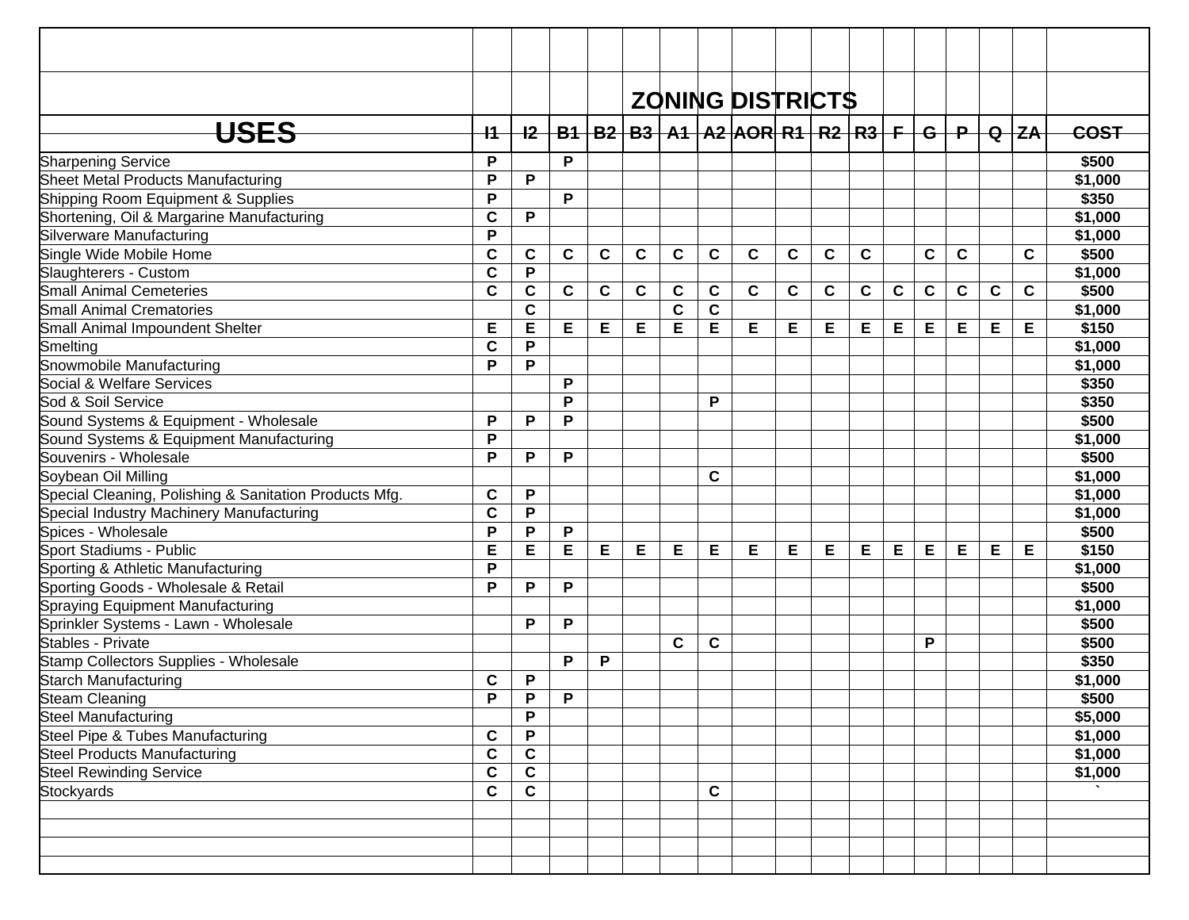| USES | I1 | I2 | B1 | B2 | B3 | A1 | A2 | AOR | R1 | R2 | R3 | F | G | P | Q | ZA | COST |
|---|---|---|---|---|---|---|---|---|---|---|---|---|---|---|---|---|---|
| | | | | | | | ZONING DISTRICTS | | | | | | | | | | |
| Sharpening Service | P | | P | | | | | | | | | | | | | | $500 |
| Sheet Metal Products Manufacturing | P | P | | | | | | | | | | | | | | | $1,000 |
| Shipping Room Equipment & Supplies | P | | P | | | | | | | | | | | | | | $350 |
| Shortening, Oil & Margarine Manufacturing | C | P | | | | | | | | | | | | | | | $1,000 |
| Silverware Manufacturing | P | | | | | | | | | | | | | | | | $1,000 |
| Single Wide Mobile Home | C | C | C | C | C | C | C | C | C | C | C | | C | C | | C | $500 |
| Slaughterers - Custom | C | P | | | | | | | | | | | | | | | $1,000 |
| Small Animal Cemeteries | C | C | C | C | C | C | C | C | C | C | C | C | C | C | C | C | $500 |
| Small Animal Crematories | | C | | | | C | C | | | | | | | | | | $1,000 |
| Small Animal Impoundent Shelter | E | E | E | E | E | E | E | E | E | E | E | E | E | E | E | E | $150 |
| Smelting | C | P | | | | | | | | | | | | | | | $1,000 |
| Snowmobile Manufacturing | P | P | | | | | | | | | | | | | | | $1,000 |
| Social & Welfare Services | | | P | | | | | | | | | | | | | | $350 |
| Sod & Soil Service | | | P | | | | P | | | | | | | | | | $350 |
| Sound Systems & Equipment - Wholesale | P | P | P | | | | | | | | | | | | | | $500 |
| Sound Systems & Equipment Manufacturing | P | | | | | | | | | | | | | | | | $1,000 |
| Souvenirs - Wholesale | P | P | P | | | | | | | | | | | | | | $500 |
| Soybean Oil Milling | | | | | | | C | | | | | | | | | | $1,000 |
| Special Cleaning, Polishing & Sanitation Products Mfg. | C | P | | | | | | | | | | | | | | | $1,000 |
| Special Industry Machinery Manufacturing | C | P | | | | | | | | | | | | | | | $1,000 |
| Spices - Wholesale | P | P | P | | | | | | | | | | | | | | $500 |
| Sport Stadiums - Public | E | E | E | E | E | E | E | E | E | E | E | E | E | E | E | E | $150 |
| Sporting & Athletic Manufacturing | P | | | | | | | | | | | | | | | | $1,000 |
| Sporting Goods - Wholesale & Retail | P | P | P | | | | | | | | | | | | | | $500 |
| Spraying Equipment Manufacturing | | | | | | | | | | | | | | | | | $1,000 |
| Sprinkler Systems - Lawn - Wholesale | | P | P | | | | | | | | | | | | | | $500 |
| Stables - Private | | | | | | C | C | | | | | | P | | | | $500 |
| Stamp Collectors Supplies - Wholesale | | | P | P | | | | | | | | | | | | | $350 |
| Starch Manufacturing | C | P | | | | | | | | | | | | | | | $1,000 |
| Steam Cleaning | P | P | P | | | | | | | | | | | | | | $500 |
| Steel Manufacturing | | P | | | | | | | | | | | | | | | $5,000 |
| Steel Pipe & Tubes Manufacturing | C | P | | | | | | | | | | | | | | | $1,000 |
| Steel Products Manufacturing | C | C | | | | | | | | | | | | | | | $1,000 |
| Steel Rewinding Service | C | C | | | | | | | | | | | | | | | $1,000 |
| Stockyards | C | C | | | | | C | | | | | | | | | | ` |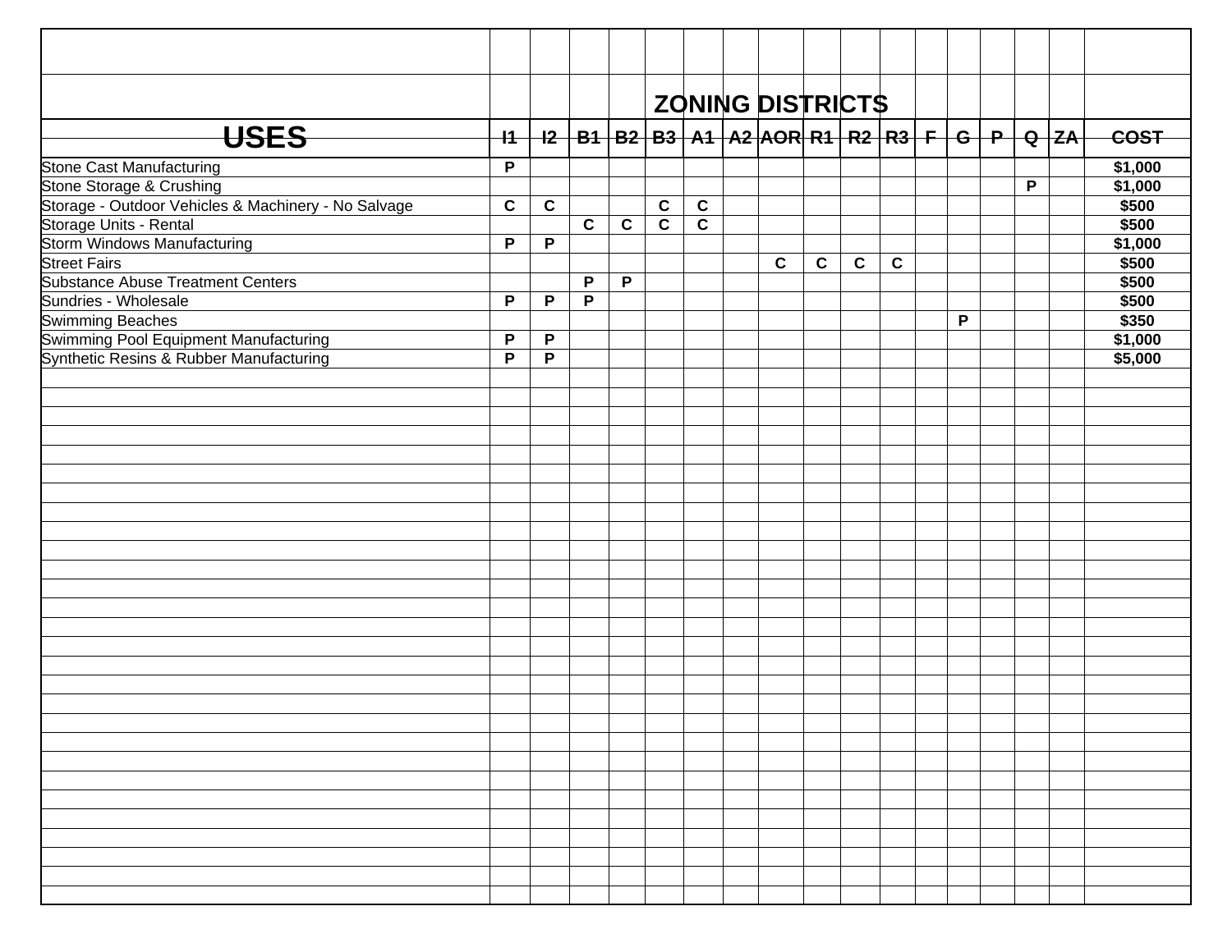| USES | I1 | I2 | B1 | B2 | B3 | A1 | A2 | AOR | R1 | R2 | R3 | F | G | P | Q | ZA | COST |
|---|---|---|---|---|---|---|---|---|---|---|---|---|---|---|---|---|---|
| | | | | | | | | ZONING DISTRICTS | | | | | | | | | |
| Stone Cast Manufacturing | P | | | | | | | | | | | | | | | | $1,000 |
| Stone Storage & Crushing | | | | | | | | | | | | | | | P | | $1,000 |
| Storage - Outdoor Vehicles & Machinery - No Salvage | C | C | | | C | C | | | | | | | | | | | $500 |
| Storage Units - Rental | | | C | C | C | C | | | | | | | | | | | $500 |
| Storm Windows Manufacturing | P | P | | | | | | | | | | | | | | | $1,000 |
| Street Fairs | | | | | | | | C | C | C | C | | | | | | $500 |
| Substance Abuse Treatment Centers | | | P | P | | | | | | | | | | | | | $500 |
| Sundries - Wholesale | P | P | P | | | | | | | | | | | | | | $500 |
| Swimming Beaches | | | | | | | | | | | | | P | | | | $350 |
| Swimming Pool Equipment Manufacturing | P | P | | | | | | | | | | | | | | | $1,000 |
| Synthetic Resins & Rubber Manufacturing | P | P | | | | | | | | | | | | | | | $5,000 |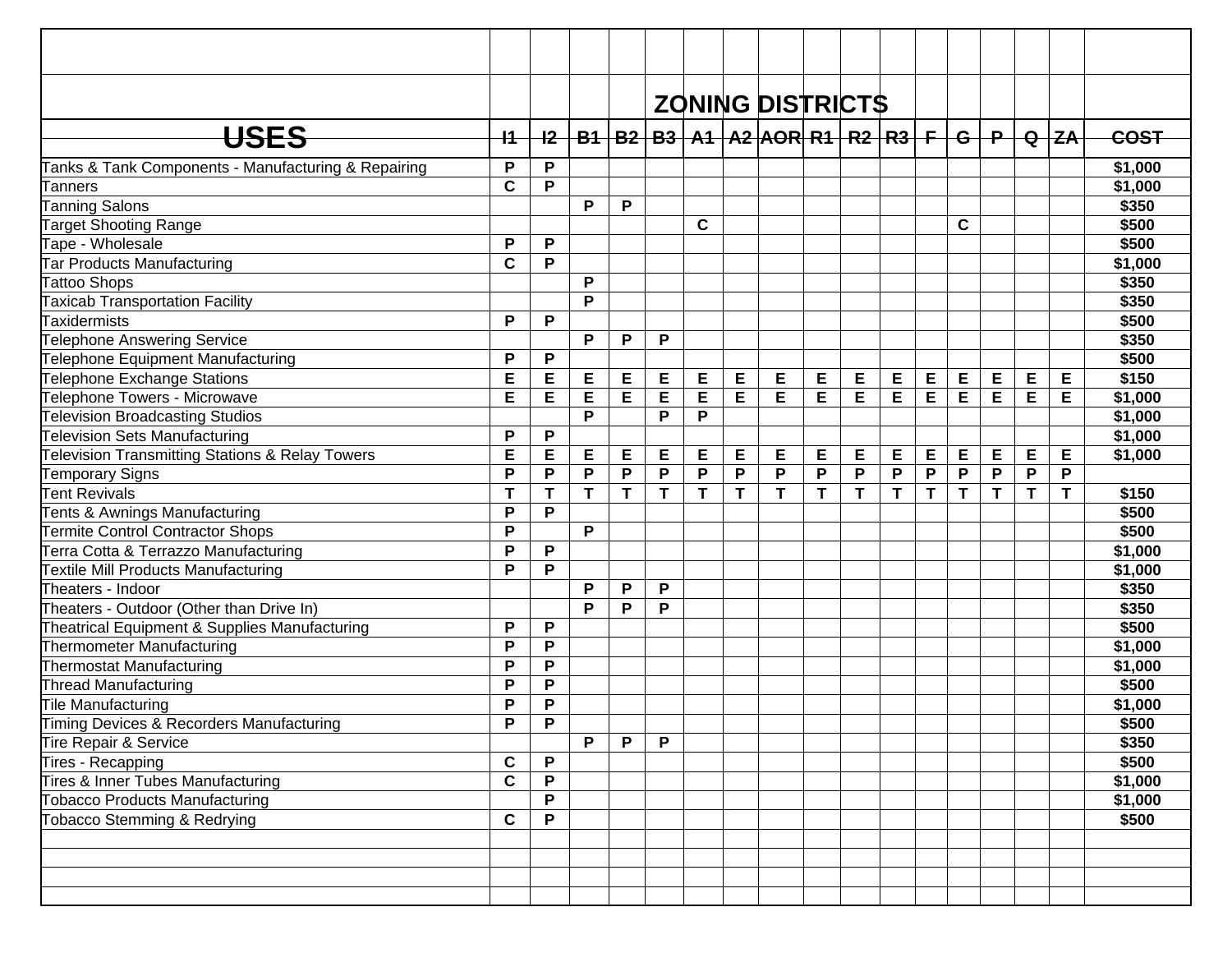| USES | I1 | I2 | B1 | B2 | B3 | A1 | A2 | AOR | R1 | R2 | R3 | F | G | P | Q | ZA | COST |
|---|---|---|---|---|---|---|---|---|---|---|---|---|---|---|---|---|---|
| | | | | | | | | ZONING DISTRICTS | | | | | | | | | |
| Tanks & Tank Components - Manufacturing & Repairing | P | P | | | | | | | | | | | | | | | $1,000 |
| Tanners | C | P | | | | | | | | | | | | | | | $1,000 |
| Tanning Salons | | | P | P | | | | | | | | | | | | | $350 |
| Target Shooting Range | | | | | | C | | | | | | | C | | | | $500 |
| Tape - Wholesale | P | P | | | | | | | | | | | | | | | $500 |
| Tar Products Manufacturing | C | P | | | | | | | | | | | | | | | $1,000 |
| Tattoo Shops | | | P | | | | | | | | | | | | | | $350 |
| Taxicab Transportation Facility | | | P | | | | | | | | | | | | | | $350 |
| Taxidermists | P | P | | | | | | | | | | | | | | | $500 |
| Telephone Answering Service | | | P | P | P | | | | | | | | | | | | $350 |
| Telephone Equipment Manufacturing | P | P | | | | | | | | | | | | | | | $500 |
| Telephone Exchange Stations | E | E | E | E | E | E | E | E | E | E | E | E | E | E | E | E | $150 |
| Telephone Towers - Microwave | E | E | E | E | E | E | E | E | E | E | E | E | E | E | E | E | $1,000 |
| Television Broadcasting Studios | | | P | | P | P | | | | | | | | | | | $1,000 |
| Television Sets Manufacturing | P | P | | | | | | | | | | | | | | | $1,000 |
| Television Transmitting Stations & Relay Towers | E | E | E | E | E | E | E | E | E | E | E | E | E | E | E | E | $1,000 |
| Temporary Signs | P | P | P | P | P | P | P | P | P | P | P | P | P | P | P | P | |
| Tent Revivals | T | T | T | T | T | T | T | T | T | T | T | T | T | T | T | T | $150 |
| Tents & Awnings Manufacturing | P | P | | | | | | | | | | | | | | | $500 |
| Termite Control Contractor Shops | P | | P | | | | | | | | | | | | | | $500 |
| Terra Cotta & Terrazzo Manufacturing | P | P | | | | | | | | | | | | | | | $1,000 |
| Textile Mill Products Manufacturing | P | P | | | | | | | | | | | | | | | $1,000 |
| Theaters - Indoor | | | P | P | P | | | | | | | | | | | | $350 |
| Theaters - Outdoor (Other than Drive In) | | | P | P | P | | | | | | | | | | | | $350 |
| Theatrical Equipment & Supplies Manufacturing | P | P | | | | | | | | | | | | | | | $500 |
| Thermometer Manufacturing | P | P | | | | | | | | | | | | | | | $1,000 |
| Thermostat Manufacturing | P | P | | | | | | | | | | | | | | | $1,000 |
| Thread Manufacturing | P | P | | | | | | | | | | | | | | | $500 |
| Tile Manufacturing | P | P | | | | | | | | | | | | | | | $1,000 |
| Timing Devices & Recorders Manufacturing | P | P | | | | | | | | | | | | | | | $500 |
| Tire Repair & Service | | | P | P | P | | | | | | | | | | | | $350 |
| Tires - Recapping | C | P | | | | | | | | | | | | | | | $500 |
| Tires & Inner Tubes Manufacturing | C | P | | | | | | | | | | | | | | | $1,000 |
| Tobacco Products Manufacturing | | P | | | | | | | | | | | | | | | $1,000 |
| Tobacco Stemming & Redrying | C | P | | | | | | | | | | | | | | | $500 |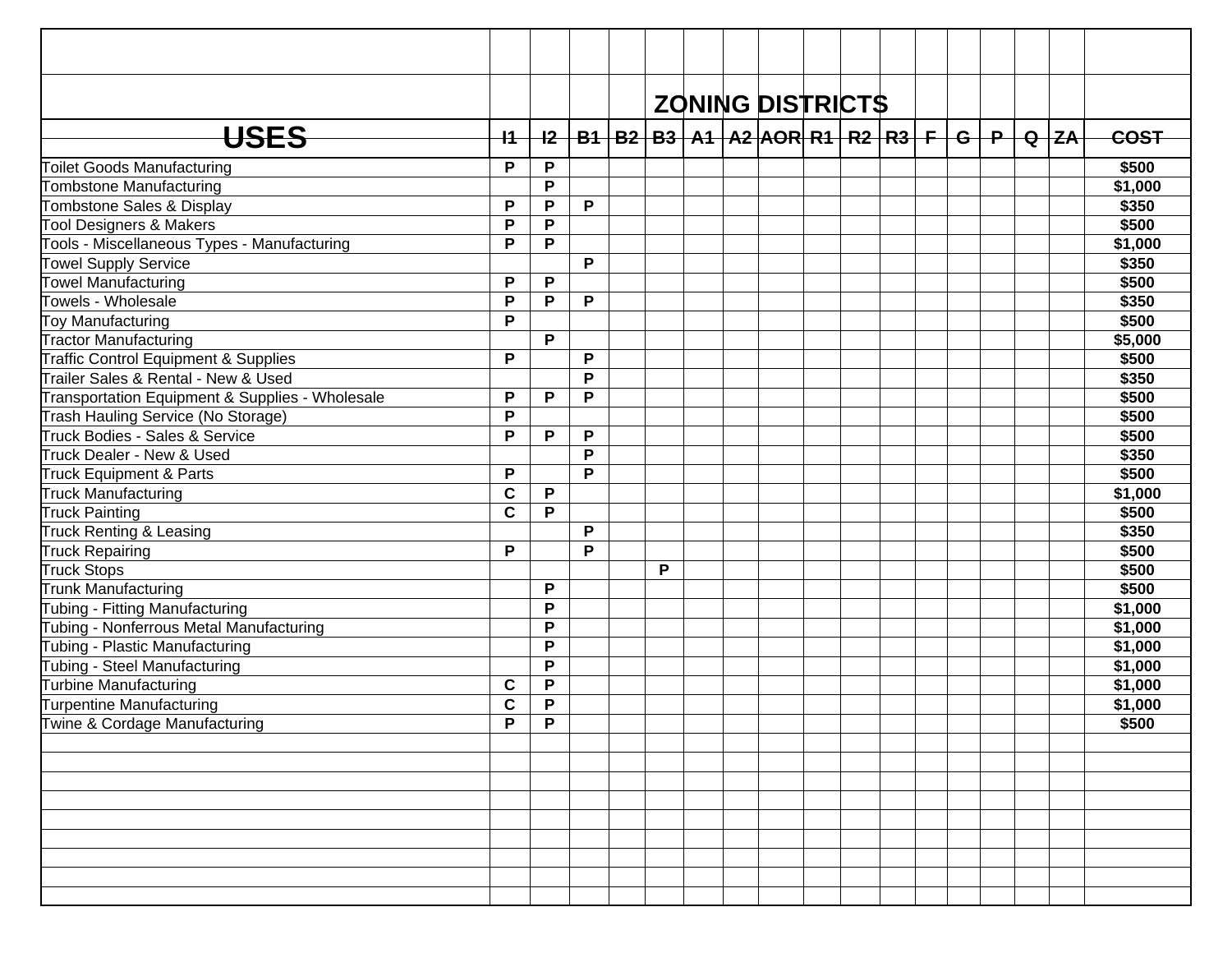| USES | I1 | I2 | B1 | B2 | B3 | A1 | A2 | AOR | R1 | R2 | R3 | F | G | P | Q | ZA | COST |
|---|---|---|---|---|---|---|---|---|---|---|---|---|---|---|---|---|---|
| | | | | | | | ZONING DISTRICTS | | | | | | | | | | |
| Toilet Goods Manufacturing | P | P | | | | | | | | | | | | | | | $500 |
| Tombstone Manufacturing | | P | | | | | | | | | | | | | | | $1,000 |
| Tombstone Sales & Display | P | P | P | | | | | | | | | | | | | | $350 |
| Tool Designers & Makers | P | P | | | | | | | | | | | | | | | $500 |
| Tools - Miscellaneous Types - Manufacturing | P | P | | | | | | | | | | | | | | | $1,000 |
| Towel Supply Service | | | P | | | | | | | | | | | | | | $350 |
| Towel Manufacturing | P | P | | | | | | | | | | | | | | | $500 |
| Towels - Wholesale | P | P | P | | | | | | | | | | | | | | $350 |
| Toy Manufacturing | P | | | | | | | | | | | | | | | | $500 |
| Tractor Manufacturing | | P | | | | | | | | | | | | | | | $5,000 |
| Traffic Control Equipment & Supplies | P | | P | | | | | | | | | | | | | | $500 |
| Trailer Sales & Rental - New & Used | | | P | | | | | | | | | | | | | | $350 |
| Transportation Equipment & Supplies - Wholesale | P | P | P | | | | | | | | | | | | | | $500 |
| Trash Hauling Service (No Storage) | P | | | | | | | | | | | | | | | | $500 |
| Truck Bodies - Sales & Service | P | P | P | | | | | | | | | | | | | | $500 |
| Truck Dealer - New & Used | | | P | | | | | | | | | | | | | | $350 |
| Truck Equipment & Parts | P | | P | | | | | | | | | | | | | | $500 |
| Truck Manufacturing | C | P | | | | | | | | | | | | | | | $1,000 |
| Truck Painting | C | P | | | | | | | | | | | | | | | $500 |
| Truck Renting & Leasing | | | P | | | | | | | | | | | | | | $350 |
| Truck Repairing | P | | P | | | | | | | | | | | | | | $500 |
| Truck Stops | | | | | P | | | | | | | | | | | | $500 |
| Trunk Manufacturing | | P | | | | | | | | | | | | | | | $500 |
| Tubing - Fitting Manufacturing | | P | | | | | | | | | | | | | | | $1,000 |
| Tubing - Nonferrous Metal Manufacturing | | P | | | | | | | | | | | | | | | $1,000 |
| Tubing - Plastic Manufacturing | | P | | | | | | | | | | | | | | | $1,000 |
| Tubing - Steel Manufacturing | | P | | | | | | | | | | | | | | | $1,000 |
| Turbine Manufacturing | C | P | | | | | | | | | | | | | | | $1,000 |
| Turpentine Manufacturing | C | P | | | | | | | | | | | | | | | $1,000 |
| Twine & Cordage Manufacturing | P | P | | | | | | | | | | | | | | | $500 |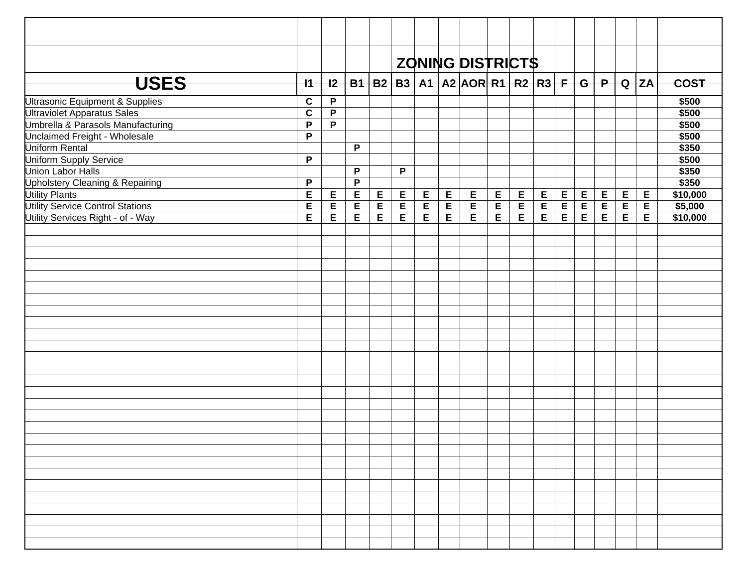| USES | I1 | I2 | B1 | B2 | B3 | A1 | A2 | AOR | R1 | R2 | R3 | F | G | P | Q | ZA | COST |
|---|---|---|---|---|---|---|---|---|---|---|---|---|---|---|---|---|---|
| | | | | | ZONING DISTRICTS | | | | | | | | | | | | |
| Ultrasonic Equipment & Supplies | C | P | | | | | | | | | | | | | | | $500 |
| Ultraviolet Apparatus Sales | C | P | | | | | | | | | | | | | | | $500 |
| Umbrella & Parasols Manufacturing | P | P | | | | | | | | | | | | | | | $500 |
| Unclaimed Freight - Wholesale | P | | | | | | | | | | | | | | | | $500 |
| Uniform Rental | | | P | | | | | | | | | | | | | | $350 |
| Uniform Supply Service | P | | | | | | | | | | | | | | | | $500 |
| Union Labor Halls | | | P | | P | | | | | | | | | | | | $350 |
| Upholstery Cleaning & Repairing | P | | P | | | | | | | | | | | | | | $350 |
| Utility Plants | E | E | E | E | E | E | E | E | E | E | E | E | E | E | E | E | $10,000 |
| Utility Service Control Stations | E | E | E | E | E | E | E | E | E | E | E | E | E | E | E | E | $5,000 |
| Utility Services Right - of - Way | E | E | E | E | E | E | E | E | E | E | E | E | E | E | E | E | $10,000 |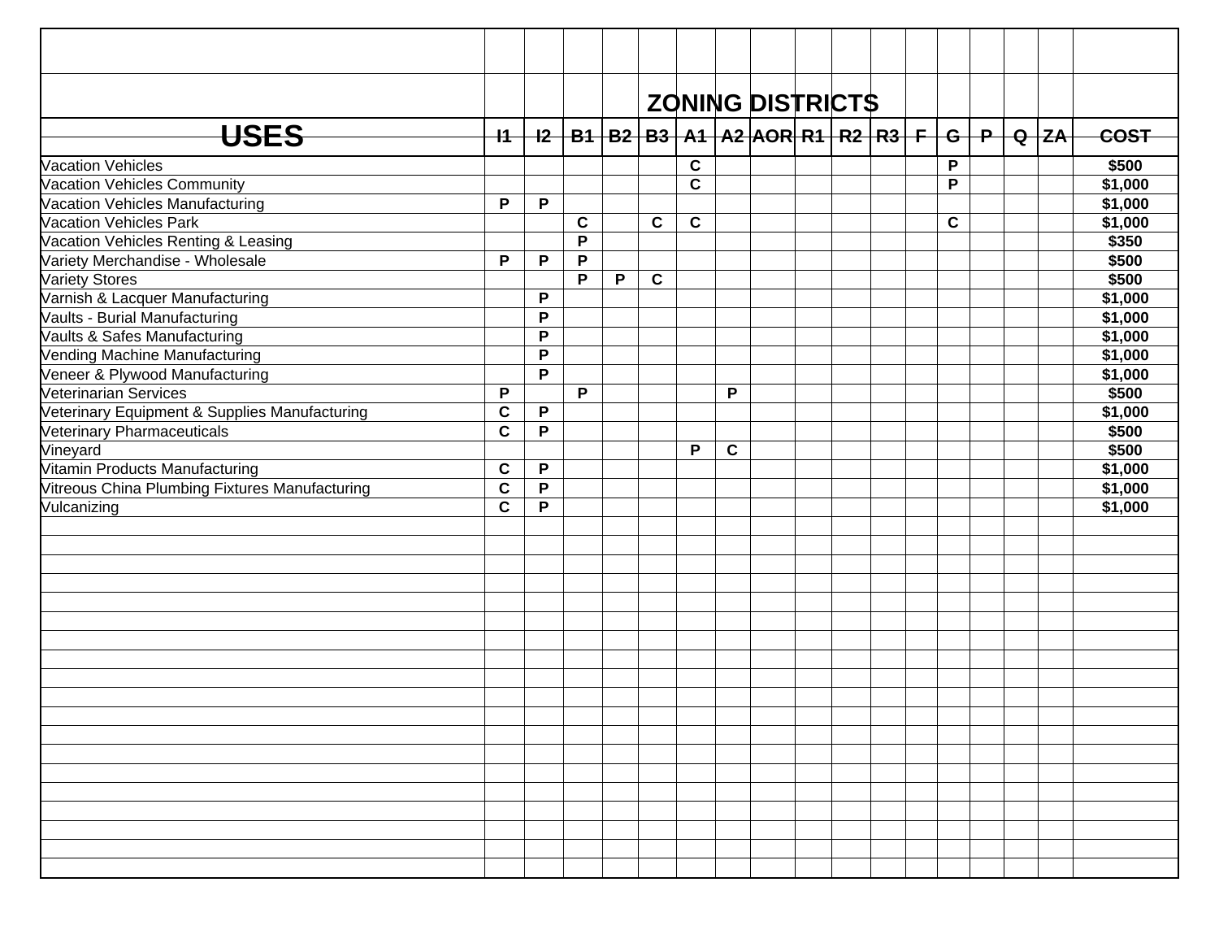| USES | I1 | I2 | B1 | B2 | B3 | A1 | A2 | AOR | R1 | R2 | R3 | F | G | P | Q | ZA | COST |
|---|---|---|---|---|---|---|---|---|---|---|---|---|---|---|---|---|---|
| | | | | | | | | ZONING DISTRICTS | | | | | | | | | |
| Vacation Vehicles | | | | | | C | | | | | | | P | | | | $500 |
| Vacation Vehicles Community | | | | | | C | | | | | | | P | | | | $1,000 |
| Vacation Vehicles Manufacturing | P | P | | | | | | | | | | | | | | | $1,000 |
| Vacation Vehicles Park | | | C | | C | C | | | | | | | C | | | | $1,000 |
| Vacation Vehicles Renting & Leasing | | | P | | | | | | | | | | | | | | $350 |
| Variety Merchandise - Wholesale | P | P | P | | | | | | | | | | | | | | $500 |
| Variety Stores | | | P | P | C | | | | | | | | | | | | $500 |
| Varnish & Lacquer Manufacturing | | P | | | | | | | | | | | | | | | $1,000 |
| Vaults - Burial Manufacturing | | P | | | | | | | | | | | | | | | $1,000 |
| Vaults & Safes Manufacturing | | P | | | | | | | | | | | | | | | $1,000 |
| Vending Machine Manufacturing | | P | | | | | | | | | | | | | | | $1,000 |
| Veneer & Plywood Manufacturing | | P | | | | | | | | | | | | | | | $1,000 |
| Veterinarian Services | P | | P | | | | P | | | | | | | | | | $500 |
| Veterinary Equipment & Supplies Manufacturing | C | P | | | | | | | | | | | | | | | $1,000 |
| Veterinary Pharmaceuticals | C | P | | | | | | | | | | | | | | | $500 |
| Vineyard | | | | | | P | C | | | | | | | | | | $500 |
| Vitamin Products Manufacturing | C | P | | | | | | | | | | | | | | | $1,000 |
| Vitreous China Plumbing Fixtures Manufacturing | C | P | | | | | | | | | | | | | | | $1,000 |
| Vulcanizing | C | P | | | | | | | | | | | | | | | $1,000 |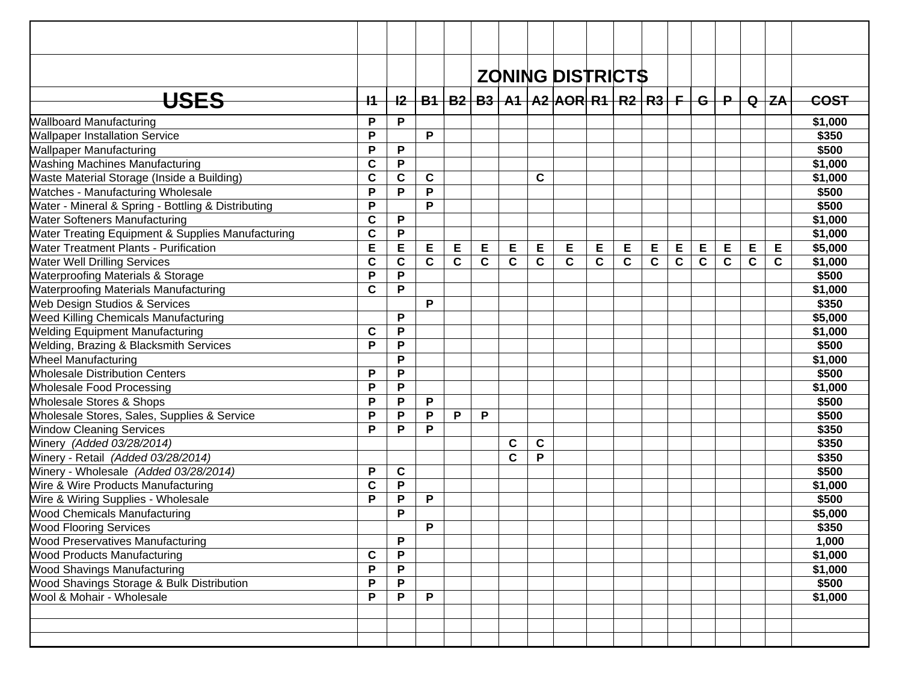| USES | I1 | I2 | B1 | B2 | B3 | A1 | A2 | AOR | R1 | R2 | R3 | F | G | P | Q | ZA | COST |
|---|---|---|---|---|---|---|---|---|---|---|---|---|---|---|---|---|---|
| | | | | | | | | | | | | | | | | | |
| | | | | | ZONING DISTRICTS | | | | | | | | | | | | |
| Wallboard Manufacturing | P | P | | | | | | | | | | | | | | | $1,000 |
| Wallpaper Installation Service | P | | P | | | | | | | | | | | | | | $350 |
| Wallpaper Manufacturing | P | P | | | | | | | | | | | | | | | $500 |
| Washing Machines Manufacturing | C | P | | | | | | | | | | | | | | | $1,000 |
| Waste Material Storage (Inside a Building) | C | C | C | | | | C | | | | | | | | | | $1,000 |
| Watches - Manufacturing Wholesale | P | P | P | | | | | | | | | | | | | | $500 |
| Water - Mineral & Spring - Bottling & Distributing | P | | P | | | | | | | | | | | | | | $500 |
| Water Softeners Manufacturing | C | P | | | | | | | | | | | | | | | $1,000 |
| Water Treating Equipment & Supplies Manufacturing | C | P | | | | | | | | | | | | | | | $1,000 |
| Water Treatment Plants - Purification | E | E | E | E | E | E | E | E | E | E | E | E | E | E | E | E | $5,000 |
| Water Well Drilling Services | C | C | C | C | C | C | C | C | C | C | C | C | C | C | C | C | $1,000 |
| Waterproofing Materials & Storage | P | P | | | | | | | | | | | | | | | $500 |
| Waterproofing Materials Manufacturing | C | P | | | | | | | | | | | | | | | $1,000 |
| Web Design Studios & Services | | | P | | | | | | | | | | | | | | $350 |
| Weed Killing Chemicals Manufacturing | | P | | | | | | | | | | | | | | | $5,000 |
| Welding Equipment Manufacturing | C | P | | | | | | | | | | | | | | | $1,000 |
| Welding, Brazing & Blacksmith Services | P | P | | | | | | | | | | | | | | | $500 |
| Wheel Manufacturing | | P | | | | | | | | | | | | | | | $1,000 |
| Wholesale Distribution Centers | P | P | | | | | | | | | | | | | | | $500 |
| Wholesale Food Processing | P | P | | | | | | | | | | | | | | | $1,000 |
| Wholesale Stores & Shops | P | P | P | | | | | | | | | | | | | | $500 |
| Wholesale Stores, Sales, Supplies & Service | P | P | P | P | P | | | | | | | | | | | | $500 |
| Window Cleaning Services | P | P | P | | | | | | | | | | | | | | $350 |
| Winery *(Added 03/28/2014)* | | | | | | C | C | | | | | | | | | | $350 |
| Winery - Retail *(Added 03/28/2014)* | | | | | | C | P | | | | | | | | | | $350 |
| Winery - Wholesale *(Added 03/28/2014)* | P | C | | | | | | | | | | | | | | | $500 |
| Wire & Wire Products Manufacturing | C | P | | | | | | | | | | | | | | | $1,000 |
| Wire & Wiring Supplies - Wholesale | P | P | P | | | | | | | | | | | | | | $500 |
| Wood Chemicals Manufacturing | | P | | | | | | | | | | | | | | | $5,000 |
| Wood Flooring Services | | | P | | | | | | | | | | | | | | $350 |
| Wood Preservatives Manufacturing | | P | | | | | | | | | | | | | | | 1,000 |
| Wood Products Manufacturing | C | P | | | | | | | | | | | | | | | $1,000 |
| Wood Shavings Manufacturing | P | P | | | | | | | | | | | | | | | $1,000 |
| Wood Shavings Storage & Bulk Distribution | P | P | | | | | | | | | | | | | | | $500 |
| Wool & Mohair - Wholesale | P | P | P | | | | | | | | | | | | | | $1,000 |